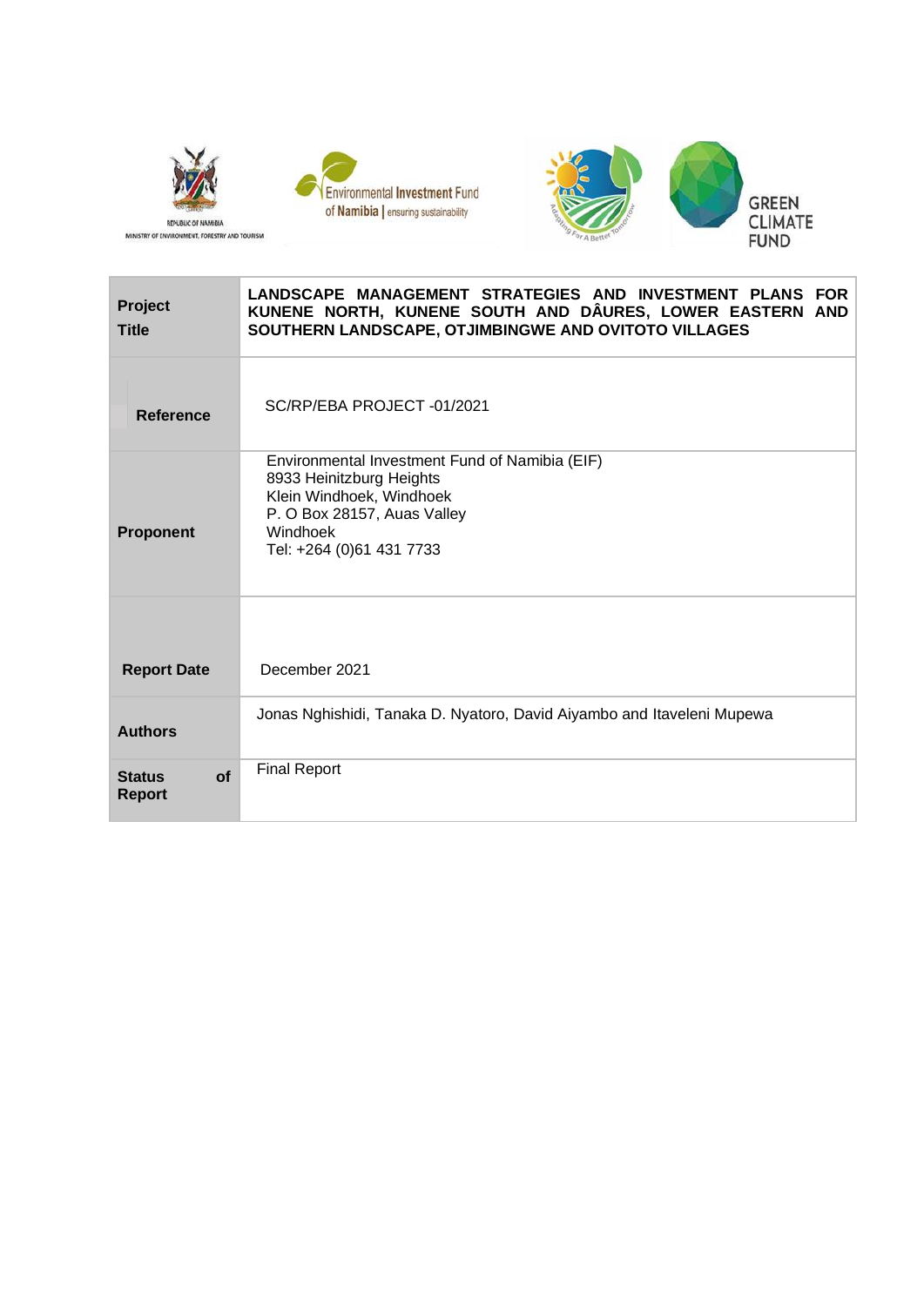REPUBLIC OF NAMIBIA
MINISTRY OF ENVIRONMENT, FORESTRY AND TOURISM

Environmental Investment Fund of Namibia | ensuring sustainability

GREEN CLIMATE FUND

| | |
|---|---|
| **Project Title** | **LANDSCAPE MANAGEMENT STRATEGIES AND INVESTMENT PLANS FOR KUNENE NORTH, KUNENE SOUTH AND DÂURES, LOWER EASTERN AND SOUTHERN LANDSCAPE, OTJIMBINGWE AND OVITOTO VILLAGES** |
| **Reference** | SC/RP/EBA PROJECT -01/2021 |
| **Proponent** | Environmental Investment Fund of Namibia (EIF)<br>8933 Heinitzburg Heights<br>Klein Windhoek, Windhoek<br>P. O Box 28157, Auas Valley<br>Windhoek<br>Tel: +264 (0)61 431 7733 |
| **Report Date** | December 2021 |
| **Authors** | Jonas Nghishidi, Tanaka D. Nyatoro, David Aiyambo and Itaveleni Mupewa |
| **Status of Report** | Final Report |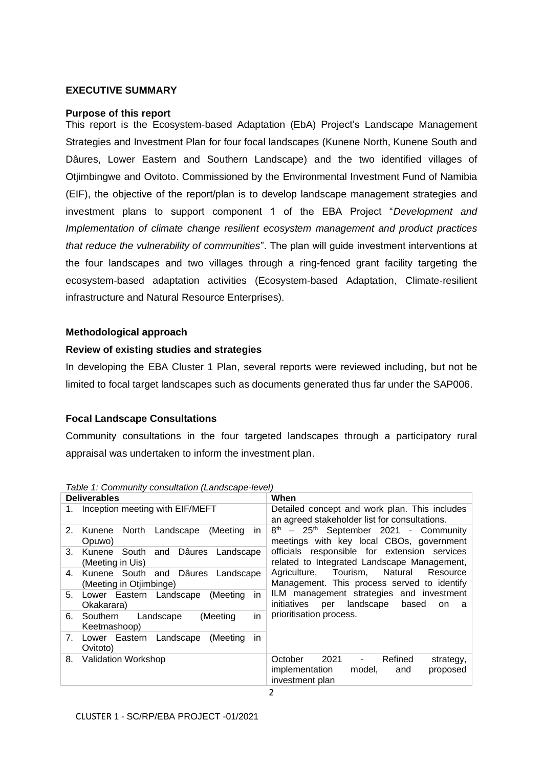## EXECUTIVE SUMMARY

### Purpose of this report

This report is the Ecosystem-based Adaptation (EbA) Project's Landscape Management Strategies and Investment Plan for four focal landscapes (Kunene North, Kunene South and Dâures, Lower Eastern and Southern Landscape) and the two identified villages of Otjimbingwe and Ovitoto. Commissioned by the Environmental Investment Fund of Namibia (EIF), the objective of the report/plan is to develop landscape management strategies and investment plans to support component 1 of the EBA Project "*Development and Implementation of climate change resilient ecosystem management and product practices that reduce the vulnerability of communities*". The plan will guide investment interventions at the four landscapes and two villages through a ring-fenced grant facility targeting the ecosystem-based adaptation activities (Ecosystem-based Adaptation, Climate-resilient infrastructure and Natural Resource Enterprises).

### Methodological approach

### Review of existing studies and strategies

In developing the EBA Cluster 1 Plan, several reports were reviewed including, but not be limited to focal target landscapes such as documents generated thus far under the SAP006.

### Focal Landscape Consultations

Community consultations in the four targeted landscapes through a participatory rural appraisal was undertaken to inform the investment plan.

*Table 1: Community consultation (Landscape-level)*

| Deliverables | When |
|---|---|
| 1. Inception meeting with EIF/MEFT | Detailed concept and work plan. This includes an agreed stakeholder list for consultations. |
| 2. Kunene North Landscape (Meeting in Opuwo) | 8th – 25th September 2021 - Community meetings with key local CBOs, government officials responsible for extension services related to Integrated Landscape Management, Agriculture, Tourism, Natural Resource Management. This process served to identify ILM management strategies and investment initiatives per landscape based on a prioritisation process. |
| 3. Kunene South and Dâures Landscape (Meeting in Uis) | |
| 4. Kunene South and Dâures Landscape (Meeting in Otjimbinge) | |
| 5. Lower Eastern Landscape (Meeting in Okakarara) | |
| 6. Southern Landscape (Meeting in Keetmashoop) | |
| 7. Lower Eastern Landscape (Meeting in Ovitoto) | |
| 8. Validation Workshop | October 2021 - Refined strategy, implementation model, and proposed investment plan |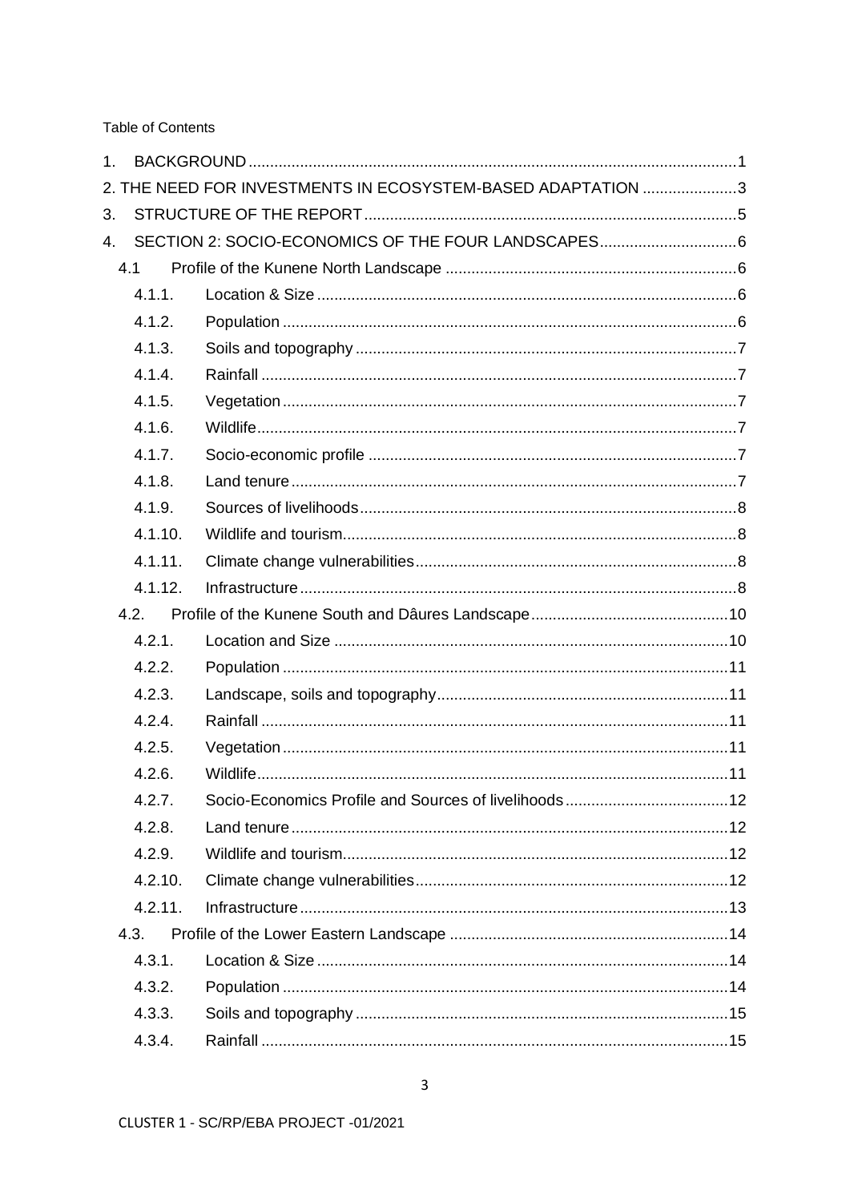Table of Contents

1. BACKGROUND ..... 1
2. THE NEED FOR INVESTMENTS IN ECOSYSTEM-BASED ADAPTATION ..... 3
3. STRUCTURE OF THE REPORT ..... 5
4. SECTION 2: SOCIO-ECONOMICS OF THE FOUR LANDSCAPES ..... 6
   - 4.1 Profile of the Kunene North Landscape ..... 6
     - 4.1.1. Location & Size ..... 6
     - 4.1.2. Population ..... 6
     - 4.1.3. Soils and topography ..... 7
     - 4.1.4. Rainfall ..... 7
     - 4.1.5. Vegetation ..... 7
     - 4.1.6. Wildlife ..... 7
     - 4.1.7. Socio-economic profile ..... 7
     - 4.1.8. Land tenure ..... 7
     - 4.1.9. Sources of livelihoods ..... 8
     - 4.1.10. Wildlife and tourism ..... 8
     - 4.1.11. Climate change vulnerabilities ..... 8
     - 4.1.12. Infrastructure ..... 8
   - 4.2. Profile of the Kunene South and Dâures Landscape ..... 10
     - 4.2.1. Location and Size ..... 10
     - 4.2.2. Population ..... 11
     - 4.2.3. Landscape, soils and topography ..... 11
     - 4.2.4. Rainfall ..... 11
     - 4.2.5. Vegetation ..... 11
     - 4.2.6. Wildlife ..... 11
     - 4.2.7. Socio-Economics Profile and Sources of livelihoods ..... 12
     - 4.2.8. Land tenure ..... 12
     - 4.2.9. Wildlife and tourism ..... 12
     - 4.2.10. Climate change vulnerabilities ..... 12
     - 4.2.11. Infrastructure ..... 13
   - 4.3. Profile of the Lower Eastern Landscape ..... 14
     - 4.3.1. Location & Size ..... 14
     - 4.3.2. Population ..... 14
     - 4.3.3. Soils and topography ..... 15
     - 4.3.4. Rainfall ..... 15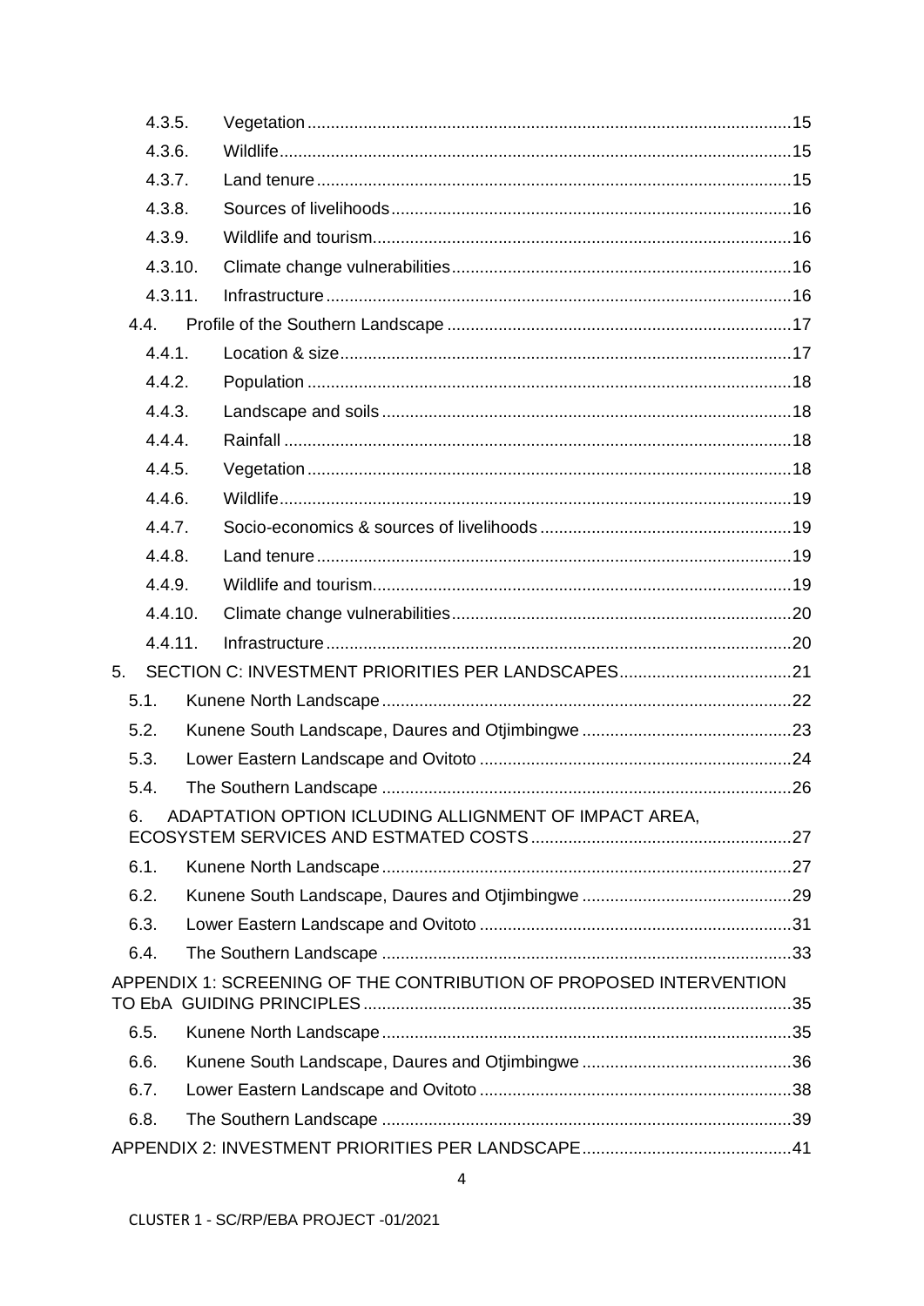4.3.5. Vegetation ..... 15

4.3.6. Wildlife ..... 15

4.3.7. Land tenure ..... 15

4.3.8. Sources of livelihoods ..... 16

4.3.9. Wildlife and tourism ..... 16

4.3.10. Climate change vulnerabilities ..... 16

4.3.11. Infrastructure ..... 16

4.4. Profile of the Southern Landscape ..... 17

4.4.1. Location & size ..... 17

4.4.2. Population ..... 18

4.4.3. Landscape and soils ..... 18

4.4.4. Rainfall ..... 18

4.4.5. Vegetation ..... 18

4.4.6. Wildlife ..... 19

4.4.7. Socio-economics & sources of livelihoods ..... 19

4.4.8. Land tenure ..... 19

4.4.9. Wildlife and tourism ..... 19

4.4.10. Climate change vulnerabilities ..... 20

4.4.11. Infrastructure ..... 20

5. SECTION C: INVESTMENT PRIORITIES PER LANDSCAPES ..... 21

5.1. Kunene North Landscape ..... 22

5.2. Kunene South Landscape, Daures and Otjimbingwe ..... 23

5.3. Lower Eastern Landscape and Ovitoto ..... 24

5.4. The Southern Landscape ..... 26

6. ADAPTATION OPTION ICLUDING ALLIGNMENT OF IMPACT AREA, ECOSYSTEM SERVICES AND ESTMATED COSTS ..... 27

6.1. Kunene North Landscape ..... 27

6.2. Kunene South Landscape, Daures and Otjimbingwe ..... 29

6.3. Lower Eastern Landscape and Ovitoto ..... 31

6.4. The Southern Landscape ..... 33

APPENDIX 1: SCREENING OF THE CONTRIBUTION OF PROPOSED INTERVENTION TO EbA GUIDING PRINCIPLES ..... 35

6.5. Kunene North Landscape ..... 35

6.6. Kunene South Landscape, Daures and Otjimbingwe ..... 36

6.7. Lower Eastern Landscape and Ovitoto ..... 38

6.8. The Southern Landscape ..... 39

APPENDIX 2: INVESTMENT PRIORITIES PER LANDSCAPE ..... 41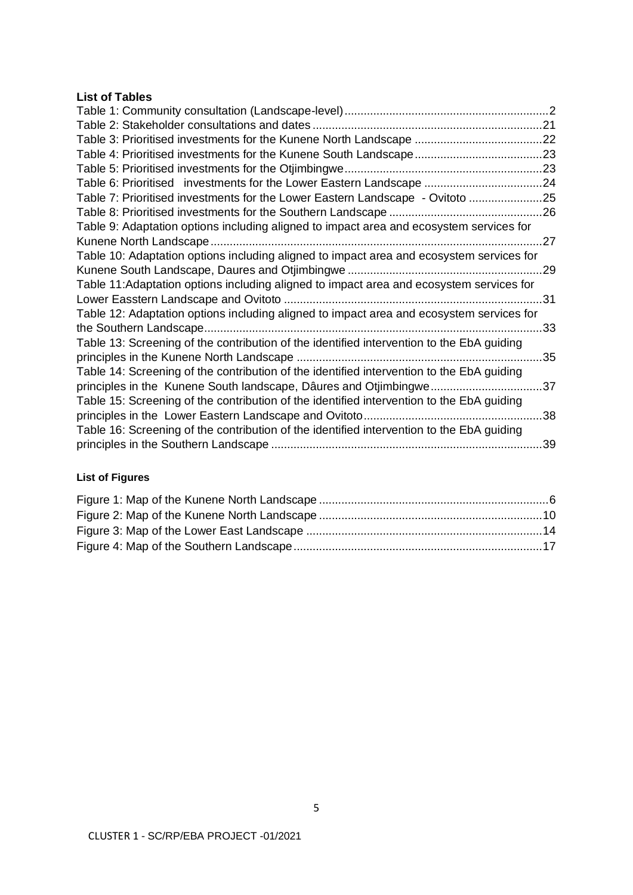**List of Tables**

Table 1: Community consultation (Landscape-level) ...................................................................2
Table 2: Stakeholder consultations and dates ..........................................................................21
Table 3: Prioritised investments for the Kunene North Landscape ........................................22
Table 4: Prioritised investments for the Kunene South Landscape........................................23
Table 5: Prioritised investments for the Otjimbingwe.............................................................23
Table 6: Prioritised investments for the Lower Eastern Landscape .....................................24
Table 7: Prioritised investments for the Lower Eastern Landscape - Ovitoto .......................25
Table 8: Prioritised investments for the Southern Landscape ................................................26
Table 9: Adaptation options including aligned to impact area and ecosystem services for Kunene North Landscape.......................................................................................................27
Table 10: Adaptation options including aligned to impact area and ecosystem services for Kunene South Landscape, Daures and Otjimbingwe .............................................................29
Table 11:Adaptation options including aligned to impact area and ecosystem services for Lower Easstern Landscape and Ovitoto ................................................................................31
Table 12: Adaptation options including aligned to impact area and ecosystem services for the Southern Landscape..........................................................................................................33
Table 13: Screening of the contribution of the identified intervention to the EbA guiding principles in the Kunene North Landscape ............................................................................35
Table 14: Screening of the contribution of the identified intervention to the EbA guiding principles in the Kunene South landscape, Dâures and Otjimbingwe...................................37
Table 15: Screening of the contribution of the identified intervention to the EbA guiding principles in the Lower Eastern Landscape and Ovitoto.......................................................38
Table 16: Screening of the contribution of the identified intervention to the EbA guiding principles in the Southern Landscape ....................................................................................39

**List of Figures**

Figure 1: Map of the Kunene North Landscape .......................................................................6
Figure 2: Map of the Kunene North Landscape .....................................................................10
Figure 3: Map of the Lower East Landscape ..........................................................................14
Figure 4: Map of the Southern Landscape.............................................................................17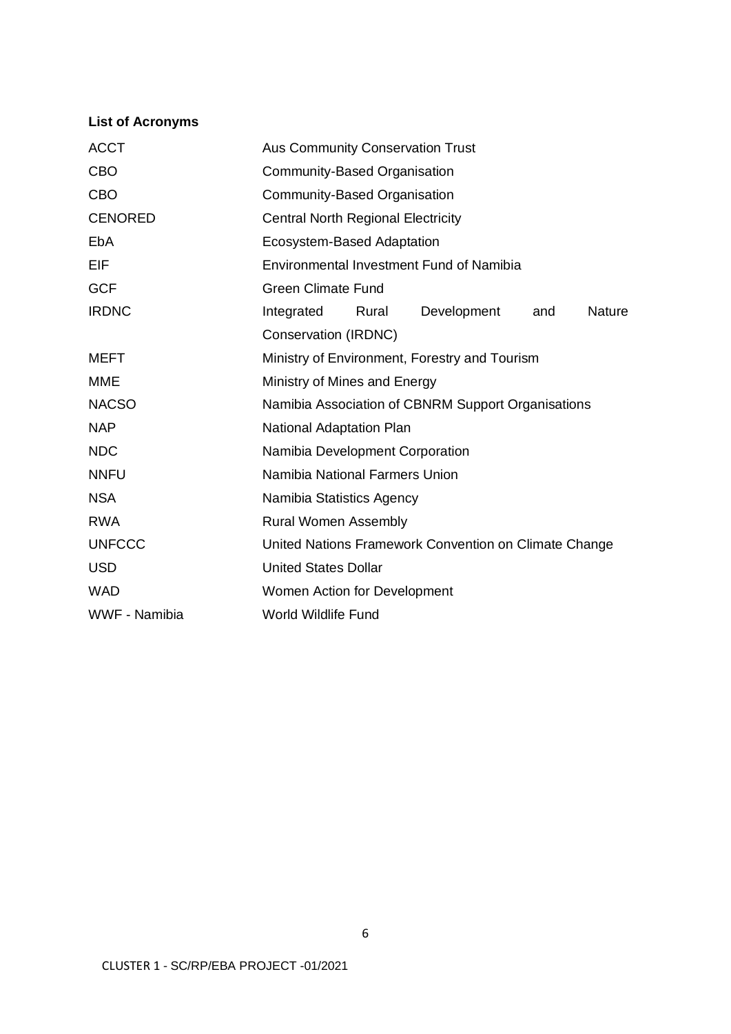**List of Acronyms**

| | |
|---|---|
| ACCT | Aus Community Conservation Trust |
| CBO | Community-Based Organisation |
| CBO | Community-Based Organisation |
| CENORED | Central North Regional Electricity |
| EbA | Ecosystem-Based Adaptation |
| EIF | Environmental Investment Fund of Namibia |
| GCF | Green Climate Fund |
| IRDNC | Integrated Rural Development and Nature Conservation (IRDNC) |
| MEFT | Ministry of Environment, Forestry and Tourism |
| MME | Ministry of Mines and Energy |
| NACSO | Namibia Association of CBNRM Support Organisations |
| NAP | National Adaptation Plan |
| NDC | Namibia Development Corporation |
| NNFU | Namibia National Farmers Union |
| NSA | Namibia Statistics Agency |
| RWA | Rural Women Assembly |
| UNFCCC | United Nations Framework Convention on Climate Change |
| USD | United States Dollar |
| WAD | Women Action for Development |
| WWF - Namibia | World Wildlife Fund |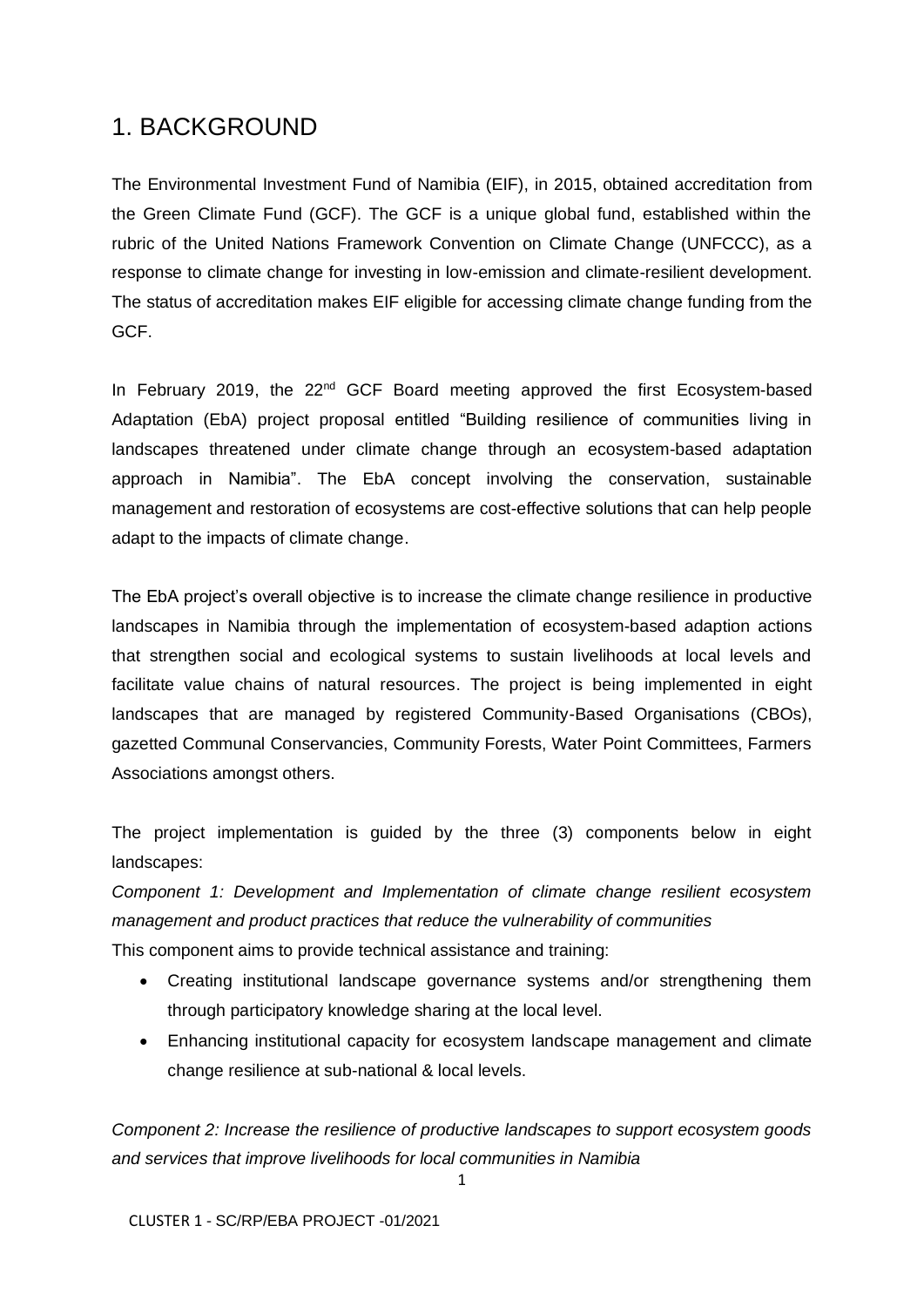# 1. BACKGROUND

The Environmental Investment Fund of Namibia (EIF), in 2015, obtained accreditation from the Green Climate Fund (GCF). The GCF is a unique global fund, established within the rubric of the United Nations Framework Convention on Climate Change (UNFCCC), as a response to climate change for investing in low-emission and climate-resilient development. The status of accreditation makes EIF eligible for accessing climate change funding from the GCF.

In February 2019, the 22nd GCF Board meeting approved the first Ecosystem-based Adaptation (EbA) project proposal entitled "Building resilience of communities living in landscapes threatened under climate change through an ecosystem-based adaptation approach in Namibia". The EbA concept involving the conservation, sustainable management and restoration of ecosystems are cost-effective solutions that can help people adapt to the impacts of climate change.

The EbA project's overall objective is to increase the climate change resilience in productive landscapes in Namibia through the implementation of ecosystem-based adaption actions that strengthen social and ecological systems to sustain livelihoods at local levels and facilitate value chains of natural resources. The project is being implemented in eight landscapes that are managed by registered Community-Based Organisations (CBOs), gazetted Communal Conservancies, Community Forests, Water Point Committees, Farmers Associations amongst others.

The project implementation is guided by the three (3) components below in eight landscapes:

*Component 1: Development and Implementation of climate change resilient ecosystem management and product practices that reduce the vulnerability of communities*

This component aims to provide technical assistance and training:

- Creating institutional landscape governance systems and/or strengthening them through participatory knowledge sharing at the local level.
- Enhancing institutional capacity for ecosystem landscape management and climate change resilience at sub-national & local levels.

*Component 2: Increase the resilience of productive landscapes to support ecosystem goods and services that improve livelihoods for local communities in Namibia*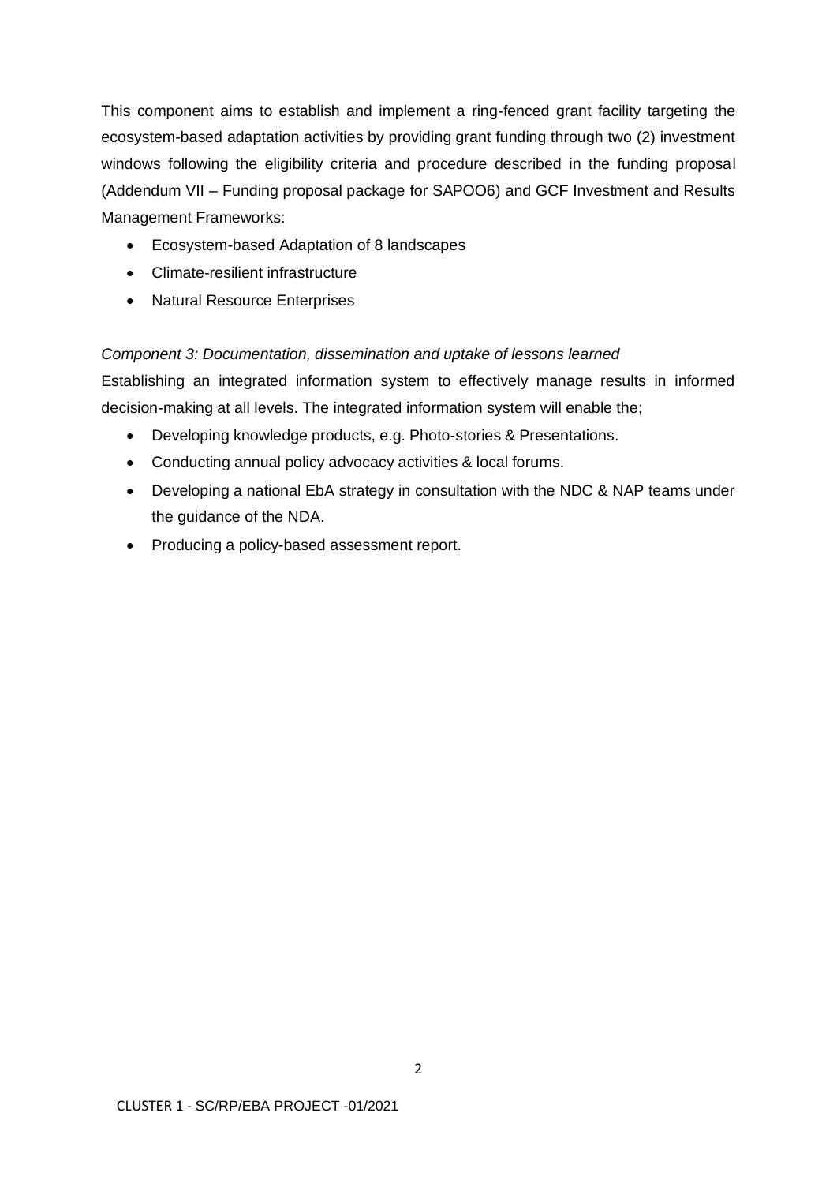This component aims to establish and implement a ring-fenced grant facility targeting the ecosystem-based adaptation activities by providing grant funding through two (2) investment windows following the eligibility criteria and procedure described in the funding proposal (Addendum VII – Funding proposal package for SAPOO6) and GCF Investment and Results Management Frameworks:

- Ecosystem-based Adaptation of 8 landscapes
- Climate-resilient infrastructure
- Natural Resource Enterprises

*Component 3: Documentation, dissemination and uptake of lessons learned*

Establishing an integrated information system to effectively manage results in informed decision-making at all levels. The integrated information system will enable the;

- Developing knowledge products, e.g. Photo-stories & Presentations.
- Conducting annual policy advocacy activities & local forums.
- Developing a national EbA strategy in consultation with the NDC & NAP teams under the guidance of the NDA.
- Producing a policy-based assessment report.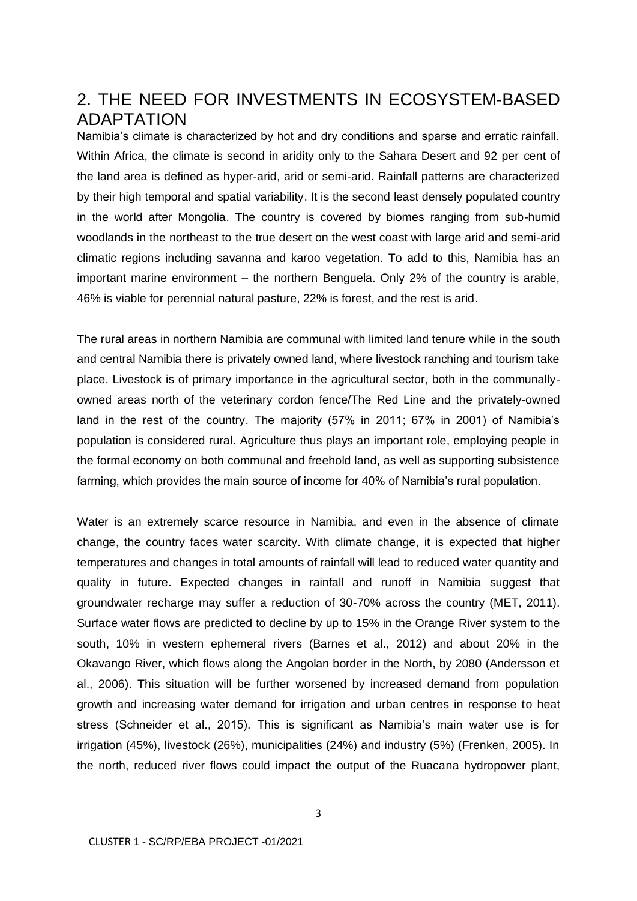## 2. THE NEED FOR INVESTMENTS IN ECOSYSTEM-BASED ADAPTATION

Namibia's climate is characterized by hot and dry conditions and sparse and erratic rainfall. Within Africa, the climate is second in aridity only to the Sahara Desert and 92 per cent of the land area is defined as hyper-arid, arid or semi-arid. Rainfall patterns are characterized by their high temporal and spatial variability. It is the second least densely populated country in the world after Mongolia. The country is covered by biomes ranging from sub-humid woodlands in the northeast to the true desert on the west coast with large arid and semi-arid climatic regions including savanna and karoo vegetation. To add to this, Namibia has an important marine environment – the northern Benguela. Only 2% of the country is arable, 46% is viable for perennial natural pasture, 22% is forest, and the rest is arid.

The rural areas in northern Namibia are communal with limited land tenure while in the south and central Namibia there is privately owned land, where livestock ranching and tourism take place. Livestock is of primary importance in the agricultural sector, both in the communally-owned areas north of the veterinary cordon fence/The Red Line and the privately-owned land in the rest of the country. The majority (57% in 2011; 67% in 2001) of Namibia's population is considered rural. Agriculture thus plays an important role, employing people in the formal economy on both communal and freehold land, as well as supporting subsistence farming, which provides the main source of income for 40% of Namibia's rural population.

Water is an extremely scarce resource in Namibia, and even in the absence of climate change, the country faces water scarcity. With climate change, it is expected that higher temperatures and changes in total amounts of rainfall will lead to reduced water quantity and quality in future. Expected changes in rainfall and runoff in Namibia suggest that groundwater recharge may suffer a reduction of 30-70% across the country (MET, 2011). Surface water flows are predicted to decline by up to 15% in the Orange River system to the south, 10% in western ephemeral rivers (Barnes et al., 2012) and about 20% in the Okavango River, which flows along the Angolan border in the North, by 2080 (Andersson et al., 2006). This situation will be further worsened by increased demand from population growth and increasing water demand for irrigation and urban centres in response to heat stress (Schneider et al., 2015). This is significant as Namibia's main water use is for irrigation (45%), livestock (26%), municipalities (24%) and industry (5%) (Frenken, 2005). In the north, reduced river flows could impact the output of the Ruacana hydropower plant,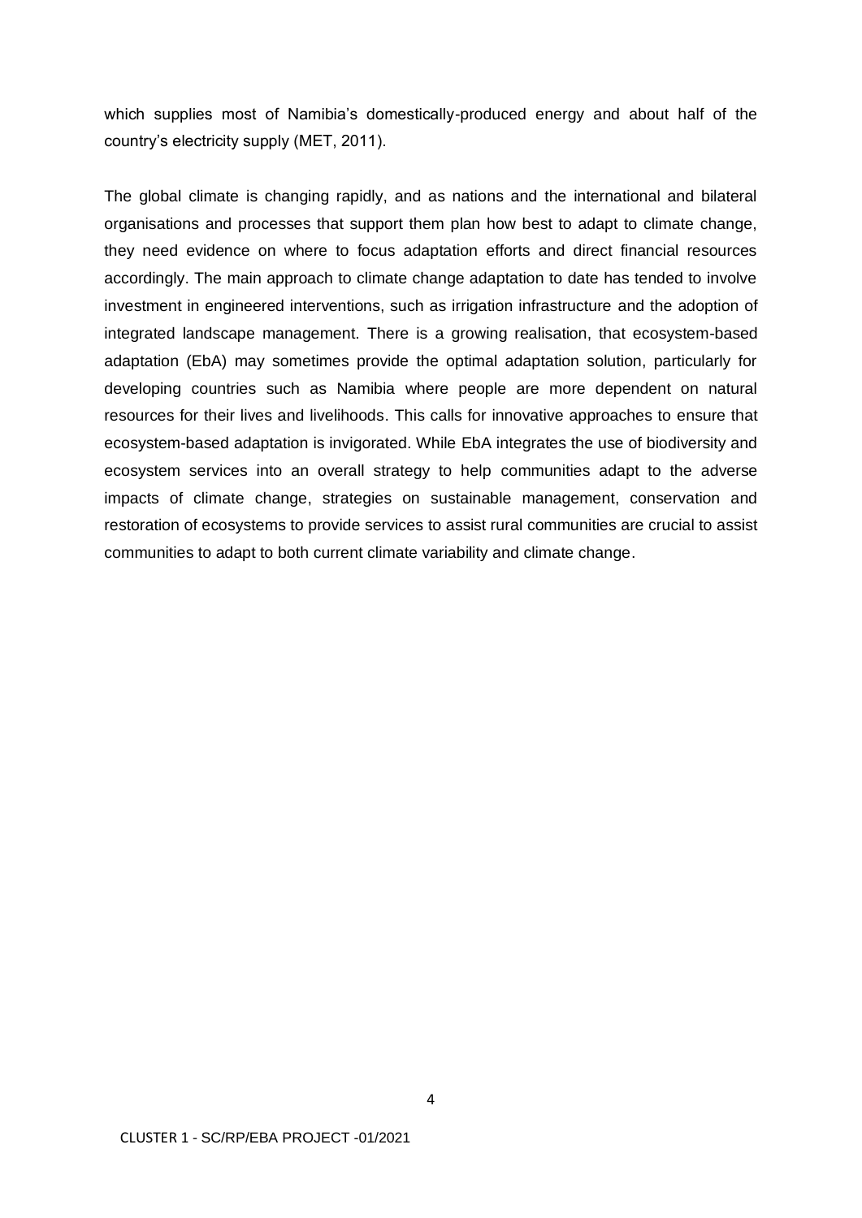which supplies most of Namibia's domestically-produced energy and about half of the country's electricity supply (MET, 2011).

The global climate is changing rapidly, and as nations and the international and bilateral organisations and processes that support them plan how best to adapt to climate change, they need evidence on where to focus adaptation efforts and direct financial resources accordingly. The main approach to climate change adaptation to date has tended to involve investment in engineered interventions, such as irrigation infrastructure and the adoption of integrated landscape management. There is a growing realisation, that ecosystem-based adaptation (EbA) may sometimes provide the optimal adaptation solution, particularly for developing countries such as Namibia where people are more dependent on natural resources for their lives and livelihoods. This calls for innovative approaches to ensure that ecosystem-based adaptation is invigorated. While EbA integrates the use of biodiversity and ecosystem services into an overall strategy to help communities adapt to the adverse impacts of climate change, strategies on sustainable management, conservation and restoration of ecosystems to provide services to assist rural communities are crucial to assist communities to adapt to both current climate variability and climate change.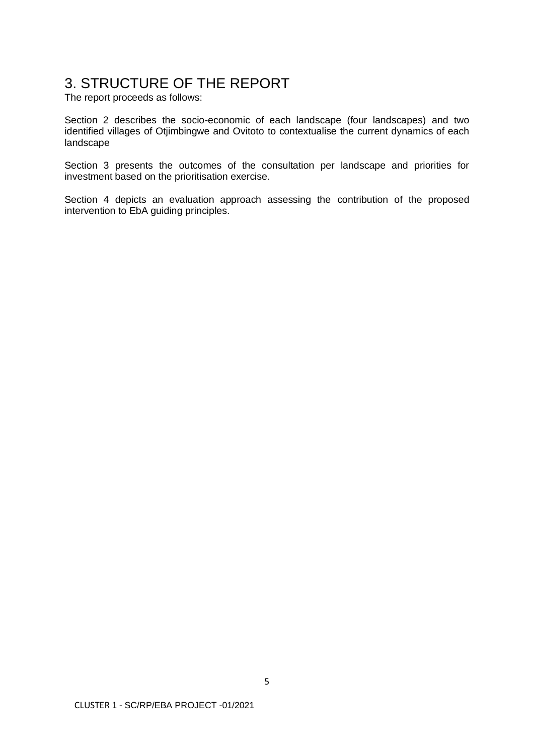# 3. STRUCTURE OF THE REPORT

The report proceeds as follows:

Section 2 describes the socio-economic of each landscape (four landscapes) and two identified villages of Otjimbingwe and Ovitoto to contextualise the current dynamics of each landscape

Section 3 presents the outcomes of the consultation per landscape and priorities for investment based on the prioritisation exercise.

Section 4 depicts an evaluation approach assessing the contribution of the proposed intervention to EbA guiding principles.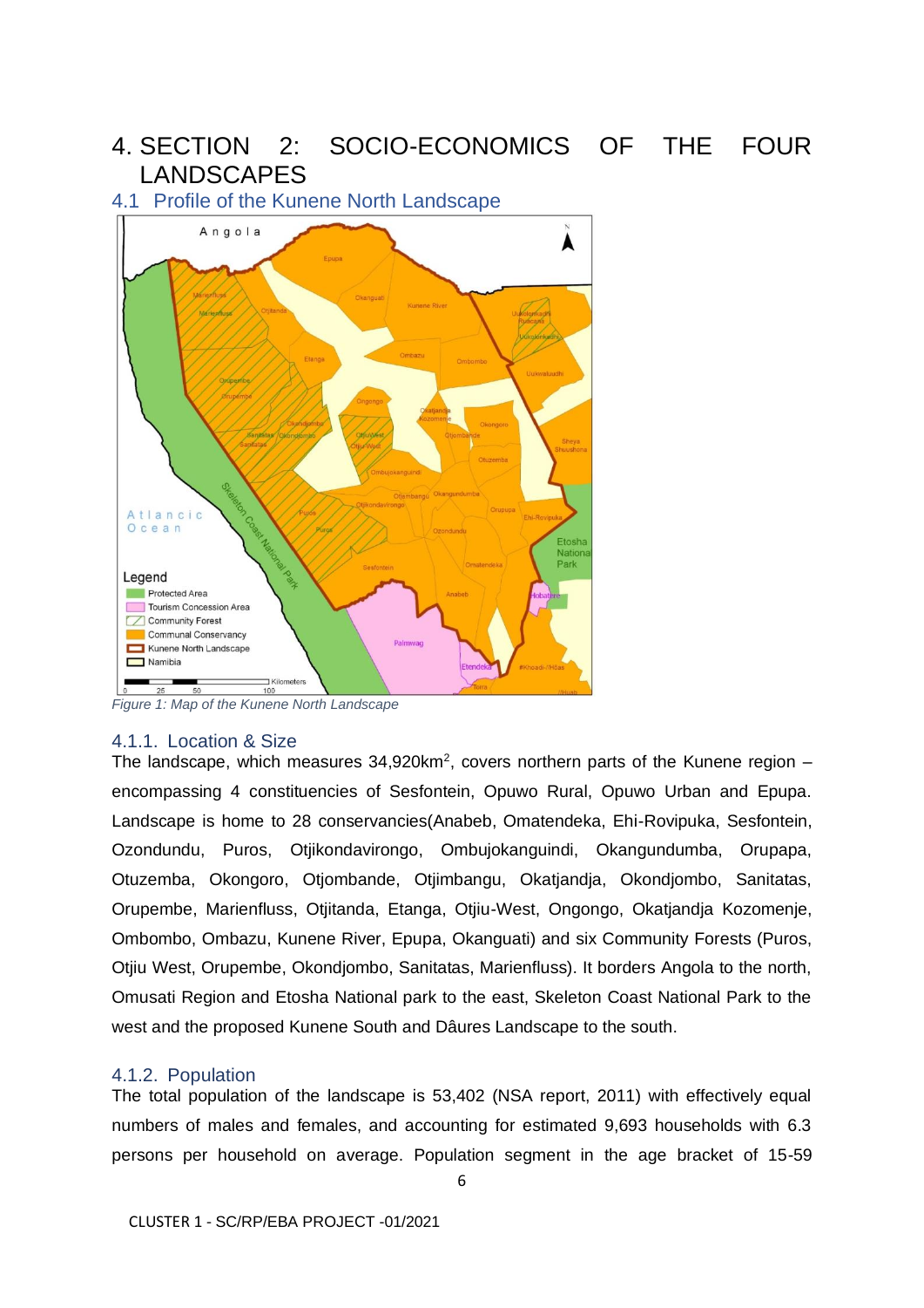# 4. SECTION 2: SOCIO-ECONOMICS OF THE FOUR LANDSCAPES

## 4.1 Profile of the Kunene North Landscape

*Figure 1: Map of the Kunene North Landscape*

### 4.1.1. Location & Size

The landscape, which measures 34,920km$^2$, covers northern parts of the Kunene region – encompassing 4 constituencies of Sesfontein, Opuwo Rural, Opuwo Urban and Epupa. Landscape is home to 28 conservancies(Anabeb, Omatendeka, Ehi-Rovipuka, Sesfontein, Ozondundu, Puros, Otjikondavirongo, Ombujokanguindi, Okangundumba, Orupapa, Otuzemba, Okongoro, Otjombande, Otjimbangu, Okatjandja, Okondjombo, Sanitatas, Orupembe, Marienfluss, Otjitanda, Etanga, Otjiu-West, Ongongo, Okatjandja Kozomenje, Ombombo, Ombazu, Kunene River, Epupa, Okanguati) and six Community Forests (Puros, Otjiu West, Orupembe, Okondjombo, Sanitatas, Marienfluss). It borders Angola to the north, Omusati Region and Etosha National park to the east, Skeleton Coast National Park to the west and the proposed Kunene South and Dâures Landscape to the south.

### 4.1.2. Population

The total population of the landscape is 53,402 (NSA report, 2011) with effectively equal numbers of males and females, and accounting for estimated 9,693 households with 6.3 persons per household on average. Population segment in the age bracket of 15-59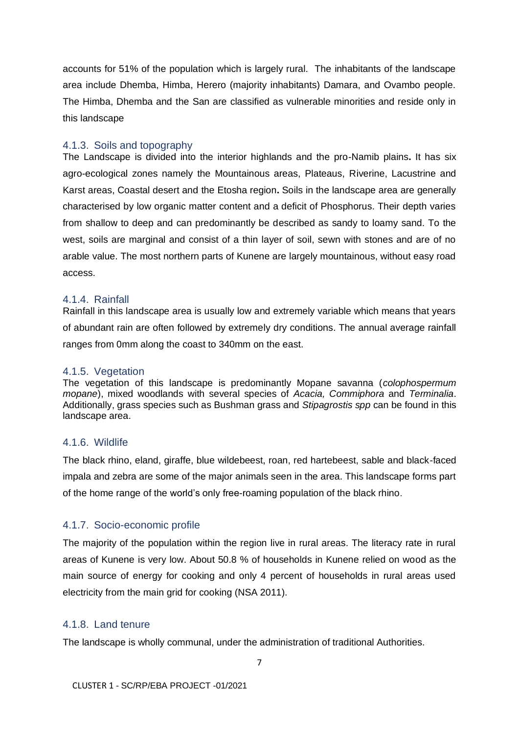accounts for 51% of the population which is largely rural. The inhabitants of the landscape area include Dhemba, Himba, Herero (majority inhabitants) Damara, and Ovambo people. The Himba, Dhemba and the San are classified as vulnerable minorities and reside only in this landscape

### 4.1.3. Soils and topography

The Landscape is divided into the interior highlands and the pro-Namib plains**.** It has six agro-ecological zones namely the Mountainous areas, Plateaus, Riverine, Lacustrine and Karst areas, Coastal desert and the Etosha region**.** Soils in the landscape area are generally characterised by low organic matter content and a deficit of Phosphorus. Their depth varies from shallow to deep and can predominantly be described as sandy to loamy sand. To the west, soils are marginal and consist of a thin layer of soil, sewn with stones and are of no arable value. The most northern parts of Kunene are largely mountainous, without easy road access.

### 4.1.4. Rainfall

Rainfall in this landscape area is usually low and extremely variable which means that years of abundant rain are often followed by extremely dry conditions. The annual average rainfall ranges from 0mm along the coast to 340mm on the east.

### 4.1.5. Vegetation

The vegetation of this landscape is predominantly Mopane savanna (*colophospermum mopane*), mixed woodlands with several species of *Acacia, Commiphora* and *Terminalia*. Additionally, grass species such as Bushman grass and *Stipagrostis spp* can be found in this landscape area.

### 4.1.6. Wildlife

The black rhino, eland, giraffe, blue wildebeest, roan, red hartebeest, sable and black-faced impala and zebra are some of the major animals seen in the area. This landscape forms part of the home range of the world's only free-roaming population of the black rhino.

### 4.1.7. Socio-economic profile

The majority of the population within the region live in rural areas. The literacy rate in rural areas of Kunene is very low. About 50.8 % of households in Kunene relied on wood as the main source of energy for cooking and only 4 percent of households in rural areas used electricity from the main grid for cooking (NSA 2011).

### 4.1.8. Land tenure

The landscape is wholly communal, under the administration of traditional Authorities.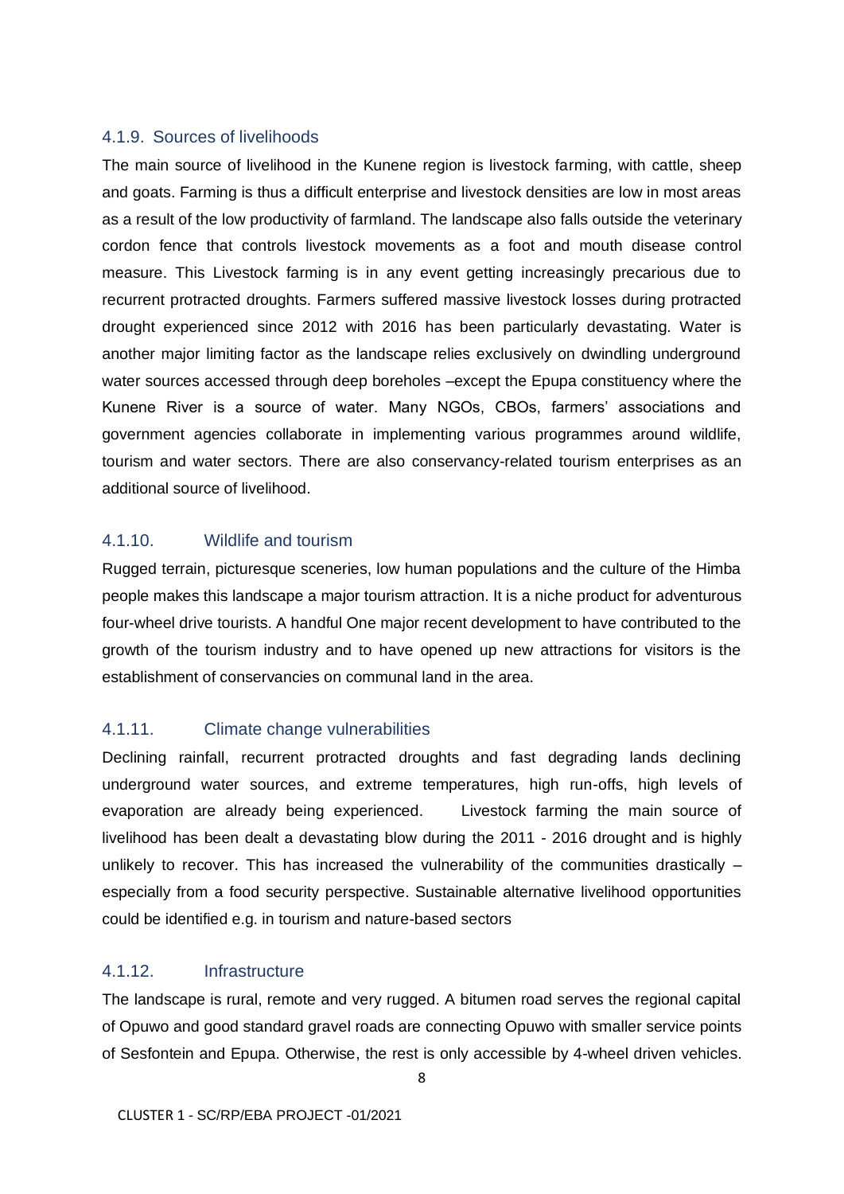### 4.1.9. Sources of livelihoods

The main source of livelihood in the Kunene region is livestock farming, with cattle, sheep and goats. Farming is thus a difficult enterprise and livestock densities are low in most areas as a result of the low productivity of farmland. The landscape also falls outside the veterinary cordon fence that controls livestock movements as a foot and mouth disease control measure. This Livestock farming is in any event getting increasingly precarious due to recurrent protracted droughts. Farmers suffered massive livestock losses during protracted drought experienced since 2012 with 2016 has been particularly devastating. Water is another major limiting factor as the landscape relies exclusively on dwindling underground water sources accessed through deep boreholes –except the Epupa constituency where the Kunene River is a source of water. Many NGOs, CBOs, farmers' associations and government agencies collaborate in implementing various programmes around wildlife, tourism and water sectors. There are also conservancy-related tourism enterprises as an additional source of livelihood.

### 4.1.10. Wildlife and tourism

Rugged terrain, picturesque sceneries, low human populations and the culture of the Himba people makes this landscape a major tourism attraction. It is a niche product for adventurous four-wheel drive tourists. A handful One major recent development to have contributed to the growth of the tourism industry and to have opened up new attractions for visitors is the establishment of conservancies on communal land in the area.

### 4.1.11. Climate change vulnerabilities

Declining rainfall, recurrent protracted droughts and fast degrading lands declining underground water sources, and extreme temperatures, high run-offs, high levels of evaporation are already being experienced. Livestock farming the main source of livelihood has been dealt a devastating blow during the 2011 - 2016 drought and is highly unlikely to recover. This has increased the vulnerability of the communities drastically – especially from a food security perspective. Sustainable alternative livelihood opportunities could be identified e.g. in tourism and nature-based sectors

### 4.1.12. Infrastructure

The landscape is rural, remote and very rugged. A bitumen road serves the regional capital of Opuwo and good standard gravel roads are connecting Opuwo with smaller service points of Sesfontein and Epupa. Otherwise, the rest is only accessible by 4-wheel driven vehicles.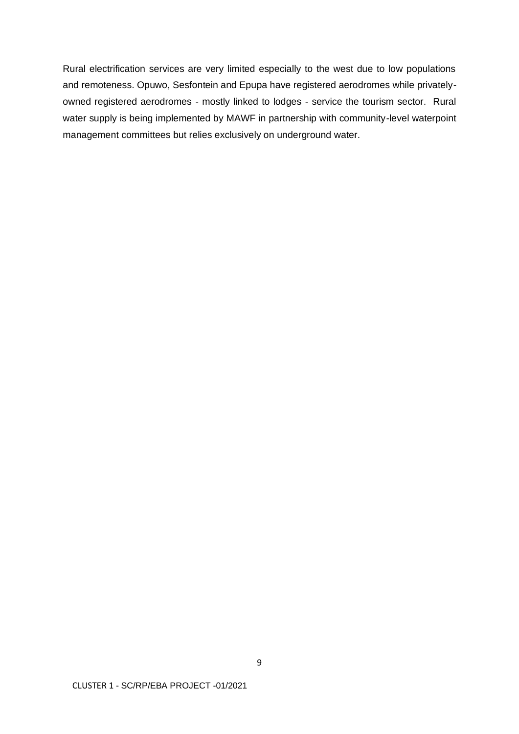Rural electrification services are very limited especially to the west due to low populations and remoteness. Opuwo, Sesfontein and Epupa have registered aerodromes while privately-owned registered aerodromes - mostly linked to lodges - service the tourism sector. Rural water supply is being implemented by MAWF in partnership with community-level waterpoint management committees but relies exclusively on underground water.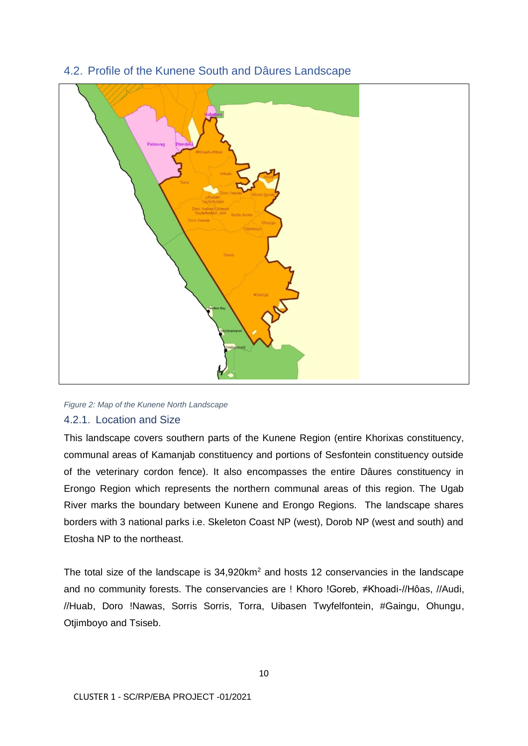## 4.2. Profile of the Kunene South and Dâures Landscape

*Figure 2: Map of the Kunene North Landscape*

### 4.2.1. Location and Size

This landscape covers southern parts of the Kunene Region (entire Khorixas constituency, communal areas of Kamanjab constituency and portions of Sesfontein constituency outside of the veterinary cordon fence). It also encompasses the entire Dâures constituency in Erongo Region which represents the northern communal areas of this region. The Ugab River marks the boundary between Kunene and Erongo Regions. The landscape shares borders with 3 national parks i.e. Skeleton Coast NP (west), Dorob NP (west and south) and Etosha NP to the northeast.

The total size of the landscape is 34,920km$^2$ and hosts 12 conservancies in the landscape and no community forests. The conservancies are ! Khoro !Goreb, ≠Khoadi-//Hôas, //Audi, //Huab, Doro !Nawas, Sorris Sorris, Torra, Uibasen Twyfelfontein, #Gaingu, Ohungu, Otjimboyo and Tsiseb.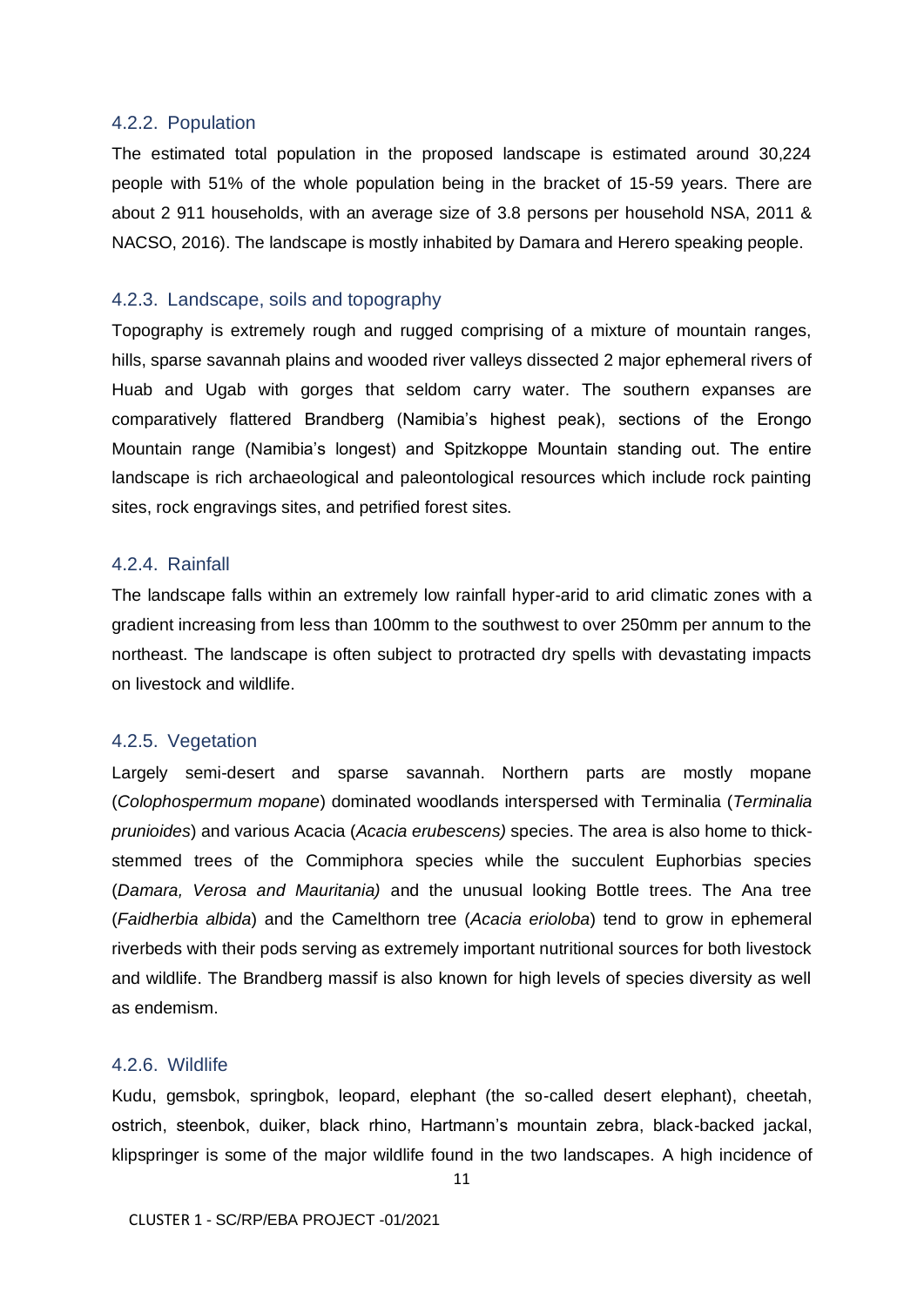### 4.2.2. Population

The estimated total population in the proposed landscape is estimated around 30,224 people with 51% of the whole population being in the bracket of 15-59 years. There are about 2 911 households, with an average size of 3.8 persons per household NSA, 2011 & NACSO, 2016). The landscape is mostly inhabited by Damara and Herero speaking people.

### 4.2.3. Landscape, soils and topography

Topography is extremely rough and rugged comprising of a mixture of mountain ranges, hills, sparse savannah plains and wooded river valleys dissected 2 major ephemeral rivers of Huab and Ugab with gorges that seldom carry water. The southern expanses are comparatively flattered Brandberg (Namibia's highest peak), sections of the Erongo Mountain range (Namibia's longest) and Spitzkoppe Mountain standing out. The entire landscape is rich archaeological and paleontological resources which include rock painting sites, rock engravings sites, and petrified forest sites.

### 4.2.4. Rainfall

The landscape falls within an extremely low rainfall hyper-arid to arid climatic zones with a gradient increasing from less than 100mm to the southwest to over 250mm per annum to the northeast. The landscape is often subject to protracted dry spells with devastating impacts on livestock and wildlife.

### 4.2.5. Vegetation

Largely semi-desert and sparse savannah. Northern parts are mostly mopane (*Colophospermum mopane*) dominated woodlands interspersed with Terminalia (*Terminalia prunioides*) and various Acacia (*Acacia erubescens)* species. The area is also home to thick-stemmed trees of the Commiphora species while the succulent Euphorbias species (*Damara, Verosa and Mauritania)* and the unusual looking Bottle trees. The Ana tree (*Faidherbia albida*) and the Camelthorn tree (*Acacia erioloba*) tend to grow in ephemeral riverbeds with their pods serving as extremely important nutritional sources for both livestock and wildlife. The Brandberg massif is also known for high levels of species diversity as well as endemism.

### 4.2.6. Wildlife

Kudu, gemsbok, springbok, leopard, elephant (the so-called desert elephant), cheetah, ostrich, steenbok, duiker, black rhino, Hartmann's mountain zebra, black-backed jackal, klipspringer is some of the major wildlife found in the two landscapes. A high incidence of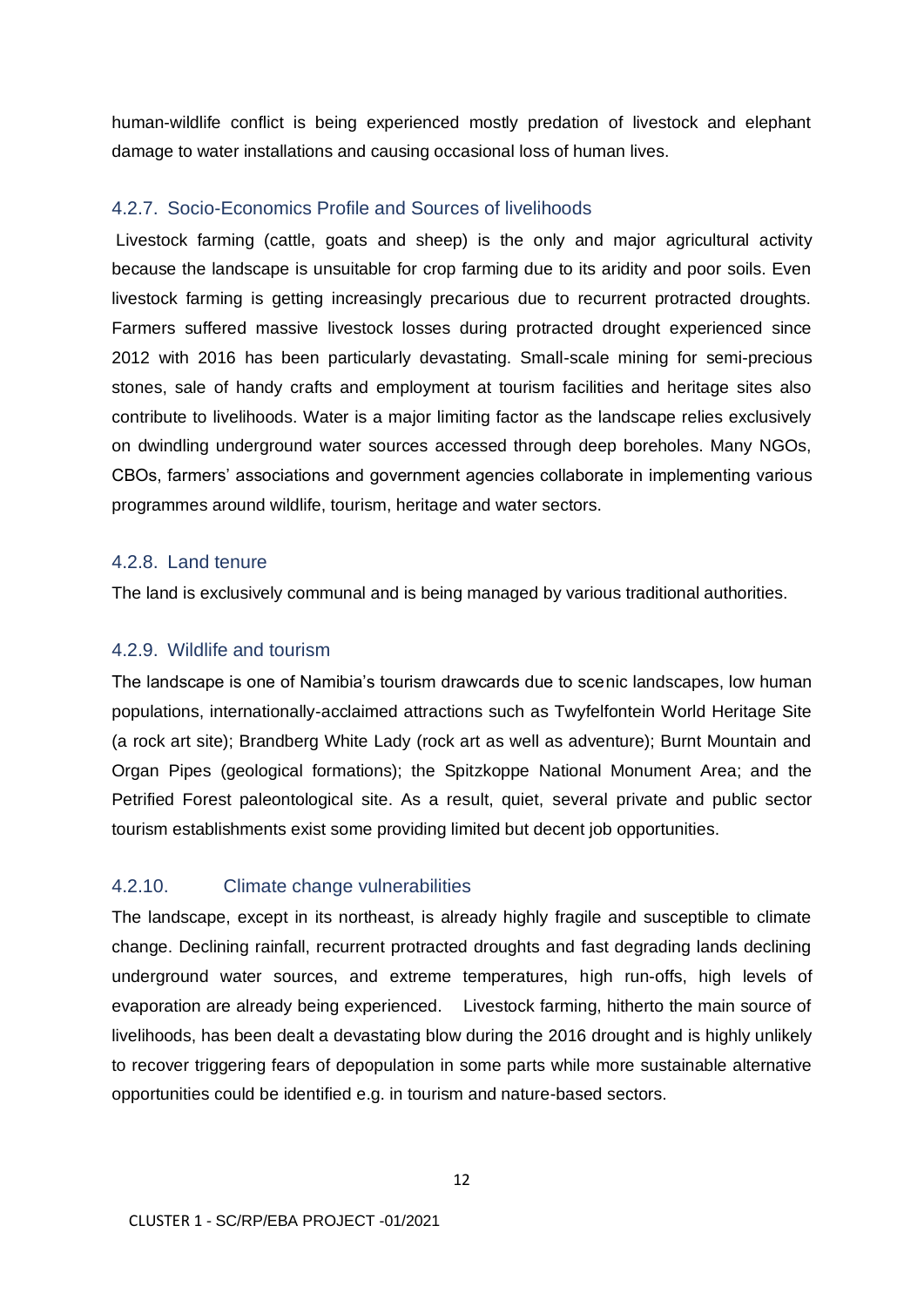human-wildlife conflict is being experienced mostly predation of livestock and elephant damage to water installations and causing occasional loss of human lives.

### 4.2.7. Socio-Economics Profile and Sources of livelihoods

Livestock farming (cattle, goats and sheep) is the only and major agricultural activity because the landscape is unsuitable for crop farming due to its aridity and poor soils. Even livestock farming is getting increasingly precarious due to recurrent protracted droughts. Farmers suffered massive livestock losses during protracted drought experienced since 2012 with 2016 has been particularly devastating. Small-scale mining for semi-precious stones, sale of handy crafts and employment at tourism facilities and heritage sites also contribute to livelihoods. Water is a major limiting factor as the landscape relies exclusively on dwindling underground water sources accessed through deep boreholes. Many NGOs, CBOs, farmers' associations and government agencies collaborate in implementing various programmes around wildlife, tourism, heritage and water sectors.

### 4.2.8. Land tenure

The land is exclusively communal and is being managed by various traditional authorities.

### 4.2.9. Wildlife and tourism

The landscape is one of Namibia's tourism drawcards due to scenic landscapes, low human populations, internationally-acclaimed attractions such as Twyfelfontein World Heritage Site (a rock art site); Brandberg White Lady (rock art as well as adventure); Burnt Mountain and Organ Pipes (geological formations); the Spitzkoppe National Monument Area; and the Petrified Forest paleontological site. As a result, quiet, several private and public sector tourism establishments exist some providing limited but decent job opportunities.

### 4.2.10. Climate change vulnerabilities

The landscape, except in its northeast, is already highly fragile and susceptible to climate change. Declining rainfall, recurrent protracted droughts and fast degrading lands declining underground water sources, and extreme temperatures, high run-offs, high levels of evaporation are already being experienced. Livestock farming, hitherto the main source of livelihoods, has been dealt a devastating blow during the 2016 drought and is highly unlikely to recover triggering fears of depopulation in some parts while more sustainable alternative opportunities could be identified e.g. in tourism and nature-based sectors.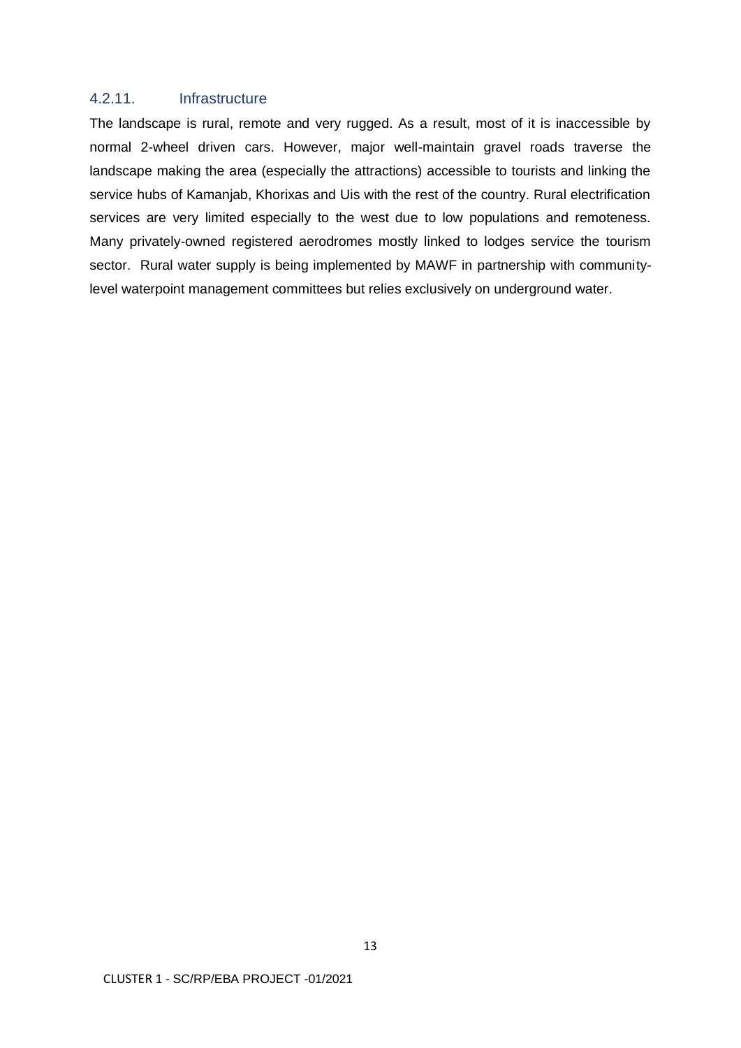### 4.2.11. Infrastructure

The landscape is rural, remote and very rugged. As a result, most of it is inaccessible by normal 2-wheel driven cars. However, major well-maintain gravel roads traverse the landscape making the area (especially the attractions) accessible to tourists and linking the service hubs of Kamanjab, Khorixas and Uis with the rest of the country. Rural electrification services are very limited especially to the west due to low populations and remoteness. Many privately-owned registered aerodromes mostly linked to lodges service the tourism sector. Rural water supply is being implemented by MAWF in partnership with community-level waterpoint management committees but relies exclusively on underground water.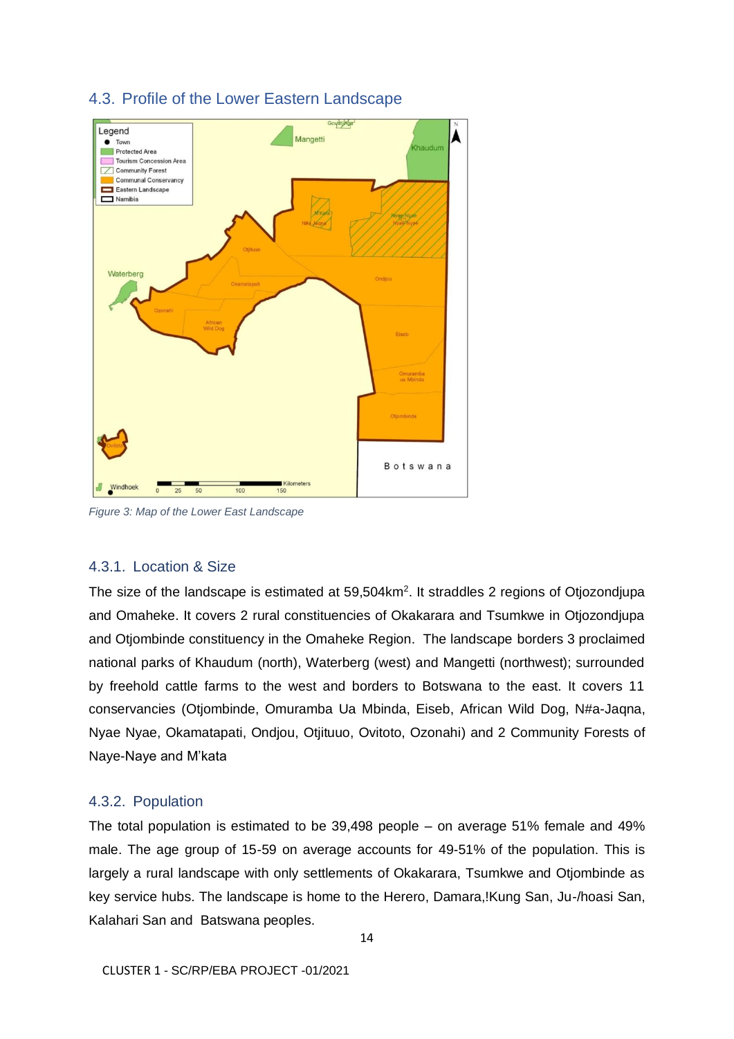## 4.3. Profile of the Lower Eastern Landscape

*Figure 3: Map of the Lower East Landscape*

### 4.3.1. Location & Size

The size of the landscape is estimated at 59,504km². It straddles 2 regions of Otjozondjupa and Omaheke. It covers 2 rural constituencies of Okakarara and Tsumkwe in Otjozondjupa and Otjombinde constituency in the Omaheke Region. The landscape borders 3 proclaimed national parks of Khaudum (north), Waterberg (west) and Mangetti (northwest); surrounded by freehold cattle farms to the west and borders to Botswana to the east. It covers 11 conservancies (Otjombinde, Omuramba Ua Mbinda, Eiseb, African Wild Dog, N#a-Jaqna, Nyae Nyae, Okamatapati, Ondjou, Otjituuo, Ovitoto, Ozonahi) and 2 Community Forests of Naye-Naye and M'kata

### 4.3.2. Population

The total population is estimated to be 39,498 people – on average 51% female and 49% male. The age group of 15-59 on average accounts for 49-51% of the population. This is largely a rural landscape with only settlements of Okakarara, Tsumkwe and Otjombinde as key service hubs. The landscape is home to the Herero, Damara,!Kung San, Ju-/hoasi San, Kalahari San and Batswana peoples.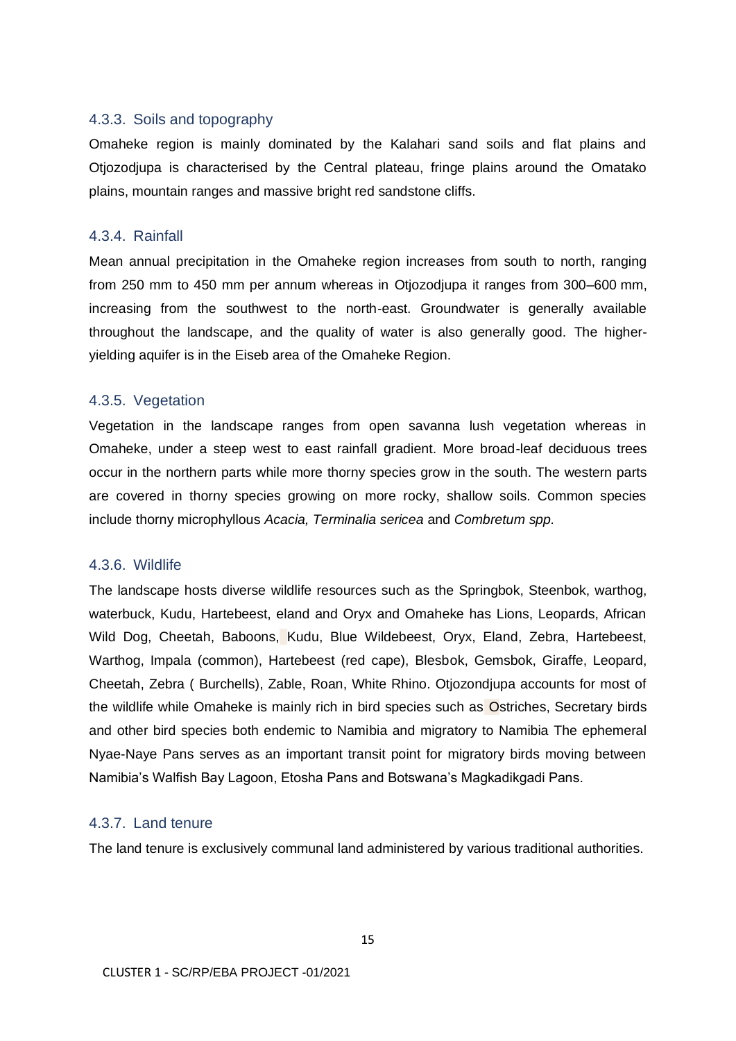### 4.3.3. Soils and topography

Omaheke region is mainly dominated by the Kalahari sand soils and flat plains and Otjozodjupa is characterised by the Central plateau, fringe plains around the Omatako plains, mountain ranges and massive bright red sandstone cliffs.

### 4.3.4. Rainfall

Mean annual precipitation in the Omaheke region increases from south to north, ranging from 250 mm to 450 mm per annum whereas in Otjozodjupa it ranges from 300–600 mm, increasing from the southwest to the north-east. Groundwater is generally available throughout the landscape, and the quality of water is also generally good. The higher-yielding aquifer is in the Eiseb area of the Omaheke Region.

### 4.3.5. Vegetation

Vegetation in the landscape ranges from open savanna lush vegetation whereas in Omaheke, under a steep west to east rainfall gradient. More broad-leaf deciduous trees occur in the northern parts while more thorny species grow in the south. The western parts are covered in thorny species growing on more rocky, shallow soils. Common species include thorny microphyllous *Acacia, Terminalia sericea* and *Combretum spp.*

### 4.3.6. Wildlife

The landscape hosts diverse wildlife resources such as the Springbok, Steenbok, warthog, waterbuck, Kudu, Hartebeest, eland and Oryx and Omaheke has Lions, Leopards, African Wild Dog, Cheetah, Baboons, Kudu, Blue Wildebeest, Oryx, Eland, Zebra, Hartebeest, Warthog, Impala (common), Hartebeest (red cape), Blesbok, Gemsbok, Giraffe, Leopard, Cheetah, Zebra ( Burchells), Zable, Roan, White Rhino. Otjozondjupa accounts for most of the wildlife while Omaheke is mainly rich in bird species such as Ostriches, Secretary birds and other bird species both endemic to Namibia and migratory to Namibia The ephemeral Nyae-Naye Pans serves as an important transit point for migratory birds moving between Namibia's Walfish Bay Lagoon, Etosha Pans and Botswana's Magkadikgadi Pans.

### 4.3.7. Land tenure

The land tenure is exclusively communal land administered by various traditional authorities.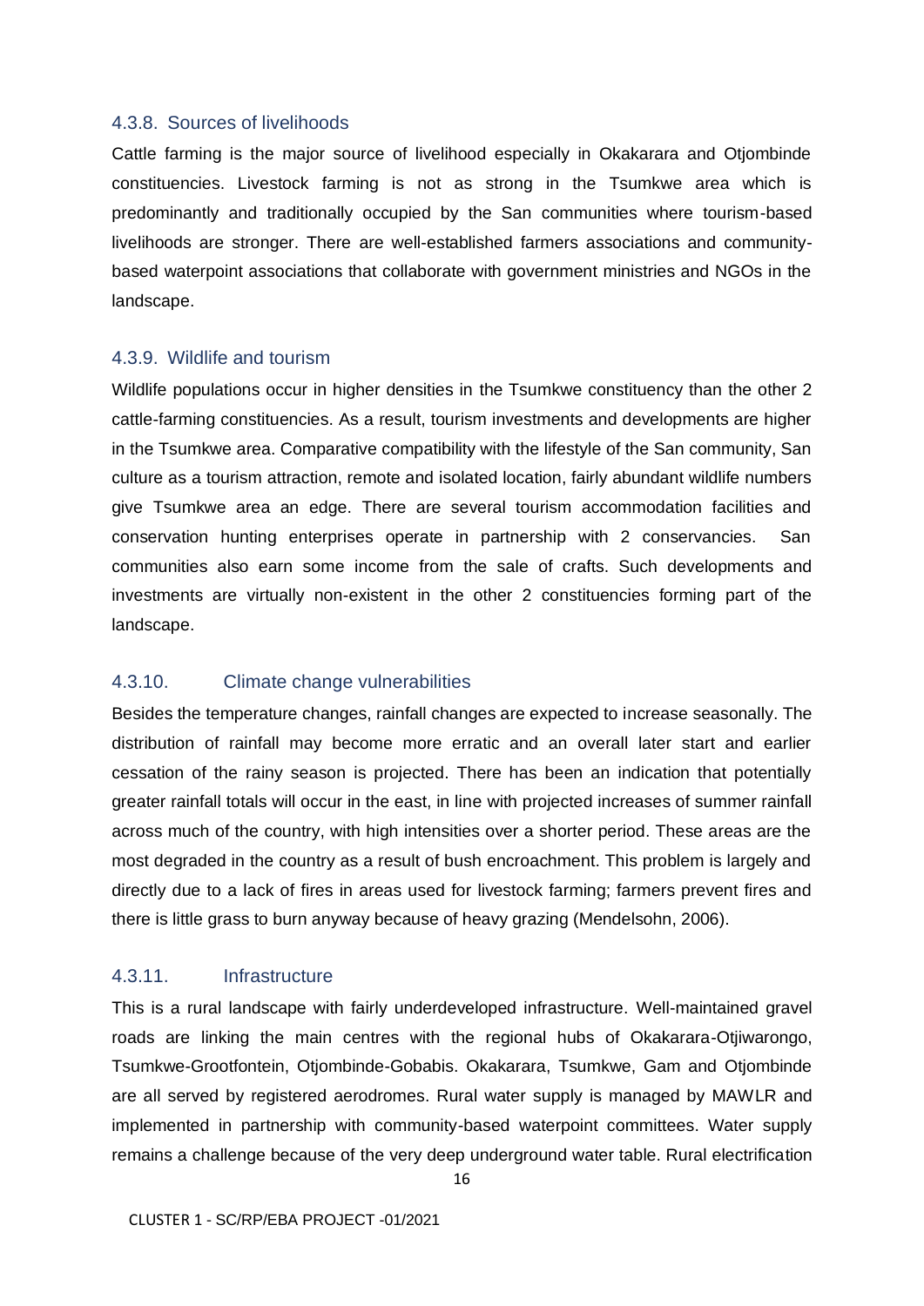#### 4.3.8. Sources of livelihoods

Cattle farming is the major source of livelihood especially in Okakarara and Otjombinde constituencies. Livestock farming is not as strong in the Tsumkwe area which is predominantly and traditionally occupied by the San communities where tourism-based livelihoods are stronger. There are well-established farmers associations and community-based waterpoint associations that collaborate with government ministries and NGOs in the landscape.

#### 4.3.9. Wildlife and tourism

Wildlife populations occur in higher densities in the Tsumkwe constituency than the other 2 cattle-farming constituencies. As a result, tourism investments and developments are higher in the Tsumkwe area. Comparative compatibility with the lifestyle of the San community, San culture as a tourism attraction, remote and isolated location, fairly abundant wildlife numbers give Tsumkwe area an edge. There are several tourism accommodation facilities and conservation hunting enterprises operate in partnership with 2 conservancies. San communities also earn some income from the sale of crafts. Such developments and investments are virtually non-existent in the other 2 constituencies forming part of the landscape.

#### 4.3.10. Climate change vulnerabilities

Besides the temperature changes, rainfall changes are expected to increase seasonally. The distribution of rainfall may become more erratic and an overall later start and earlier cessation of the rainy season is projected. There has been an indication that potentially greater rainfall totals will occur in the east, in line with projected increases of summer rainfall across much of the country, with high intensities over a shorter period. These areas are the most degraded in the country as a result of bush encroachment. This problem is largely and directly due to a lack of fires in areas used for livestock farming; farmers prevent fires and there is little grass to burn anyway because of heavy grazing (Mendelsohn, 2006).

#### 4.3.11. Infrastructure

This is a rural landscape with fairly underdeveloped infrastructure. Well-maintained gravel roads are linking the main centres with the regional hubs of Okakarara-Otjiwarongo, Tsumkwe-Grootfontein, Otjombinde-Gobabis. Okakarara, Tsumkwe, Gam and Otjombinde are all served by registered aerodromes. Rural water supply is managed by MAWLR and implemented in partnership with community-based waterpoint committees. Water supply remains a challenge because of the very deep underground water table. Rural electrification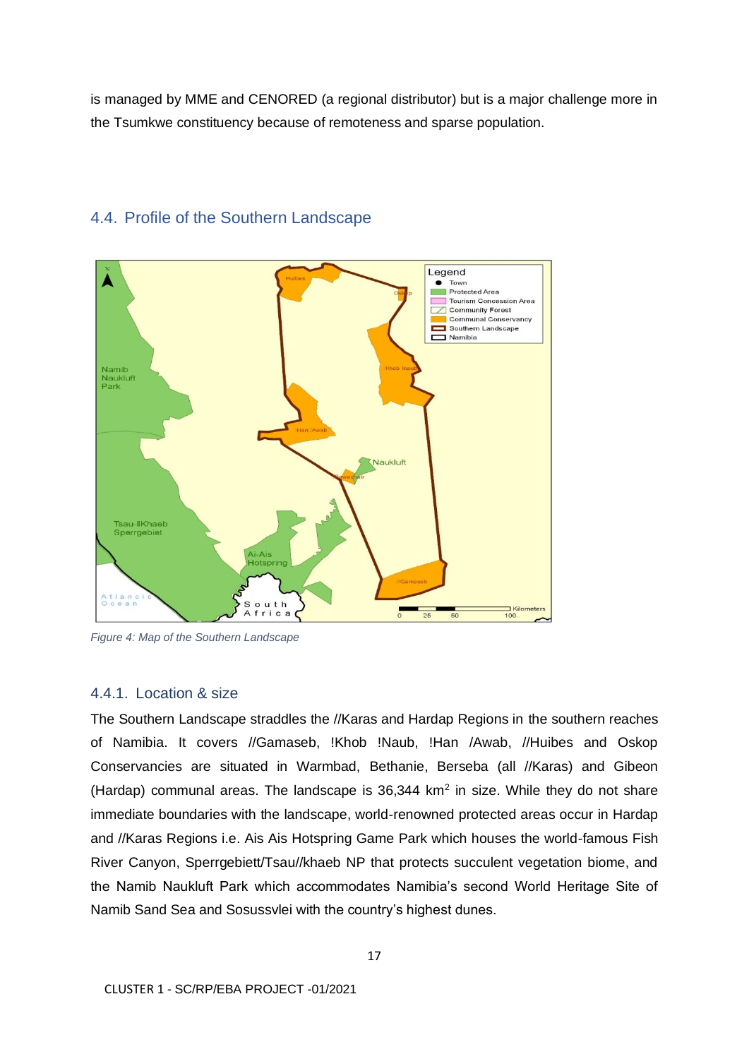is managed by MME and CENORED (a regional distributor) but is a major challenge more in the Tsumkwe constituency because of remoteness and sparse population.

## 4.4. Profile of the Southern Landscape

*Figure 4: Map of the Southern Landscape*

### 4.4.1. Location & size

The Southern Landscape straddles the //Karas and Hardap Regions in the southern reaches of Namibia. It covers //Gamaseb, !Khob !Naub, !Han /Awab, //Huibes and Oskop Conservancies are situated in Warmbad, Bethanie, Berseba (all //Karas) and Gibeon (Hardap) communal areas. The landscape is 36,344 km$^2$ in size. While they do not share immediate boundaries with the landscape, world-renowned protected areas occur in Hardap and //Karas Regions i.e. Ais Ais Hotspring Game Park which houses the world-famous Fish River Canyon, Sperrgebiett/Tsau//khaeb NP that protects succulent vegetation biome, and the Namib Naukluft Park which accommodates Namibia's second World Heritage Site of Namib Sand Sea and Sosussvlei with the country's highest dunes.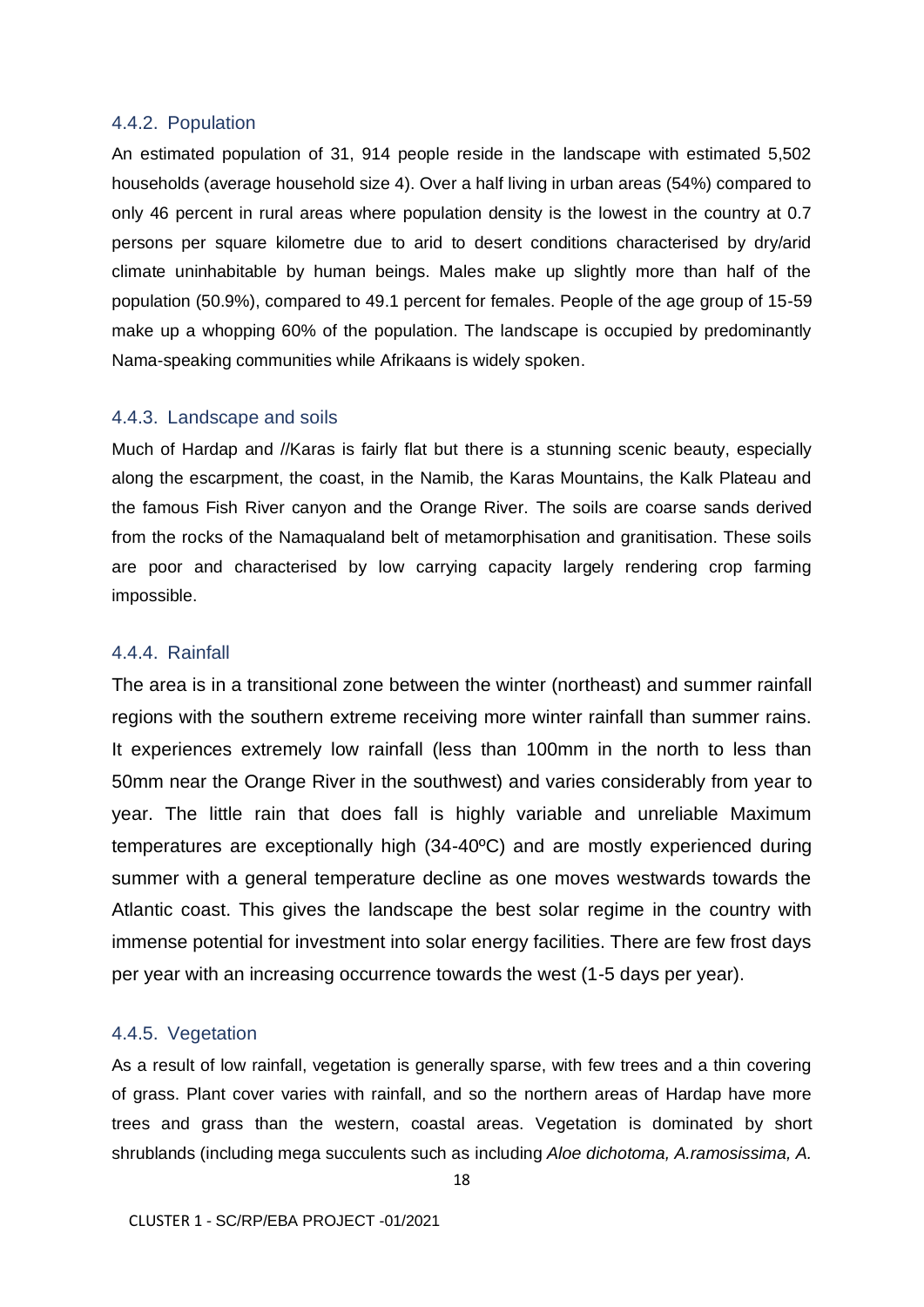#### 4.4.2. Population

An estimated population of 31, 914 people reside in the landscape with estimated 5,502 households (average household size 4). Over a half living in urban areas (54%) compared to only 46 percent in rural areas where population density is the lowest in the country at 0.7 persons per square kilometre due to arid to desert conditions characterised by dry/arid climate uninhabitable by human beings. Males make up slightly more than half of the population (50.9%), compared to 49.1 percent for females. People of the age group of 15-59 make up a whopping 60% of the population. The landscape is occupied by predominantly Nama-speaking communities while Afrikaans is widely spoken.

#### 4.4.3. Landscape and soils

Much of Hardap and //Karas is fairly flat but there is a stunning scenic beauty, especially along the escarpment, the coast, in the Namib, the Karas Mountains, the Kalk Plateau and the famous Fish River canyon and the Orange River. The soils are coarse sands derived from the rocks of the Namaqualand belt of metamorphisation and granitisation. These soils are poor and characterised by low carrying capacity largely rendering crop farming impossible.

#### 4.4.4. Rainfall

The area is in a transitional zone between the winter (northeast) and summer rainfall regions with the southern extreme receiving more winter rainfall than summer rains. It experiences extremely low rainfall (less than 100mm in the north to less than 50mm near the Orange River in the southwest) and varies considerably from year to year. The little rain that does fall is highly variable and unreliable Maximum temperatures are exceptionally high (34-40ºC) and are mostly experienced during summer with a general temperature decline as one moves westwards towards the Atlantic coast. This gives the landscape the best solar regime in the country with immense potential for investment into solar energy facilities. There are few frost days per year with an increasing occurrence towards the west (1-5 days per year).

#### 4.4.5. Vegetation

As a result of low rainfall, vegetation is generally sparse, with few trees and a thin covering of grass. Plant cover varies with rainfall, and so the northern areas of Hardap have more trees and grass than the western, coastal areas. Vegetation is dominated by short shrublands (including mega succulents such as including *Aloe dichotoma, A.ramosissima, A.*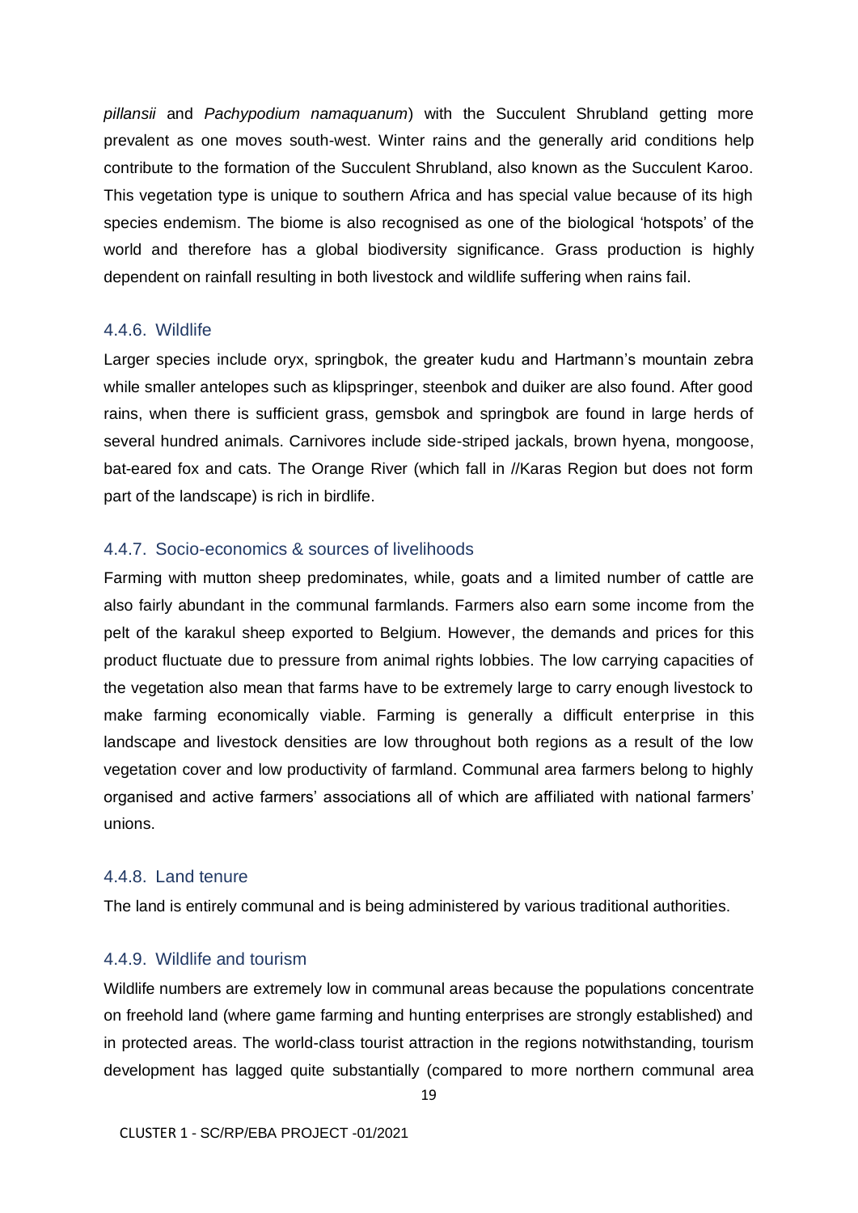*pillansii* and *Pachypodium namaquanum*) with the Succulent Shrubland getting more prevalent as one moves south-west. Winter rains and the generally arid conditions help contribute to the formation of the Succulent Shrubland, also known as the Succulent Karoo. This vegetation type is unique to southern Africa and has special value because of its high species endemism. The biome is also recognised as one of the biological 'hotspots' of the world and therefore has a global biodiversity significance. Grass production is highly dependent on rainfall resulting in both livestock and wildlife suffering when rains fail.

### 4.4.6. Wildlife

Larger species include oryx, springbok, the greater kudu and Hartmann's mountain zebra while smaller antelopes such as klipspringer, steenbok and duiker are also found. After good rains, when there is sufficient grass, gemsbok and springbok are found in large herds of several hundred animals. Carnivores include side-striped jackals, brown hyena, mongoose, bat-eared fox and cats. The Orange River (which fall in //Karas Region but does not form part of the landscape) is rich in birdlife.

### 4.4.7. Socio-economics & sources of livelihoods

Farming with mutton sheep predominates, while, goats and a limited number of cattle are also fairly abundant in the communal farmlands. Farmers also earn some income from the pelt of the karakul sheep exported to Belgium. However, the demands and prices for this product fluctuate due to pressure from animal rights lobbies. The low carrying capacities of the vegetation also mean that farms have to be extremely large to carry enough livestock to make farming economically viable. Farming is generally a difficult enterprise in this landscape and livestock densities are low throughout both regions as a result of the low vegetation cover and low productivity of farmland. Communal area farmers belong to highly organised and active farmers' associations all of which are affiliated with national farmers' unions.

### 4.4.8. Land tenure

The land is entirely communal and is being administered by various traditional authorities.

### 4.4.9. Wildlife and tourism

Wildlife numbers are extremely low in communal areas because the populations concentrate on freehold land (where game farming and hunting enterprises are strongly established) and in protected areas. The world-class tourist attraction in the regions notwithstanding, tourism development has lagged quite substantially (compared to more northern communal area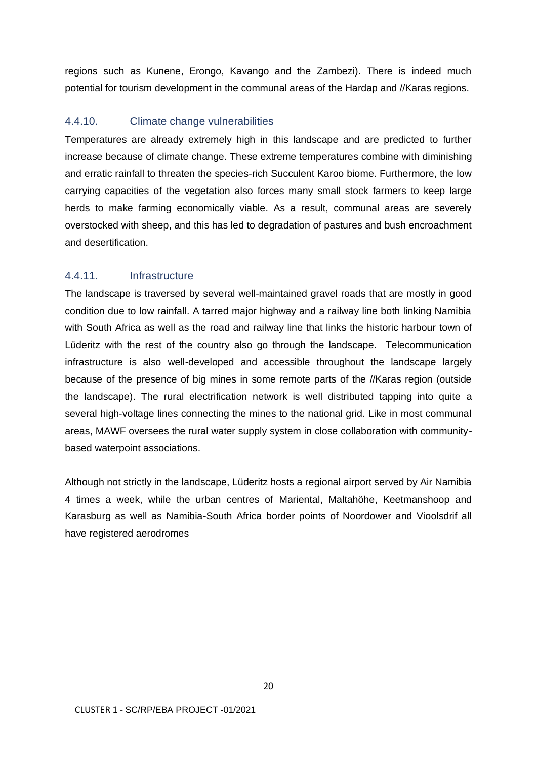regions such as Kunene, Erongo, Kavango and the Zambezi). There is indeed much potential for tourism development in the communal areas of the Hardap and //Karas regions.

### 4.4.10. Climate change vulnerabilities

Temperatures are already extremely high in this landscape and are predicted to further increase because of climate change. These extreme temperatures combine with diminishing and erratic rainfall to threaten the species-rich Succulent Karoo biome. Furthermore, the low carrying capacities of the vegetation also forces many small stock farmers to keep large herds to make farming economically viable. As a result, communal areas are severely overstocked with sheep, and this has led to degradation of pastures and bush encroachment and desertification.

### 4.4.11. Infrastructure

The landscape is traversed by several well-maintained gravel roads that are mostly in good condition due to low rainfall. A tarred major highway and a railway line both linking Namibia with South Africa as well as the road and railway line that links the historic harbour town of Lüderitz with the rest of the country also go through the landscape. Telecommunication infrastructure is also well-developed and accessible throughout the landscape largely because of the presence of big mines in some remote parts of the //Karas region (outside the landscape). The rural electrification network is well distributed tapping into quite a several high-voltage lines connecting the mines to the national grid. Like in most communal areas, MAWF oversees the rural water supply system in close collaboration with community-based waterpoint associations.

Although not strictly in the landscape, Lüderitz hosts a regional airport served by Air Namibia 4 times a week, while the urban centres of Mariental, Maltahöhe, Keetmanshoop and Karasburg as well as Namibia-South Africa border points of Noordower and Vioolsdrif all have registered aerodromes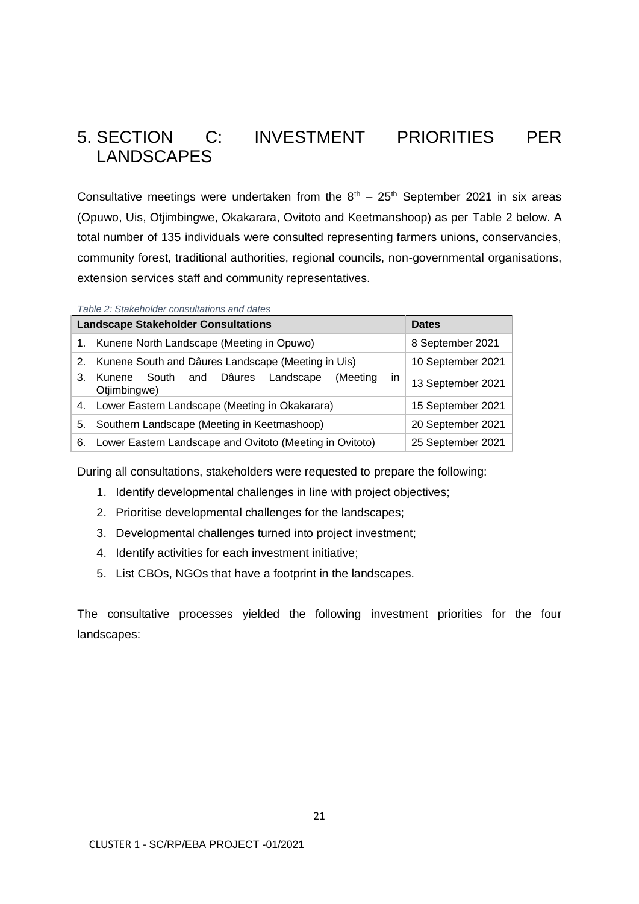# 5. SECTION C: INVESTMENT PRIORITIES PER LANDSCAPES

Consultative meetings were undertaken from the 8th – 25th September 2021 in six areas (Opuwo, Uis, Otjimbingwe, Okakarara, Ovitoto and Keetmanshoop) as per Table 2 below. A total number of 135 individuals were consulted representing farmers unions, conservancies, community forest, traditional authorities, regional councils, non-governmental organisations, extension services staff and community representatives.

*Table 2: Stakeholder consultations and dates*

| Landscape Stakeholder Consultations | Dates |
|---|---|
| 1. Kunene North Landscape (Meeting in Opuwo) | 8 September 2021 |
| 2. Kunene South and Dâures Landscape (Meeting in Uis) | 10 September 2021 |
| 3. Kunene South and Dâures Landscape (Meeting in Otjimbingwe) | 13 September 2021 |
| 4. Lower Eastern Landscape (Meeting in Okakarara) | 15 September 2021 |
| 5. Southern Landscape (Meeting in Keetmashoop) | 20 September 2021 |
| 6. Lower Eastern Landscape and Ovitoto (Meeting in Ovitoto) | 25 September 2021 |

During all consultations, stakeholders were requested to prepare the following:

1. Identify developmental challenges in line with project objectives;
2. Prioritise developmental challenges for the landscapes;
3. Developmental challenges turned into project investment;
4. Identify activities for each investment initiative;
5. List CBOs, NGOs that have a footprint in the landscapes.

The consultative processes yielded the following investment priorities for the four landscapes: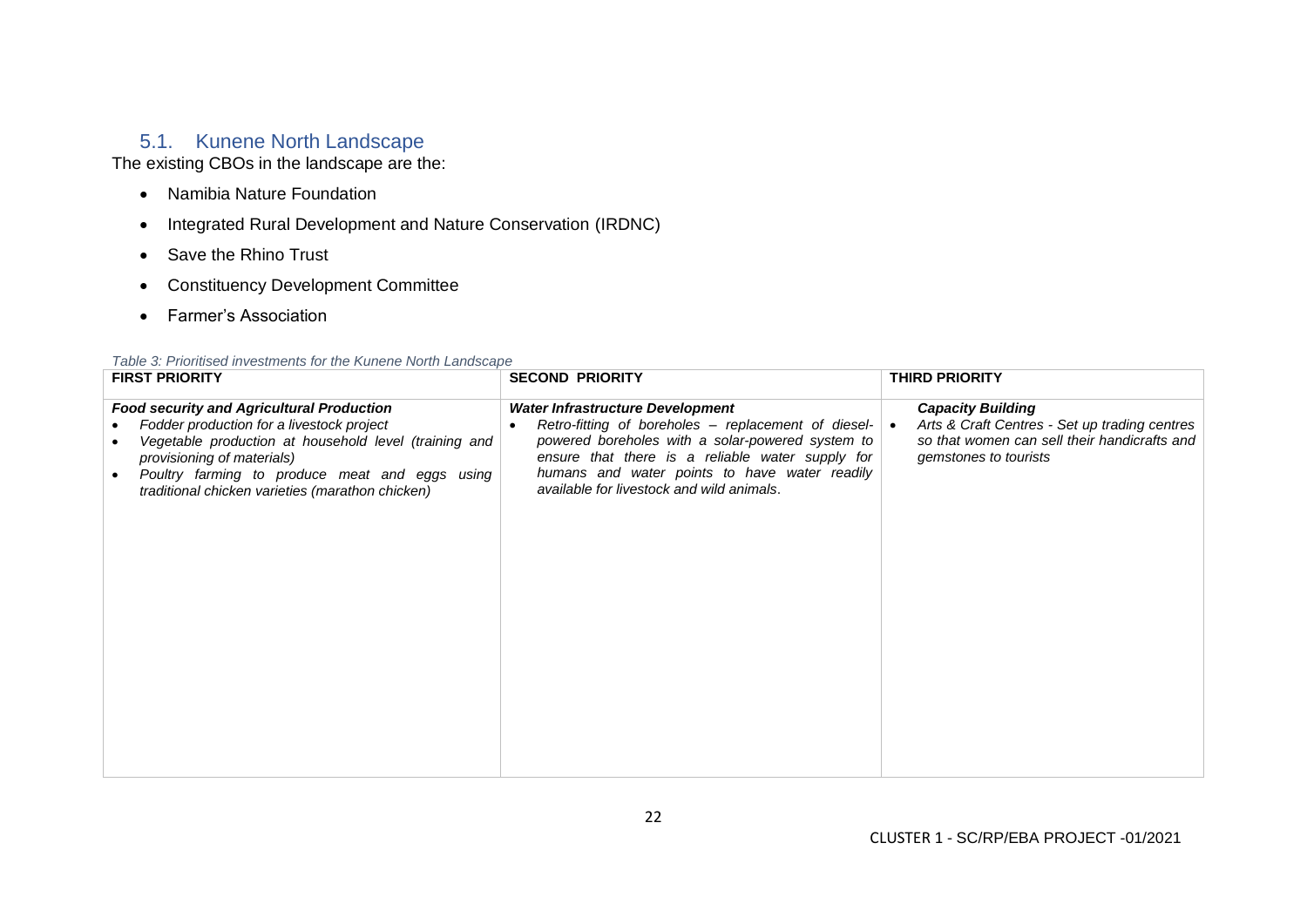## 5.1. Kunene North Landscape

The existing CBOs in the landscape are the:

- Namibia Nature Foundation
- Integrated Rural Development and Nature Conservation (IRDNC)
- Save the Rhino Trust
- Constituency Development Committee
- Farmer's Association

*Table 3: Prioritised investments for the Kunene North Landscape*

| FIRST PRIORITY | SECOND PRIORITY | THIRD PRIORITY |
|---|---|---|
| ***Food security and Agricultural Production***<br>• *Fodder production for a livestock project*<br>• *Vegetable production at household level (training and provisioning of materials)*<br>• *Poultry farming to produce meat and eggs using traditional chicken varieties (marathon chicken)* | ***Water Infrastructure Development***<br>• *Retro-fitting of boreholes – replacement of diesel-powered boreholes with a solar-powered system to ensure that there is a reliable water supply for humans and water points to have water readily available for livestock and wild animals.* | ***Capacity Building***<br>• *Arts & Craft Centres - Set up trading centres so that women can sell their handicrafts and gemstones to tourists* |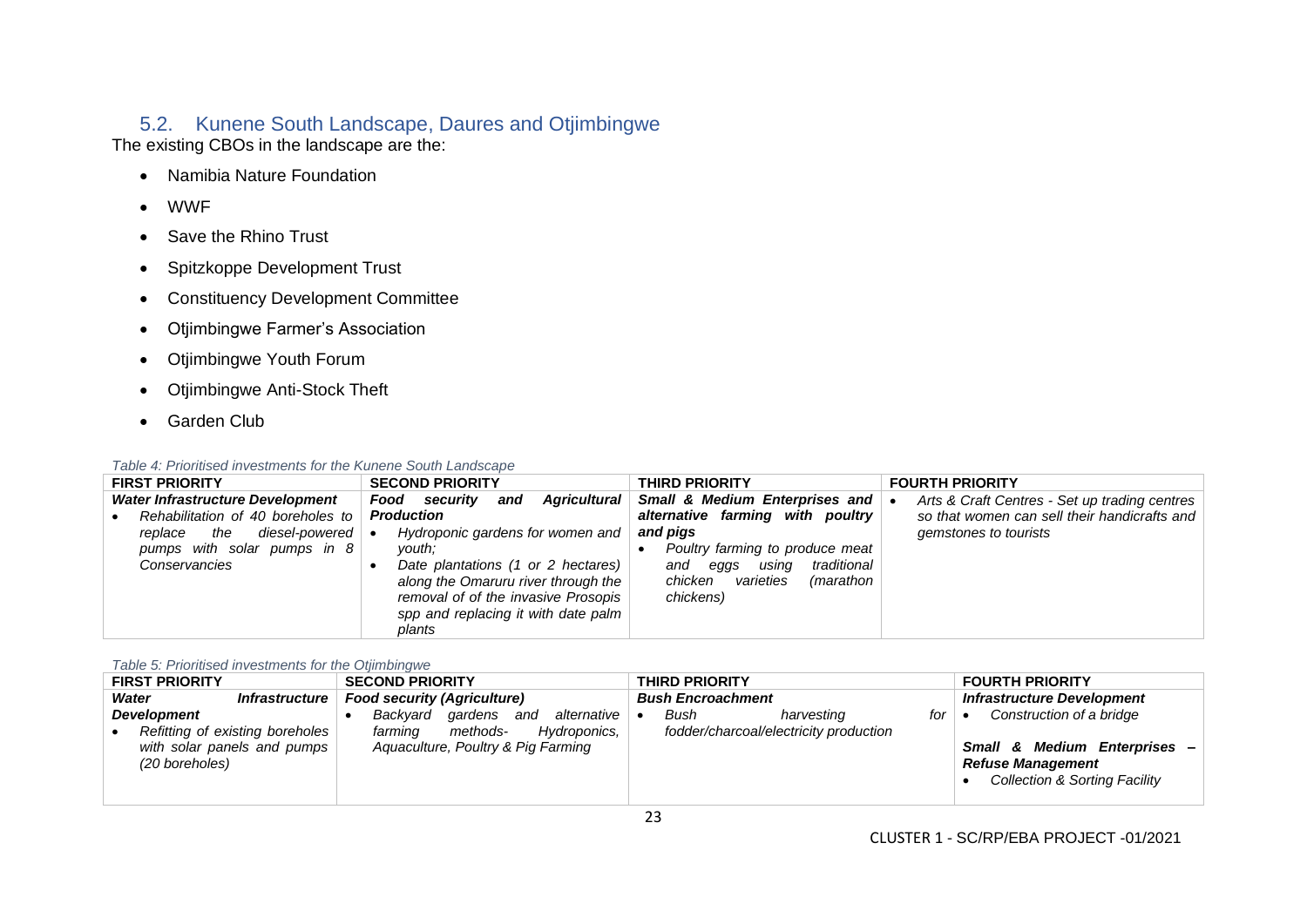## 5.2. Kunene South Landscape, Daures and Otjimbingwe

The existing CBOs in the landscape are the:

- Namibia Nature Foundation
- WWF
- Save the Rhino Trust
- Spitzkoppe Development Trust
- Constituency Development Committee
- Otjimbingwe Farmer's Association
- Otjimbingwe Youth Forum
- Otjimbingwe Anti-Stock Theft
- Garden Club

*Table 4: Prioritised investments for the Kunene South Landscape*

| FIRST PRIORITY | SECOND PRIORITY | THIRD PRIORITY | FOURTH PRIORITY |
|---|---|---|---|
| ***Water Infrastructure Development***<br>• *Rehabilitation of 40 boreholes to replace the diesel-powered pumps with solar pumps in 8 Conservancies* | ***Food security and Agricultural Production***<br>• *Hydroponic gardens for women and youth;*<br>• *Date plantations (1 or 2 hectares) along the Omaruru river through the removal of of the invasive Prosopis spp and replacing it with date palm plants* | ***Small & Medium Enterprises and alternative farming with poultry and pigs***<br>• *Poultry farming to produce meat and eggs using traditional chicken varieties (marathon chickens)* | • *Arts & Craft Centres - Set up trading centres so that women can sell their handicrafts and gemstones to tourists* |

*Table 5: Prioritised investments for the Otjimbingwe*

| FIRST PRIORITY | SECOND PRIORITY | THIRD PRIORITY | FOURTH PRIORITY |
|---|---|---|---|
| ***Water Infrastructure Development***<br>• *Refitting of existing boreholes with solar panels and pumps (20 boreholes)* | ***Food security (Agriculture)***<br>• *Backyard gardens and alternative farming methods- Hydroponics, Aquaculture, Poultry & Pig Farming* | ***Bush Encroachment***<br>• *Bush harvesting for fodder/charcoal/electricity production* | ***Infrastructure Development***<br>• *Construction of a bridge*<br><br>***Small & Medium Enterprises – Refuse Management***<br>• *Collection & Sorting Facility* |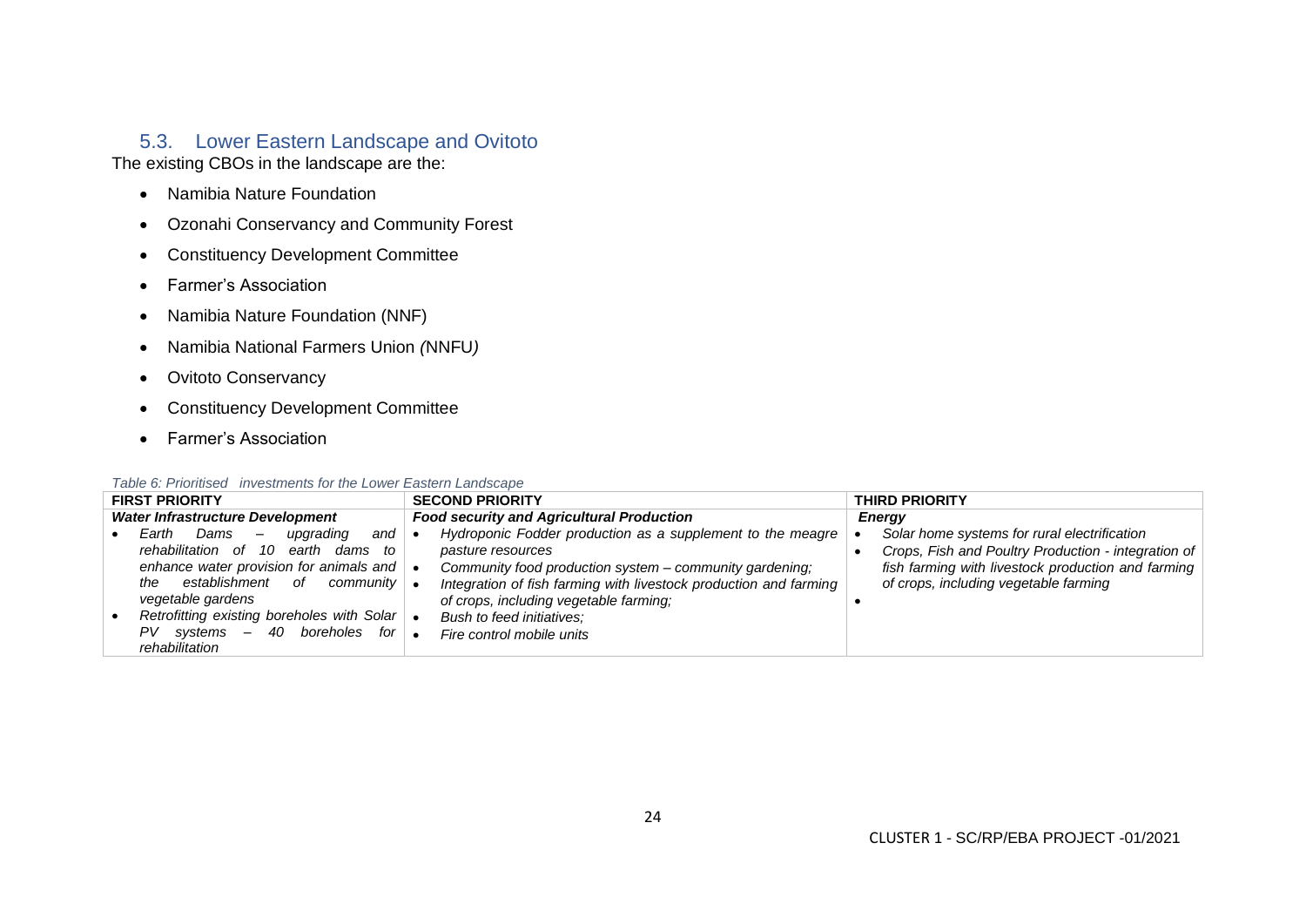## 5.3. Lower Eastern Landscape and Ovitoto

The existing CBOs in the landscape are the:

- Namibia Nature Foundation
- Ozonahi Conservancy and Community Forest
- Constituency Development Committee
- Farmer's Association
- Namibia Nature Foundation (NNF)
- Namibia National Farmers Union *(*NNFU*)*
- Ovitoto Conservancy
- Constituency Development Committee
- Farmer's Association

*Table 6: Prioritised investments for the Lower Eastern Landscape*

| FIRST PRIORITY | SECOND PRIORITY | THIRD PRIORITY |
|---|---|---|
| ***Water Infrastructure Development*** | ***Food security and Agricultural Production*** | ***Energy*** |
| • *Earth Dams – upgrading and rehabilitation of 10 earth dams to enhance water provision for animals and the establishment of community vegetable gardens*<br>• *Retrofitting existing boreholes with Solar PV systems – 40 boreholes for rehabilitation* | • *Hydroponic Fodder production as a supplement to the meagre pasture resources*<br>• *Community food production system – community gardening;*<br>• *Integration of fish farming with livestock production and farming of crops, including vegetable farming;*<br>• *Bush to feed initiatives;*<br>• *Fire control mobile units* | • *Solar home systems for rural electrification*<br>• *Crops, Fish and Poultry Production - integration of fish farming with livestock production and farming of crops, including vegetable farming*<br>• |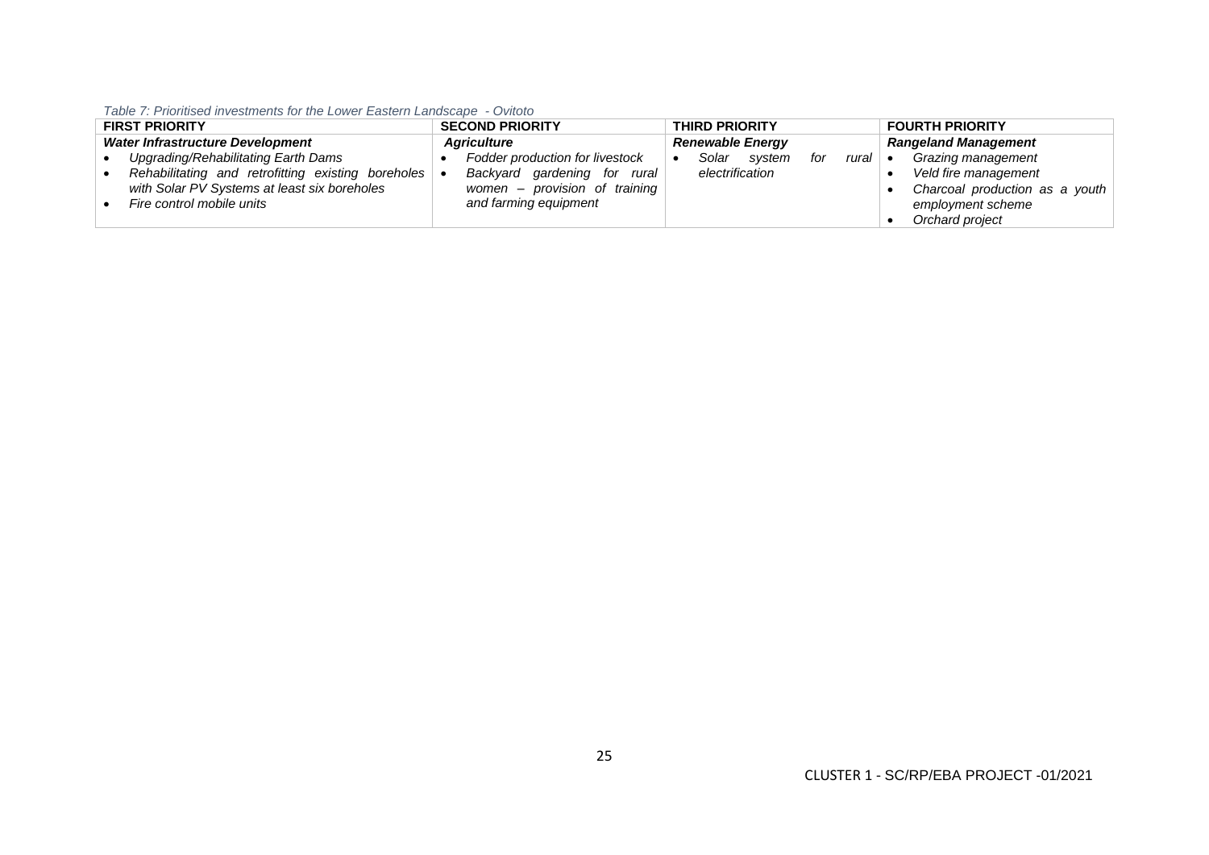*Table 7: Prioritised investments for the Lower Eastern Landscape - Ovitoto*

| FIRST PRIORITY | SECOND PRIORITY | THIRD PRIORITY | FOURTH PRIORITY |
|---|---|---|---|
| ***Water Infrastructure Development***<br>• *Upgrading/Rehabilitating Earth Dams*<br>• *Rehabilitating and retrofitting existing boreholes with Solar PV Systems at least six boreholes*<br>• *Fire control mobile units* | ***Agriculture***<br>• *Fodder production for livestock*<br>• *Backyard gardening for rural women – provision of training and farming equipment* | ***Renewable Energy***<br>• *Solar system for rural electrification* | ***Rangeland Management***<br>• *Grazing management*<br>• *Veld fire management*<br>• *Charcoal production as a youth employment scheme*<br>• *Orchard project* |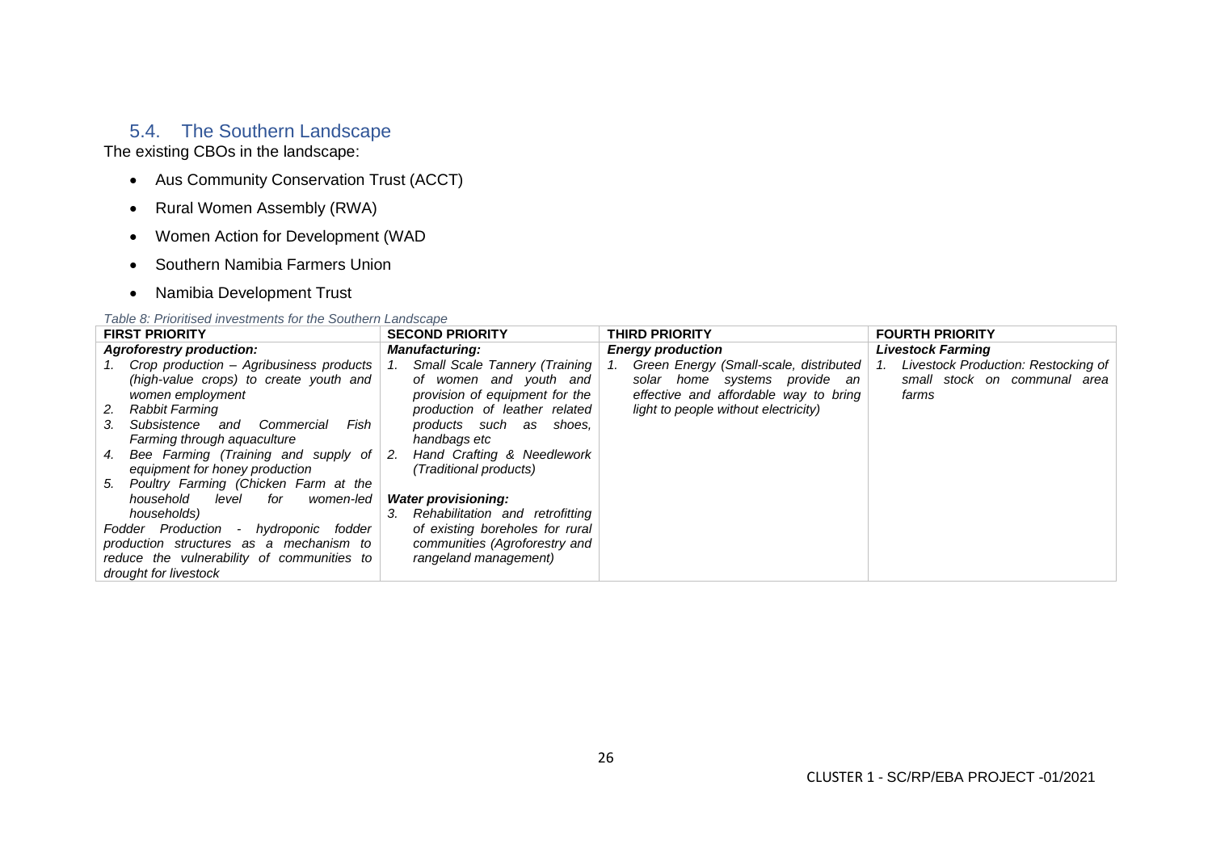## 5.4. The Southern Landscape

The existing CBOs in the landscape:

- Aus Community Conservation Trust (ACCT)
- Rural Women Assembly (RWA)
- Women Action for Development (WAD
- Southern Namibia Farmers Union
- Namibia Development Trust

*Table 8: Prioritised investments for the Southern Landscape*

| FIRST PRIORITY | SECOND PRIORITY | THIRD PRIORITY | FOURTH PRIORITY |
|---|---|---|---|
| ***Agroforestry production:***<br>*1. Crop production – Agribusiness products (high-value crops) to create youth and women employment*<br>*2. Rabbit Farming*<br>*3. Subsistence and Commercial Fish Farming through aquaculture*<br>*4. Bee Farming (Training and supply of equipment for honey production*<br>*5. Poultry Farming (Chicken Farm at the household level for women-led households)*<br>*Fodder Production - hydroponic fodder production structures as a mechanism to reduce the vulnerability of communities to drought for livestock* | ***Manufacturing:***<br>*1. Small Scale Tannery (Training of women and youth and provision of equipment for the production of leather related products such as shoes, handbags etc*<br>*2. Hand Crafting & Needlework (Traditional products)*<br><br>***Water provisioning:***<br>*3. Rehabilitation and retrofitting of existing boreholes for rural communities (Agroforestry and rangeland management)* | ***Energy production***<br>*1. Green Energy (Small-scale, distributed solar home systems provide an effective and affordable way to bring light to people without electricity)* | ***Livestock Farming***<br>*1. Livestock Production: Restocking of small stock on communal area farms* |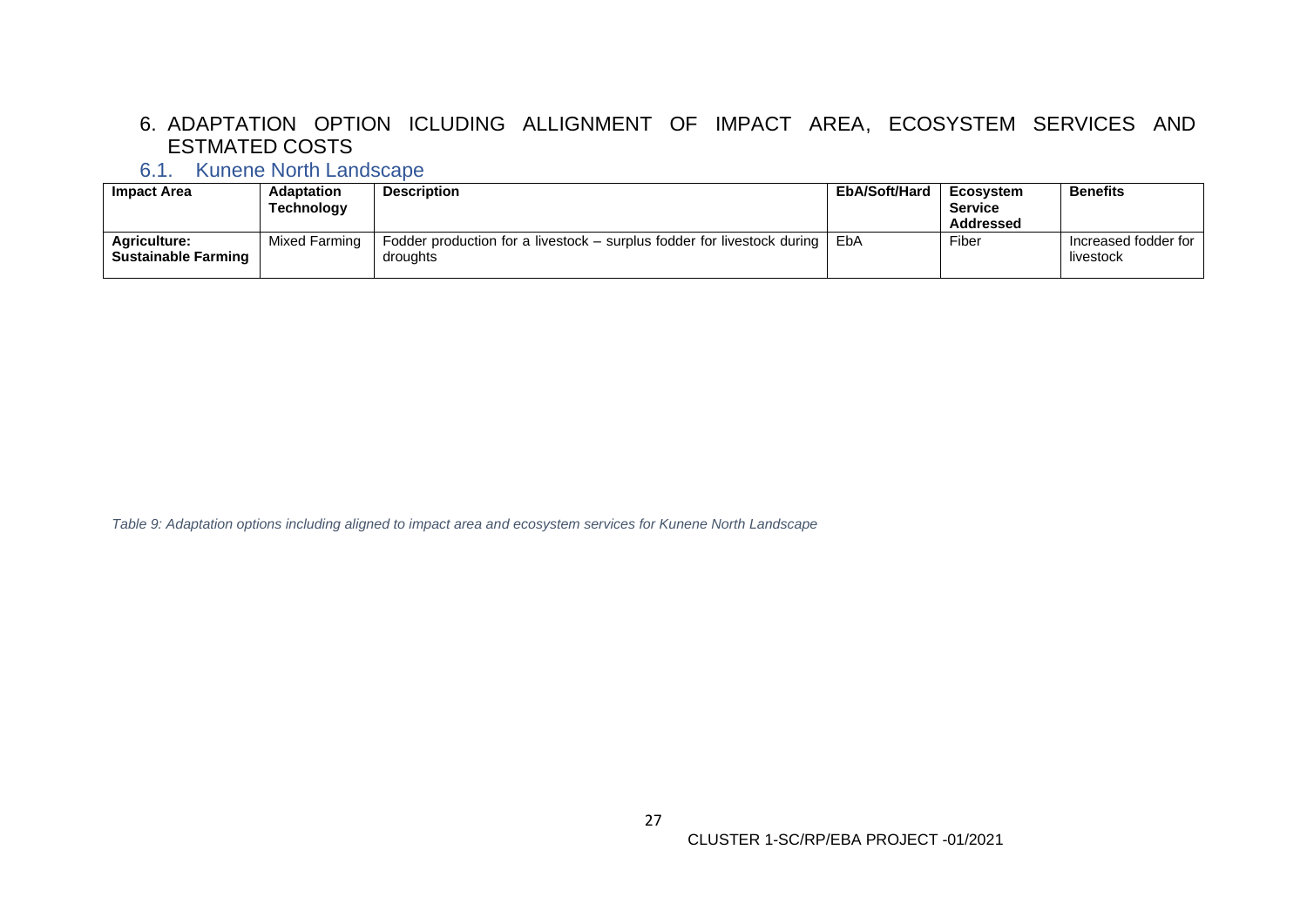# 6. ADAPTATION OPTION ICLUDING ALLIGNMENT OF IMPACT AREA, ECOSYSTEM SERVICES AND ESTMATED COSTS

## 6.1. Kunene North Landscape

| Impact Area | Adaptation Technology | Description | EbA/Soft/Hard | Ecosystem Service Addressed | Benefits |
|---|---|---|---|---|---|
| **Agriculture: Sustainable Farming** | Mixed Farming | Fodder production for a livestock – surplus fodder for livestock during droughts | EbA | Fiber | Increased fodder for livestock |

*Table 9: Adaptation options including aligned to impact area and ecosystem services for Kunene North Landscape*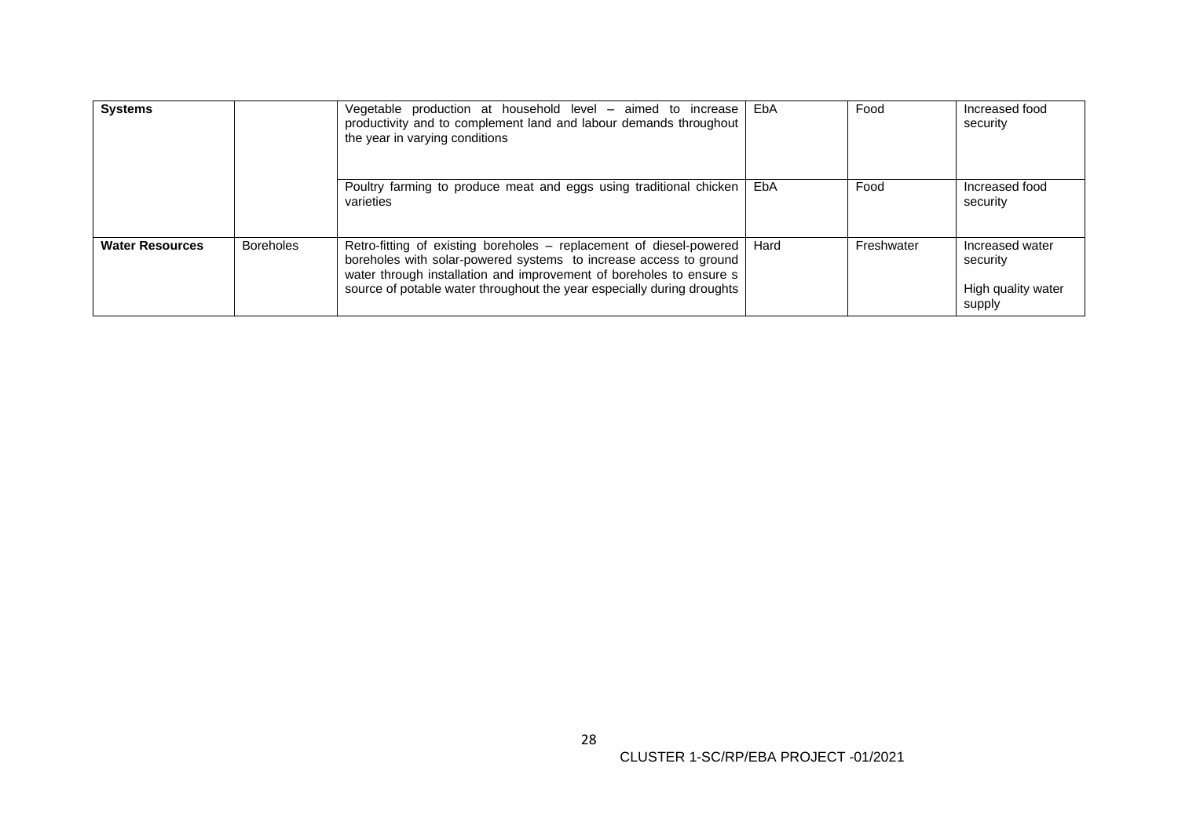| **Systems** | | Vegetable production at household level – aimed to increase productivity and to complement land and labour demands throughout the year in varying conditions | EbA | Food | Increased food security |
|---|---|---|---|---|---|
| | | Poultry farming to produce meat and eggs using traditional chicken varieties | EbA | Food | Increased food security |
| **Water Resources** | Boreholes | Retro-fitting of existing boreholes – replacement of diesel-powered boreholes with solar-powered systems to increase access to ground water through installation and improvement of boreholes to ensure s source of potable water throughout the year especially during droughts | Hard | Freshwater | Increased water security<br><br>High quality water supply |

CLUSTER 1-SC/RP/EBA PROJECT -01/2021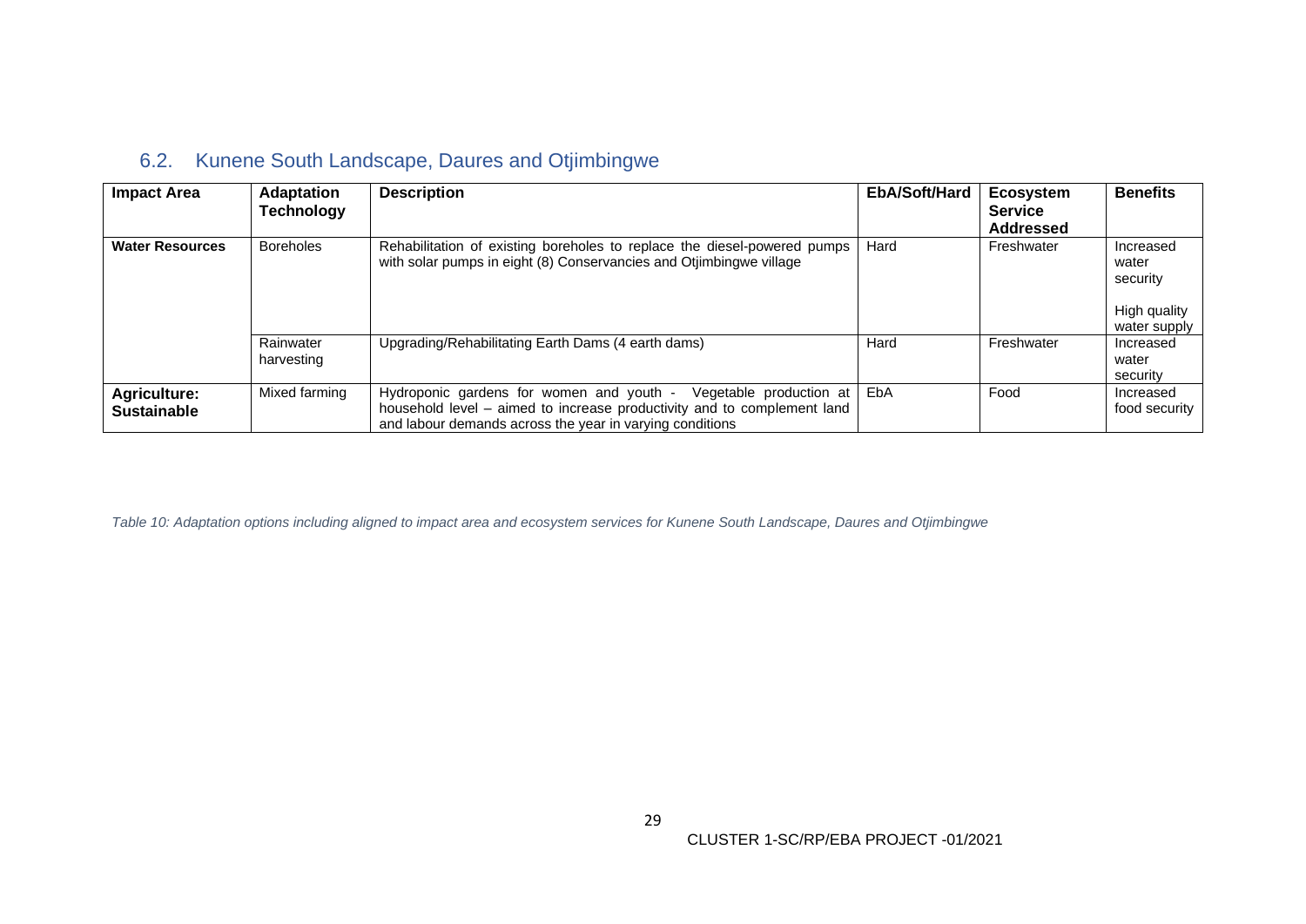## 6.2. Kunene South Landscape, Daures and Otjimbingwe

| Impact Area | Adaptation Technology | Description | EbA/Soft/Hard | Ecosystem Service Addressed | Benefits |
|---|---|---|---|---|---|
| **Water Resources** | Boreholes | Rehabilitation of existing boreholes to replace the diesel-powered pumps with solar pumps in eight (8) Conservancies and Otjimbingwe village | Hard | Freshwater | Increased water security<br><br>High quality water supply |
| | Rainwater harvesting | Upgrading/Rehabilitating Earth Dams (4 earth dams) | Hard | Freshwater | Increased water security |
| **Agriculture: Sustainable** | Mixed farming | Hydroponic gardens for women and youth - Vegetable production at household level – aimed to increase productivity and to complement land and labour demands across the year in varying conditions | EbA | Food | Increased food security |

*Table 10: Adaptation options including aligned to impact area and ecosystem services for Kunene South Landscape, Daures and Otjimbingwe*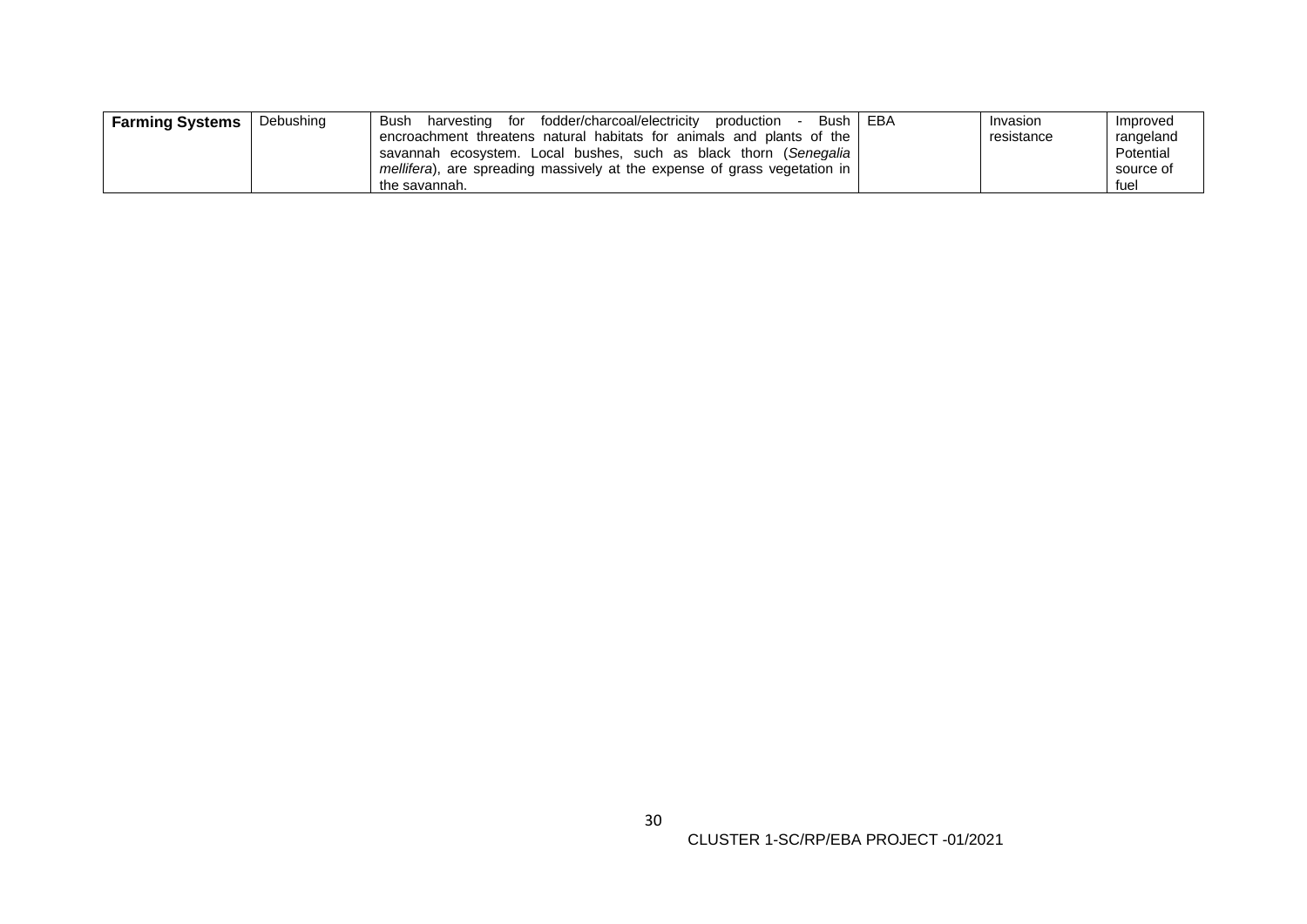| **Farming Systems** | Debushing | Bush harvesting for fodder/charcoal/electricity production - Bush encroachment threatens natural habitats for animals and plants of the savannah ecosystem. Local bushes, such as black thorn (*Senegalia mellifera*), are spreading massively at the expense of grass vegetation in the savannah. | EBA | Invasion resistance | Improved rangeland Potential source of fuel |
|---|---|---|---|---|---|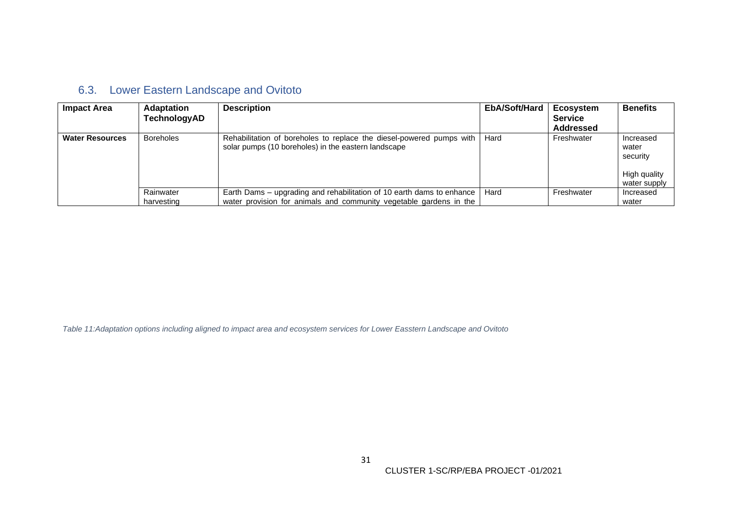## 6.3. Lower Eastern Landscape and Ovitoto

| Impact Area | Adaptation TechnologyAD | Description | EbA/Soft/Hard | Ecosystem Service Addressed | Benefits |
|---|---|---|---|---|---|
| **Water Resources** | Boreholes | Rehabilitation of boreholes to replace the diesel-powered pumps with solar pumps (10 boreholes) in the eastern landscape | Hard | Freshwater | Increased water security<br><br>High quality water supply |
| | Rainwater harvesting | Earth Dams – upgrading and rehabilitation of 10 earth dams to enhance water provision for animals and community vegetable gardens in the | Hard | Freshwater | Increased water |

*Table 11:Adaptation options including aligned to impact area and ecosystem services for Lower Easstern Landscape and Ovitoto*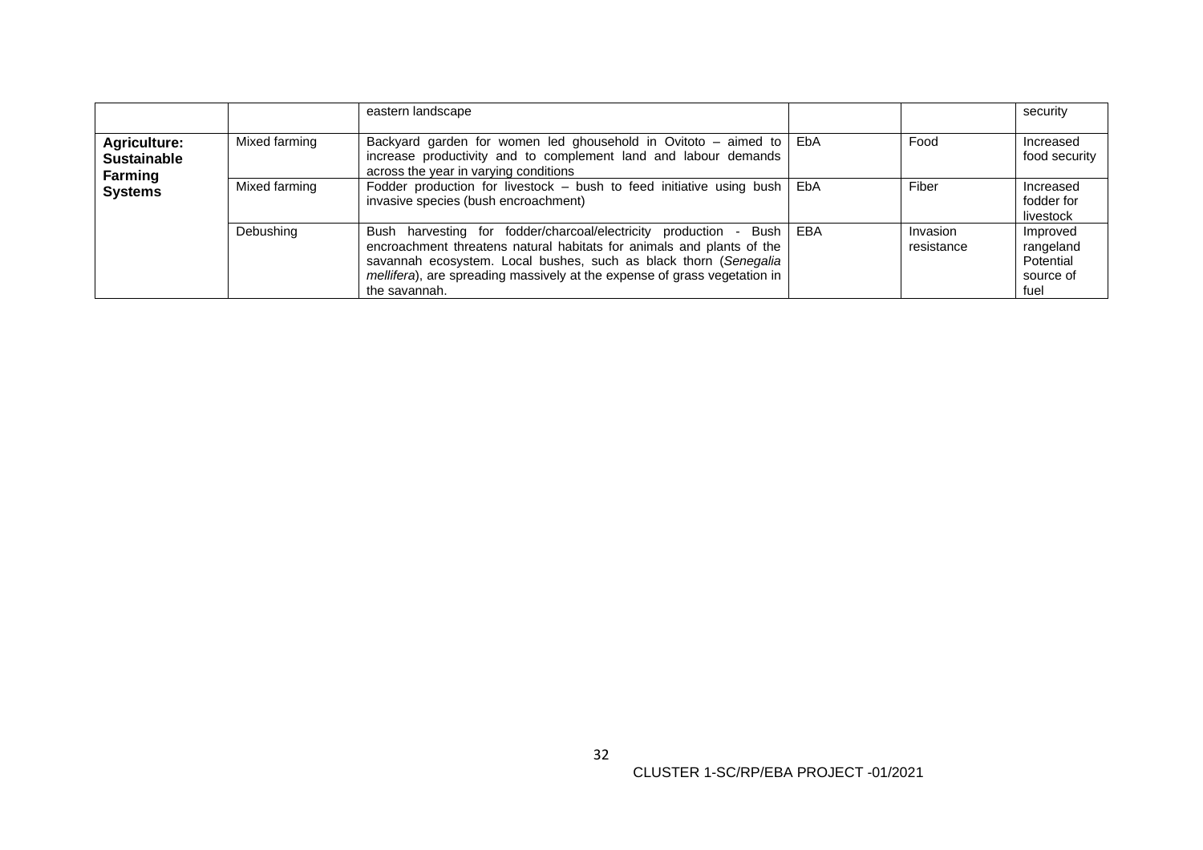| | | eastern landscape | | | security |
|---|---|---|---|---|---|
| **Agriculture: Sustainable Farming Systems** | Mixed farming | Backyard garden for women led ghousehold in Ovitoto – aimed to increase productivity and to complement land and labour demands across the year in varying conditions | EbA | Food | Increased food security |
| | Mixed farming | Fodder production for livestock – bush to feed initiative using bush invasive species (bush encroachment) | EbA | Fiber | Increased fodder for livestock |
| | Debushing | Bush harvesting for fodder/charcoal/electricity production - Bush encroachment threatens natural habitats for animals and plants of the savannah ecosystem. Local bushes, such as black thorn (*Senegalia mellifera*), are spreading massively at the expense of grass vegetation in the savannah. | EBA | Invasion resistance | Improved rangeland Potential source of fuel |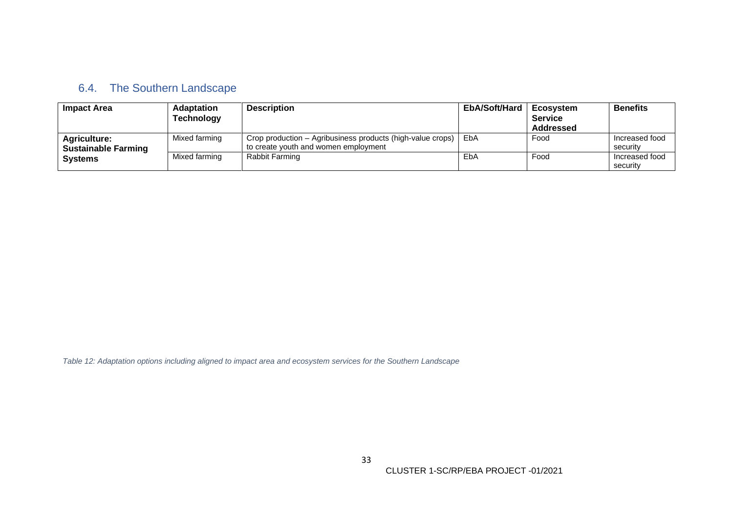## 6.4. The Southern Landscape

| Impact Area | Adaptation Technology | Description | EbA/Soft/Hard | Ecosystem Service Addressed | Benefits |
|---|---|---|---|---|---|
| **Agriculture: Sustainable Farming Systems** | Mixed farming | Crop production – Agribusiness products (high-value crops) to create youth and women employment | EbA | Food | Increased food security |
| | Mixed farming | Rabbit Farming | EbA | Food | Increased food security |

*Table 12: Adaptation options including aligned to impact area and ecosystem services for the Southern Landscape*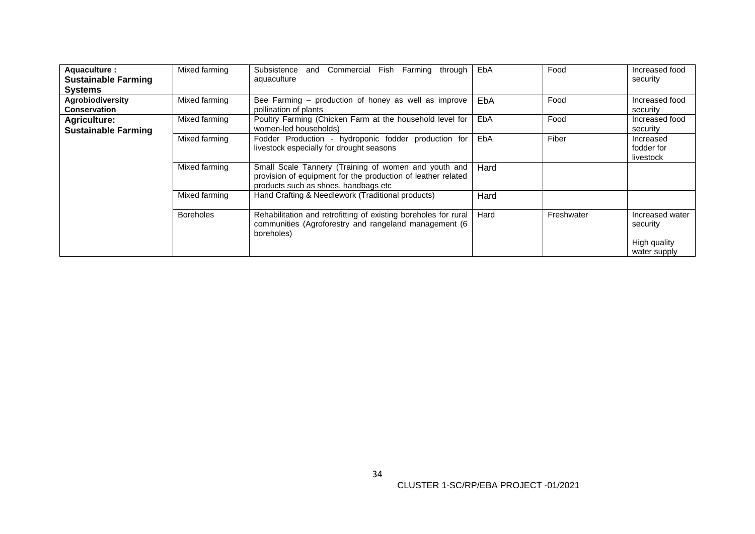| | | | | | |
|---|---|---|---|---|---|
| **Aquaculture : Sustainable Farming Systems** | Mixed farming | Subsistence and Commercial Fish Farming through aquaculture | EbA | Food | Increased food security |
| **Agrobiodiversity Conservation** | Mixed farming | Bee Farming – production of honey as well as improve pollination of plants | EbA | Food | Increased food security |
| **Agriculture: Sustainable Farming** | Mixed farming | Poultry Farming (Chicken Farm at the household level for women-led households) | EbA | Food | Increased food security |
| | Mixed farming | Fodder Production - hydroponic fodder production for livestock especially for drought seasons | EbA | Fiber | Increased fodder for livestock |
| | Mixed farming | Small Scale Tannery (Training of women and youth and provision of equipment for the production of leather related products such as shoes, handbags etc | Hard | | |
| | Mixed farming | Hand Crafting & Needlework (Traditional products) | Hard | | |
| | Boreholes | Rehabilitation and retrofitting of existing boreholes for rural communities (Agroforestry and rangeland management (6 boreholes) | Hard | Freshwater | Increased water security<br><br>High quality water supply |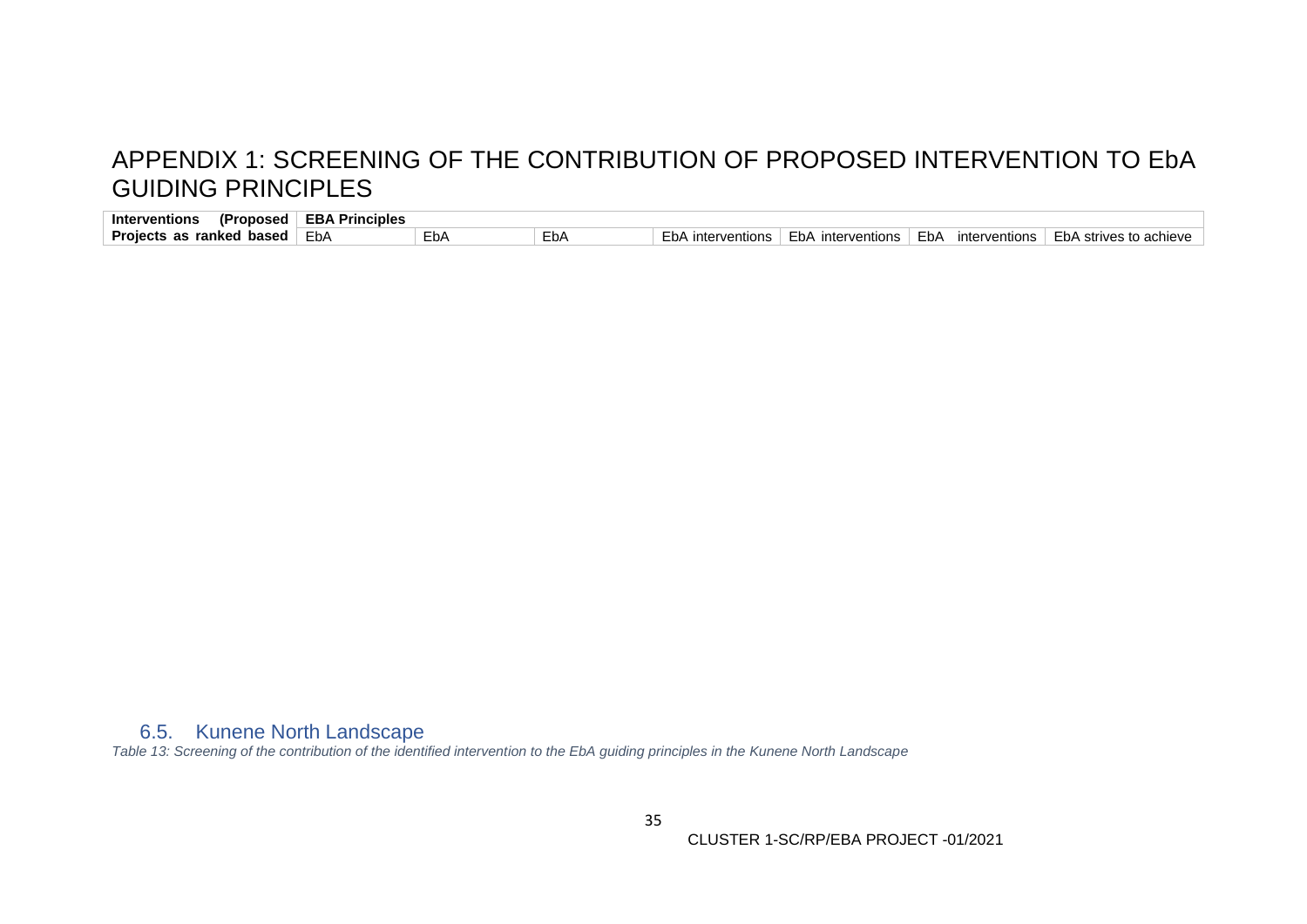# APPENDIX 1: SCREENING OF THE CONTRIBUTION OF PROPOSED INTERVENTION TO EbA GUIDING PRINCIPLES

| **Interventions (Proposed** | **EBA Principles** | | | | | | |
|---|---|---|---|---|---|---|---|
| **Projects as ranked based** | EbA | EbA | EbA | EbA interventions | EbA interventions | EbA interventions | EbA strives to achieve |

## 6.5. Kunene North Landscape

*Table 13: Screening of the contribution of the identified intervention to the EbA guiding principles in the Kunene North Landscape*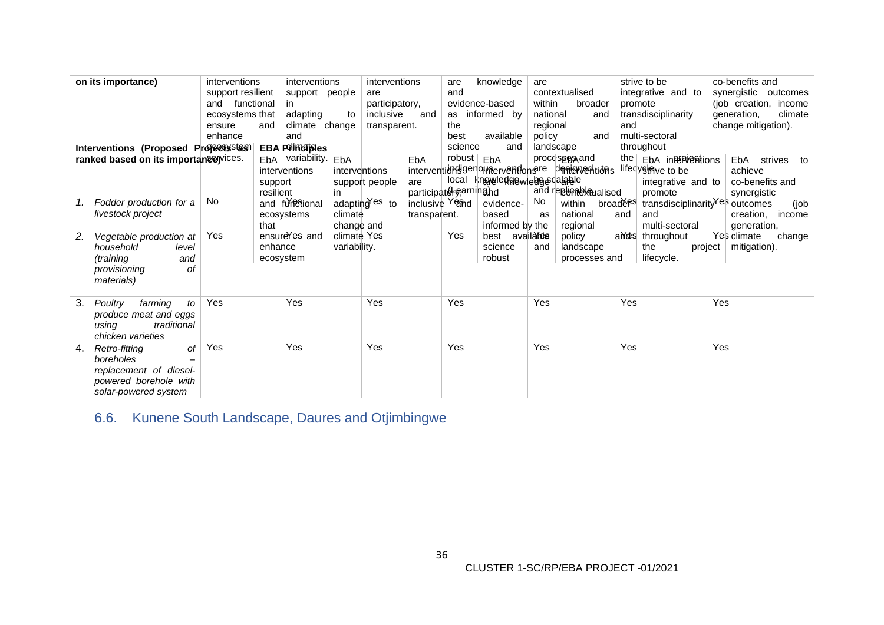| on its importance) | interventions support resilient and functional ecosystems that ensure and enhance ecosystem services. | interventions support people in adapting to climate change and variability. | interventions are participatory, inclusive and transparent. | are knowledge and evidence-based as informed by the best available science and robust indigenous and local knowledge (Learning). | are contextualised within broader national and regional policy and landscape processes and | strive to be integrative and to promote transdisciplinarity and multi-sectoral throughout | co-benefits and synergistic outcomes (job creation, income generation, climate change mitigation). |
|---|---|---|---|---|---|---|---|
| **Interventions (Proposed Projects as ranked based on its importance)** | **EBA Principles** | | | | | | |
| | EbA interventions support resilient and functional ecosystems that ensure and enhance ecosystem services. | EbA interventions support people in adapting to climate change and climate variability. | EbA interventions are participatory, inclusive and transparent. | EbA interventions are knowledge and evidence-based as informed by the best available science and robust indigenous and local knowledge (Learning). | EbA interventions are designed to be scalable and replicable and are contextualised within broader national and regional policy and landscape processes and | EbA interventions strive to be integrative and to promote transdisciplinarity and multi-sectoral throughout the project lifecycle. | EbA strives to achieve co-benefits and synergistic outcomes (job creation, income generation, climate change mitigation). |
| 1. *Fodder production for a livestock project* | No | Yes | Yes | Yes | No | Yes | Yes |
| 2. *Vegetable production at household level (training and provisioning of materials)* | Yes | Yes | Yes | Yes | Yes | Yes | Yes |
| 3. *Poultry farming to produce meat and eggs using traditional chicken varieties* | Yes | Yes | Yes | Yes | Yes | Yes | Yes |
| 4. *Retro-fitting of boreholes – replacement of diesel-powered borehole with solar-powered system* | Yes | Yes | Yes | Yes | Yes | Yes | Yes |

## 6.6. Kunene South Landscape, Daures and Otjimbingwe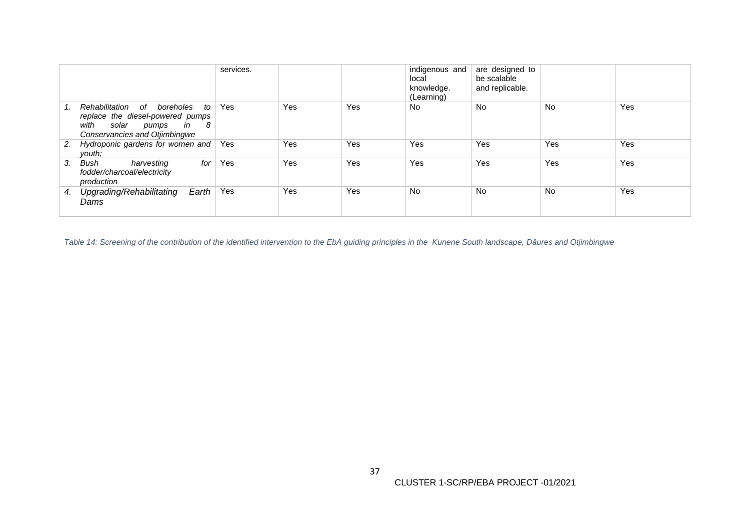| | services. | | | indigenous and local knowledge. (Learning) | are designed to be scalable and replicable. | | |
|---|---|---|---|---|---|---|---|
| 1. *Rehabilitation of boreholes to replace the diesel-powered pumps with solar pumps in 8 Conservancies and Otjimbingwe* | Yes | Yes | Yes | No | No | No | Yes |
| 2. *Hydroponic gardens for women and youth;* | Yes | Yes | Yes | Yes | Yes | Yes | Yes |
| 3. *Bush harvesting for fodder/charcoal/electricity production* | Yes | Yes | Yes | Yes | Yes | Yes | Yes |
| 4. *Upgrading/Rehabilitating Earth Dams* | Yes | Yes | Yes | No | No | No | Yes |

*Table 14: Screening of the contribution of the identified intervention to the EbA guiding principles in the Kunene South landscape, Dâures and Otjimbingwe*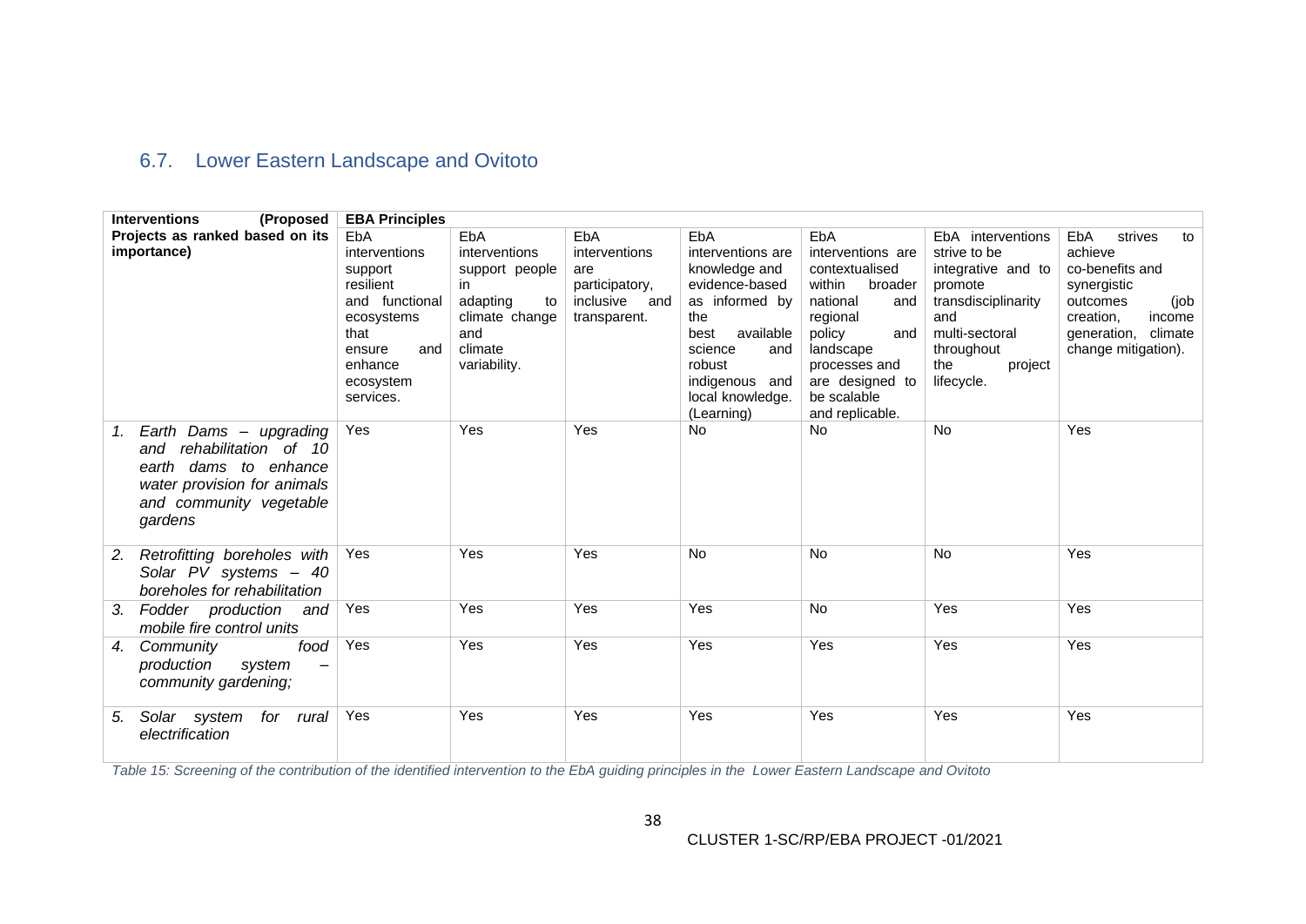## 6.7. Lower Eastern Landscape and Ovitoto

| **Interventions (Proposed Projects as ranked based on its importance)** | **EBA Principles** | | | | | | |
|---|---|---|---|---|---|---|---|
| | EbA interventions support resilient and functional ecosystems that ensure and enhance ecosystem services. | EbA interventions support people in adapting to climate change and climate variability. | EbA interventions are participatory, inclusive and transparent. | EbA interventions are knowledge and evidence-based as informed by the best available science and robust indigenous and local knowledge. (Learning) | EbA interventions are contextualised within broader national and regional policy and landscape processes and are designed to be scalable and replicable. | EbA interventions strive to be integrative and to promote transdisciplinarity and multi-sectoral throughout the project lifecycle. | EbA strives to achieve co-benefits and synergistic outcomes (job creation, income generation, climate change mitigation). |
| 1. *Earth Dams – upgrading and rehabilitation of 10 earth dams to enhance water provision for animals and community vegetable gardens* | Yes | Yes | Yes | No | No | No | Yes |
| 2. *Retrofitting boreholes with Solar PV systems – 40 boreholes for rehabilitation* | Yes | Yes | Yes | No | No | No | Yes |
| 3. *Fodder production and mobile fire control units* | Yes | Yes | Yes | Yes | No | Yes | Yes |
| 4. *Community food production system – community gardening;* | Yes | Yes | Yes | Yes | Yes | Yes | Yes |
| 5. *Solar system for rural electrification* | Yes | Yes | Yes | Yes | Yes | Yes | Yes |

*Table 15: Screening of the contribution of the identified intervention to the EbA guiding principles in the Lower Eastern Landscape and Ovitoto*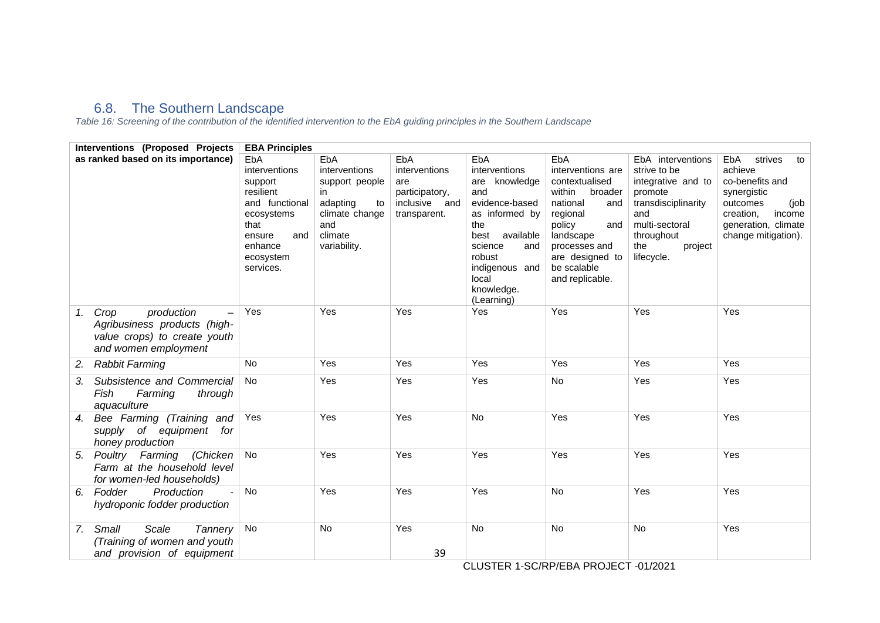## 6.8. The Southern Landscape

*Table 16: Screening of the contribution of the identified intervention to the EbA guiding principles in the Southern Landscape*

| Interventions (Proposed Projects as ranked based on its importance) | EBA Principles | | | | | | |
|---|---|---|---|---|---|---|---|
| | EbA interventions support resilient and functional ecosystems that ensure and enhance ecosystem services. | EbA interventions support people in adapting to climate change and climate variability. | EbA interventions are participatory, inclusive and transparent. | EbA interventions are knowledge and evidence-based as informed by the best available science and robust indigenous and local knowledge. (Learning) | EbA interventions are contextualised within broader national and regional policy and landscape processes and are designed to be scalable and replicable. | EbA interventions strive to be integrative and to promote transdisciplinarity and multi-sectoral throughout the project lifecycle. | EbA strives to achieve co-benefits and synergistic outcomes (job creation, income generation, climate change mitigation). |
| 1. *Crop production – Agribusiness products (high-value crops) to create youth and women employment* | Yes | Yes | Yes | Yes | Yes | Yes | Yes |
| 2. *Rabbit Farming* | No | Yes | Yes | Yes | Yes | Yes | Yes |
| 3. *Subsistence and Commercial Fish Farming through aquaculture* | No | Yes | Yes | Yes | No | Yes | Yes |
| 4. *Bee Farming (Training and supply of equipment for honey production* | Yes | Yes | Yes | No | Yes | Yes | Yes |
| 5. *Poultry Farming (Chicken Farm at the household level for women-led households)* | No | Yes | Yes | Yes | Yes | Yes | Yes |
| 6. *Fodder Production - hydroponic fodder production* | No | Yes | Yes | Yes | No | Yes | Yes |
| 7. *Small Scale Tannery (Training of women and youth and provision of equipment* | No | No | Yes | No | No | No | Yes |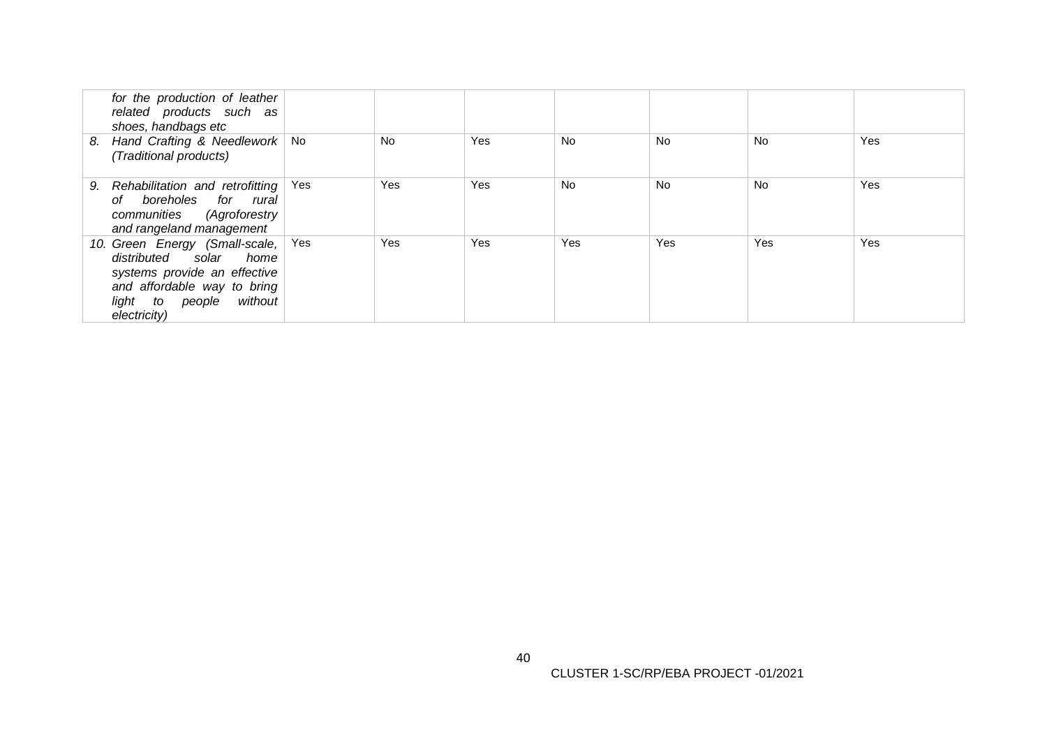| | | | | | | | |
|---|---|---|---|---|---|---|---|
| *for the production of leather related products such as shoes, handbags etc* | | | | | | | |
| 8. *Hand Crafting & Needlework (Traditional products)* | No | No | Yes | No | No | No | Yes |
| 9. *Rehabilitation and retrofitting of boreholes for rural communities (Agroforestry and rangeland management* | Yes | Yes | Yes | No | No | No | Yes |
| 10. *Green Energy (Small-scale, distributed solar home systems provide an effective and affordable way to bring light to people without electricity)* | Yes | Yes | Yes | Yes | Yes | Yes | Yes |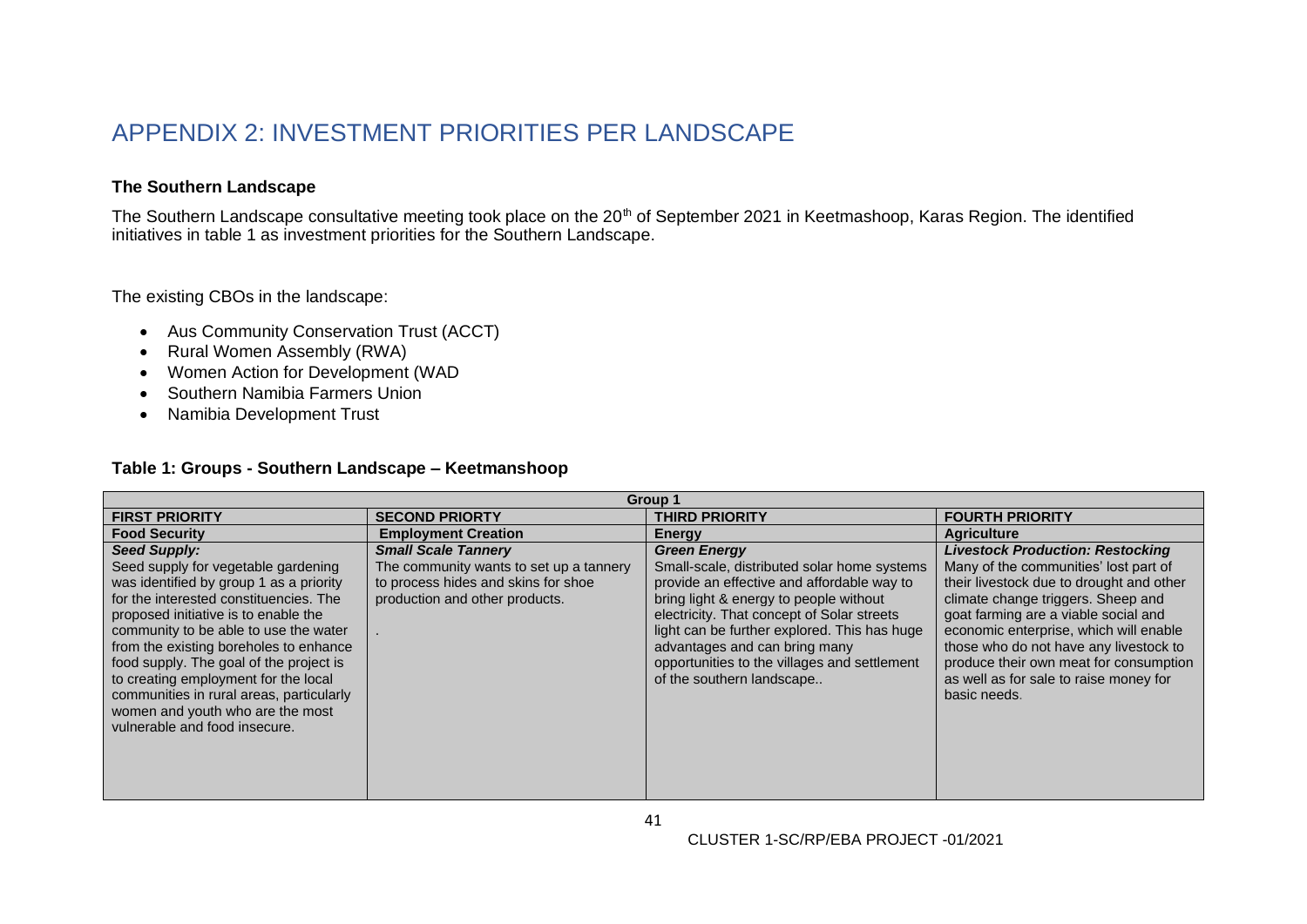# APPENDIX 2: INVESTMENT PRIORITIES PER LANDSCAPE

**The Southern Landscape**

The Southern Landscape consultative meeting took place on the 20th of September 2021 in Keetmashoop, Karas Region. The identified initiatives in table 1 as investment priorities for the Southern Landscape.

The existing CBOs in the landscape:

- Aus Community Conservation Trust (ACCT)
- Rural Women Assembly (RWA)
- Women Action for Development (WAD
- Southern Namibia Farmers Union
- Namibia Development Trust

**Table 1: Groups - Southern Landscape – Keetmanshoop**

| Group 1 | | | |
|---|---|---|---|
| **FIRST PRIORITY** | **SECOND PRIORTY** | **THIRD PRIORITY** | **FOURTH PRIORITY** |
| **Food Security** | **Employment Creation** | **Energy** | **Agriculture** |
| ***Seed Supply:*** Seed supply for vegetable gardening was identified by group 1 as a priority for the interested constituencies. The proposed initiative is to enable the community to be able to use the water from the existing boreholes to enhance food supply. The goal of the project is to creating employment for the local communities in rural areas, particularly women and youth who are the most vulnerable and food insecure. | ***Small Scale Tannery*** The community wants to set up a tannery to process hides and skins for shoe production and other products. . | ***Green Energy*** Small-scale, distributed solar home systems provide an effective and affordable way to bring light & energy to people without electricity. That concept of Solar streets light can be further explored. This has huge advantages and can bring many opportunities to the villages and settlement of the southern landscape.. | ***Livestock Production: Restocking*** Many of the communities' lost part of their livestock due to drought and other climate change triggers. Sheep and goat farming are a viable social and economic enterprise, which will enable those who do not have any livestock to produce their own meat for consumption as well as for sale to raise money for basic needs. |

CLUSTER 1-SC/RP/EBA PROJECT -01/2021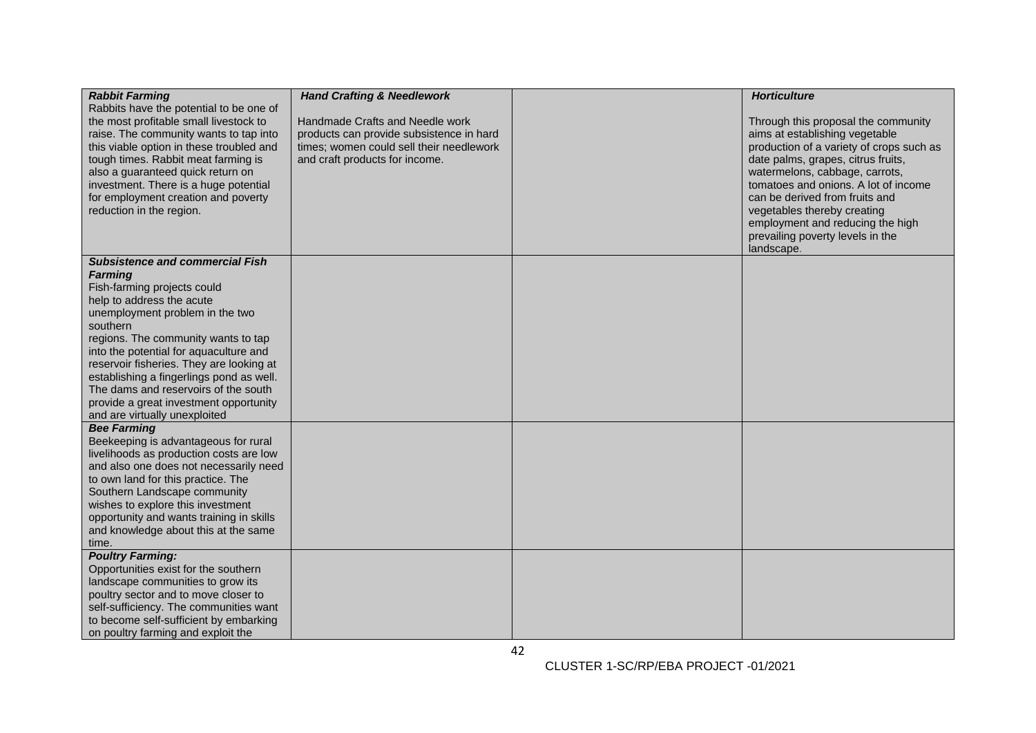| ***Rabbit Farming*** Rabbits have the potential to be one of the most profitable small livestock to raise. The community wants to tap into this viable option in these troubled and tough times. Rabbit meat farming is also a guaranteed quick return on investment. There is a huge potential for employment creation and poverty reduction in the region. | ***Hand Crafting & Needlework*** Handmade Crafts and Needle work products can provide subsistence in hard times; women could sell their needlework and craft products for income. | | ***Horticulture*** Through this proposal the community aims at establishing vegetable production of a variety of crops such as date palms, grapes, citrus fruits, watermelons, cabbage, carrots, tomatoes and onions. A lot of income can be derived from fruits and vegetables thereby creating employment and reducing the high prevailing poverty levels in the landscape. |
|---|---|---|---|
| ***Subsistence and commercial Fish Farming*** Fish-farming projects could help to address the acute unemployment problem in the two southern regions. The community wants to tap into the potential for aquaculture and reservoir fisheries. They are looking at establishing a fingerlings pond as well. The dams and reservoirs of the south provide a great investment opportunity and are virtually unexploited | | | |
| ***Bee Farming*** Beekeeping is advantageous for rural livelihoods as production costs are low and also one does not necessarily need to own land for this practice. The Southern Landscape community wishes to explore this investment opportunity and wants training in skills and knowledge about this at the same time. | | | |
| ***Poultry Farming:*** Opportunities exist for the southern landscape communities to grow its poultry sector and to move closer to self-sufficiency. The communities want to become self-sufficient by embarking on poultry farming and exploit the | | | |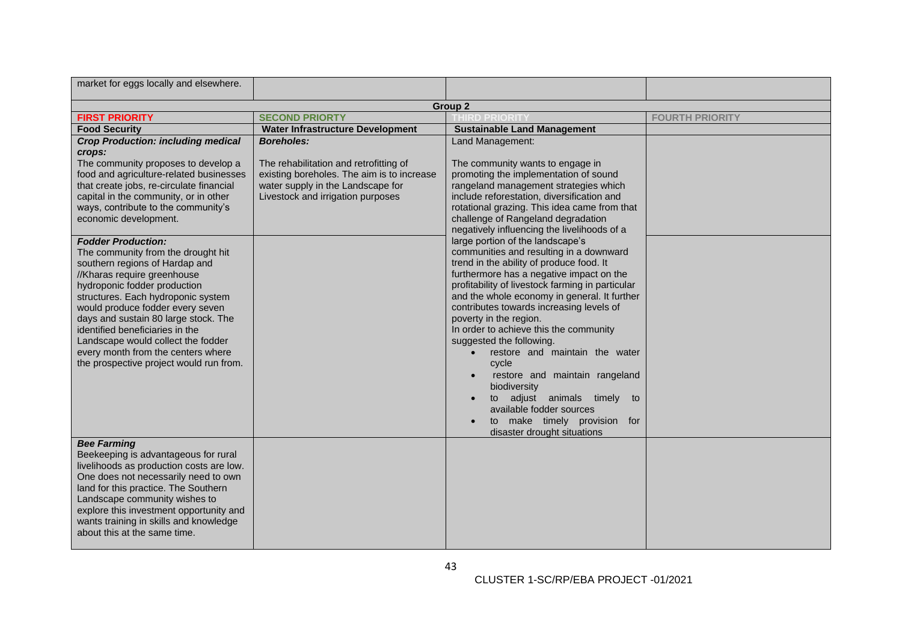| market for eggs locally and elsewhere. | | | |
|---|---|---|---|
| **Group 2** | | | |
| **FIRST PRIORITY** | **SECOND PRIORTY** | **THIRD PRIORITY** | **FOURTH PRIORITY** |
| **Food Security** | **Water Infrastructure Development** | **Sustainable Land Management** | |
| ***Crop Production: including medical crops:*** The community proposes to develop a food and agriculture-related businesses that create jobs, re-circulate financial capital in the community, or in other ways, contribute to the community's economic development. | ***Boreholes:*** The rehabilitation and retrofitting of existing boreholes. The aim is to increase water supply in the Landscape for Livestock and irrigation purposes | Land Management: The community wants to engage in promoting the implementation of sound rangeland management strategies which include reforestation, diversification and rotational grazing. This idea came from that challenge of Rangeland degradation negatively influencing the livelihoods of a large portion of the landscape's communities and resulting in a downward trend in the ability of produce food. It furthermore has a negative impact on the profitability of livestock farming in particular and the whole economy in general. It further contributes towards increasing levels of poverty in the region. In order to achieve this the community suggested the following. <br>• restore and maintain the water cycle <br>• restore and maintain rangeland biodiversity <br>• to adjust animals timely to available fodder sources <br>• to make timely provision for disaster drought situations | |
| ***Fodder Production:*** The community from the drought hit southern regions of Hardap and //Kharas require greenhouse hydroponic fodder production structures. Each hydroponic system would produce fodder every seven days and sustain 80 large stock. The identified beneficiaries in the Landscape would collect the fodder every month from the centers where the prospective project would run from. | | | |
| ***Bee Farming*** Beekeeping is advantageous for rural livelihoods as production costs are low. One does not necessarily need to own land for this practice. The Southern Landscape community wishes to explore this investment opportunity and wants training in skills and knowledge about this at the same time. | | | |

CLUSTER 1-SC/RP/EBA PROJECT -01/2021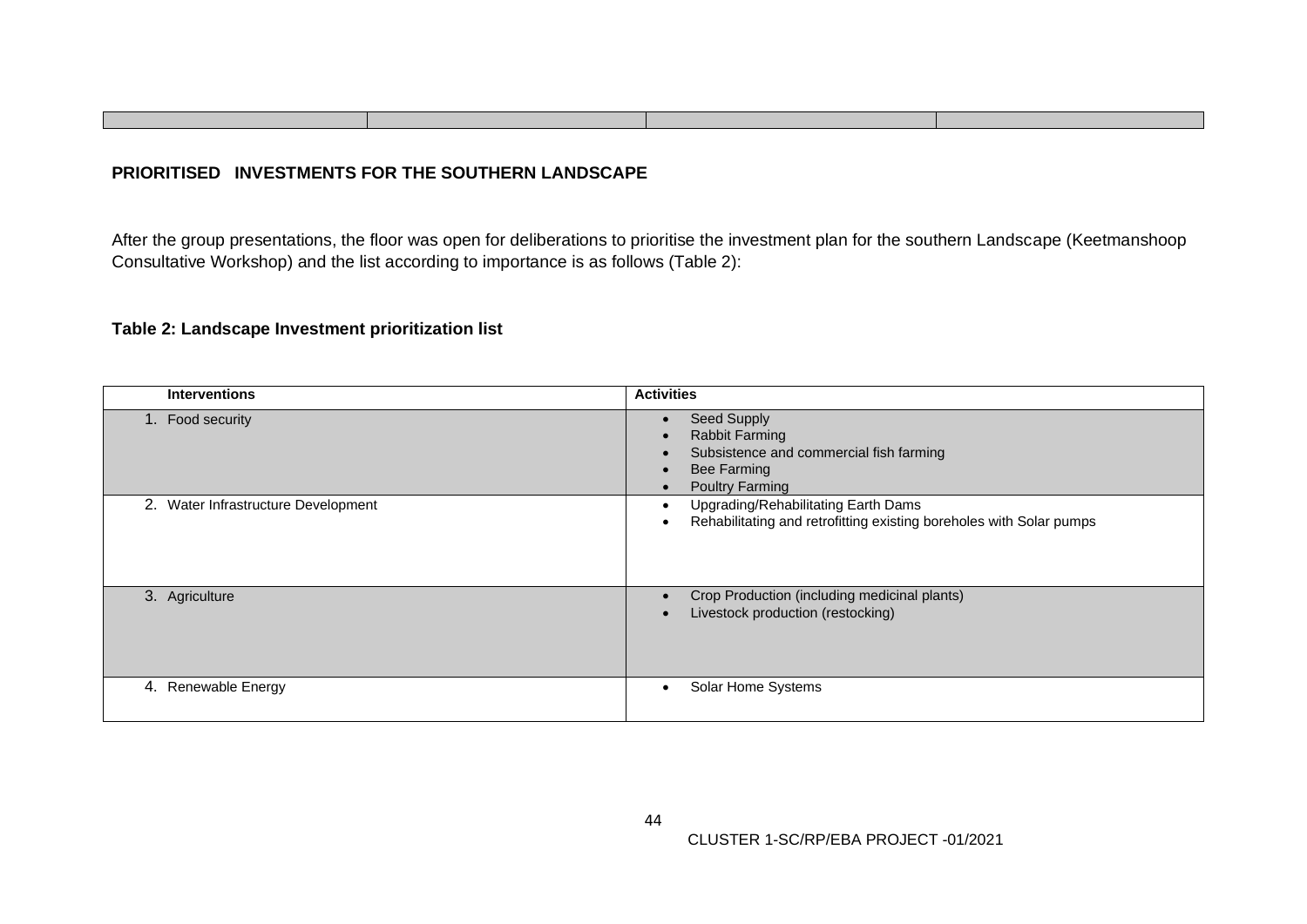## PRIORITISED INVESTMENTS FOR THE SOUTHERN LANDSCAPE

After the group presentations, the floor was open for deliberations to prioritise the investment plan for the southern Landscape (Keetmanshoop Consultative Workshop) and the list according to importance is as follows (Table 2):

### Table 2: Landscape Investment prioritization list

| Interventions | Activities |
|---|---|
| 1. Food security | • Seed Supply<br>• Rabbit Farming<br>• Subsistence and commercial fish farming<br>• Bee Farming<br>• Poultry Farming |
| 2. Water Infrastructure Development | • Upgrading/Rehabilitating Earth Dams<br>• Rehabilitating and retrofitting existing boreholes with Solar pumps |
| 3. Agriculture | • Crop Production (including medicinal plants)<br>• Livestock production (restocking) |
| 4. Renewable Energy | • Solar Home Systems |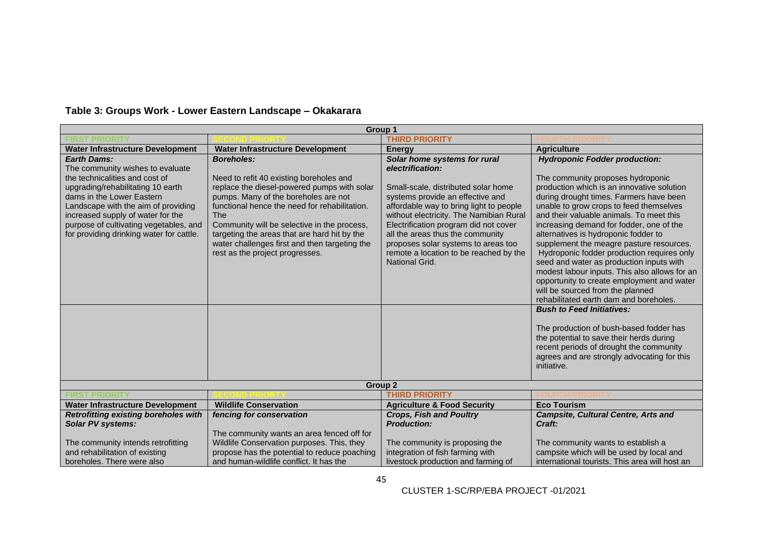**Table 3: Groups Work - Lower Eastern Landscape – Okakarara**

| Group 1 | | | |
|---|---|---|---|
| FIRST PRIORITY | SECOND PRIORITY | THIRD PRIORITY | FOURTH PRIORITY |
| **Water Infrastructure Development** | **Water Infrastructure Development** | **Energy** | **Agriculture** |
| ***Earth Dams:*** The community wishes to evaluate the technicalities and cost of upgrading/rehabilitating 10 earth dams in the Lower Eastern Landscape with the aim of providing increased supply of water for the purpose of cultivating vegetables, and for providing drinking water for cattle. | ***Boreholes:*** Need to refit 40 existing boreholes and replace the diesel-powered pumps with solar pumps. Many of the boreholes are not functional hence the need for rehabilitation. The Community will be selective in the process, targeting the areas that are hard hit by the water challenges first and then targeting the rest as the project progresses. | ***Solar home systems for rural electrification:*** Small-scale, distributed solar home systems provide an effective and affordable way to bring light to people without electricity. The Namibian Rural Electrification program did not cover all the areas thus the community proposes solar systems to areas too remote a location to be reached by the National Grid. | ***Hydroponic Fodder production:*** The community proposes hydroponic production which is an innovative solution during drought times. Farmers have been unable to grow crops to feed themselves and their valuable animals. To meet this increasing demand for fodder, one of the alternatives is hydroponic fodder to supplement the meagre pasture resources. Hydroponic fodder production requires only seed and water as production inputs with modest labour inputs. This also allows for an opportunity to create employment and water will be sourced from the planned rehabilitated earth dam and boreholes. |
| | | | ***Bush to Feed Initiatives:*** The production of bush-based fodder has the potential to save their herds during recent periods of drought the community agrees and are strongly advocating for this initiative. |
| **Group 2** | | | |
| FIRST PRIORITY | SECOND PRIORITY | THIRD PRIORITY | FOURTH PRIORITY |
| **Water Infrastructure Development** | **Wildlife Conservation** | **Agriculture & Food Security** | **Eco Tourism** |
| ***Retrofitting existing boreholes with Solar PV systems:*** The community intends retrofitting and rehabilitation of existing boreholes. There were also | ***fencing for conservation*** The community wants an area fenced off for Wildlife Conservation purposes. This, they propose has the potential to reduce poaching and human-wildlife conflict. It has the | ***Crops, Fish and Poultry Production:*** The community is proposing the integration of fish farming with livestock production and farming of | ***Campsite, Cultural Centre, Arts and Craft:*** The community wants to establish a campsite which will be used by local and international tourists. This area will host an |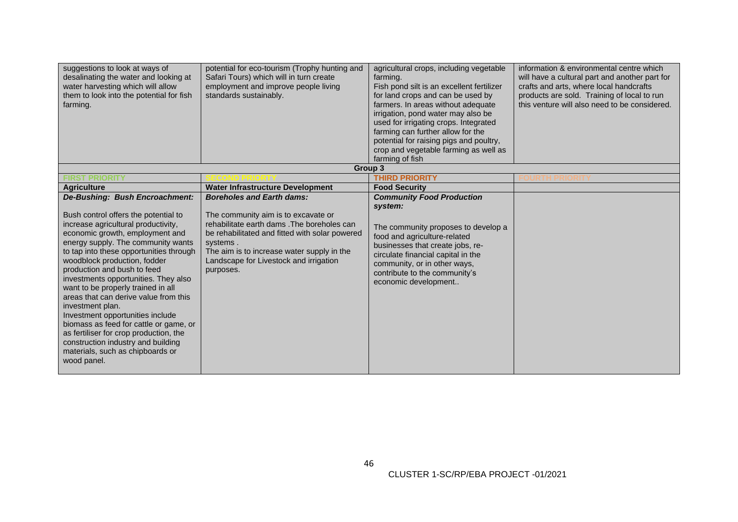| | | | |
|---|---|---|---|
| suggestions to look at ways of desalinating the water and looking at water harvesting which will allow them to look into the potential for fish farming. | potential for eco-tourism (Trophy hunting and Safari Tours) which will in turn create employment and improve people living standards sustainably. | agricultural crops, including vegetable farming.<br>Fish pond silt is an excellent fertilizer for land crops and can be used by farmers. In areas without adequate irrigation, pond water may also be used for irrigating crops. Integrated farming can further allow for the potential for raising pigs and poultry, crop and vegetable farming as well as farming of fish | information & environmental centre which will have a cultural part and another part for crafts and arts, where local handcrafts products are sold. Training of local to run this venture will also need to be considered. |
| **Group 3** | | | |
| **FIRST PRIORITY** | **SECOND PRIORTY** | **THIRD PRIORITY** | **FOURTH PRIORITY** |
| **Agriculture** | **Water Infrastructure Development** | **Food Security** | |
| ***De-Bushing: Bush Encroachment:***<br><br>Bush control offers the potential to increase agricultural productivity, economic growth, employment and energy supply. The community wants to tap into these opportunities through woodblock production, fodder production and bush to feed investments opportunities. They also want to be properly trained in all areas that can derive value from this investment plan.<br>Investment opportunities include biomass as feed for cattle or game, or as fertiliser for crop production, the construction industry and building materials, such as chipboards or wood panel. | ***Boreholes and Earth dams:***<br><br>The community aim is to excavate or rehabilitate earth dams .The boreholes can be rehabilitated and fitted with solar powered systems .<br>The aim is to increase water supply in the Landscape for Livestock and irrigation purposes. | ***Community Food Production system:***<br><br>The community proposes to develop a food and agriculture-related businesses that create jobs, re-circulate financial capital in the community, or in other ways, contribute to the community's economic development.. | |

CLUSTER 1-SC/RP/EBA PROJECT -01/2021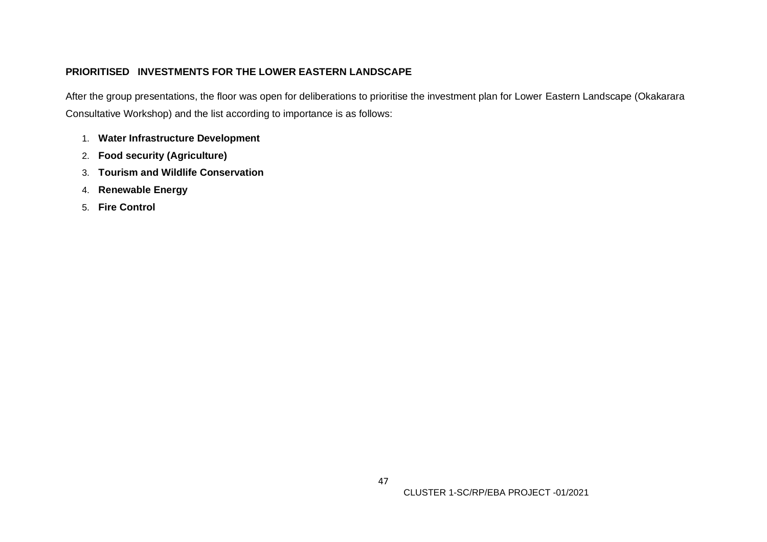**PRIORITISED INVESTMENTS FOR THE LOWER EASTERN LANDSCAPE**

After the group presentations, the floor was open for deliberations to prioritise the investment plan for Lower Eastern Landscape (Okakarara Consultative Workshop) and the list according to importance is as follows:

1. **Water Infrastructure Development**
2. **Food security (Agriculture)**
3. **Tourism and Wildlife Conservation**
4. **Renewable Energy**
5. **Fire Control**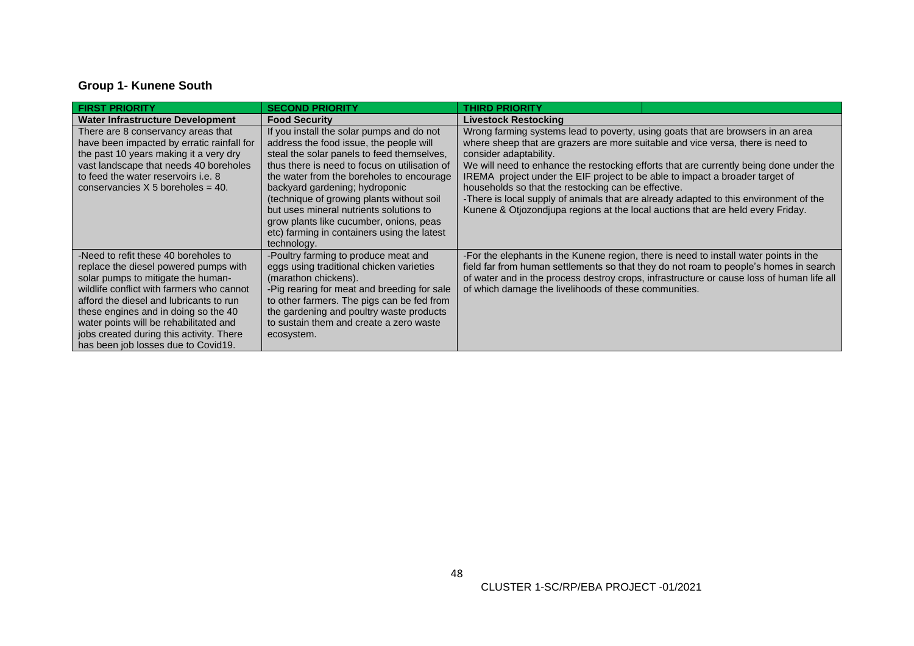## Group 1- Kunene South

| FIRST PRIORITY | SECOND PRIORITY | THIRD PRIORITY |
|---|---|---|
| **Water Infrastructure Development** | **Food Security** | **Livestock Restocking** |
| There are 8 conservancy areas that have been impacted by erratic rainfall for the past 10 years making it a very dry vast landscape that needs 40 boreholes to feed the water reservoirs i.e. 8 conservancies X 5 boreholes = 40. | If you install the solar pumps and do not address the food issue, the people will steal the solar panels to feed themselves, thus there is need to focus on utilisation of the water from the boreholes to encourage backyard gardening; hydroponic (technique of growing plants without soil but uses mineral nutrients solutions to grow plants like cucumber, onions, peas etc) farming in containers using the latest technology. | Wrong farming systems lead to poverty, using goats that are browsers in an area where sheep that are grazers are more suitable and vice versa, there is need to consider adaptability.<br>We will need to enhance the restocking efforts that are currently being done under the IREMA project under the EIF project to be able to impact a broader target of households so that the restocking can be effective.<br>-There is local supply of animals that are already adapted to this environment of the Kunene & Otjozondjupa regions at the local auctions that are held every Friday. |
| -Need to refit these 40 boreholes to replace the diesel powered pumps with solar pumps to mitigate the human-wildlife conflict with farmers who cannot afford the diesel and lubricants to run these engines and in doing so the 40 water points will be rehabilitated and jobs created during this activity. There has been job losses due to Covid19. | -Poultry farming to produce meat and eggs using traditional chicken varieties (marathon chickens).<br>-Pig rearing for meat and breeding for sale to other farmers. The pigs can be fed from the gardening and poultry waste products to sustain them and create a zero waste ecosystem. | -For the elephants in the Kunene region, there is need to install water points in the field far from human settlements so that they do not roam to people's homes in search of water and in the process destroy crops, infrastructure or cause loss of human life all of which damage the livelihoods of these communities. |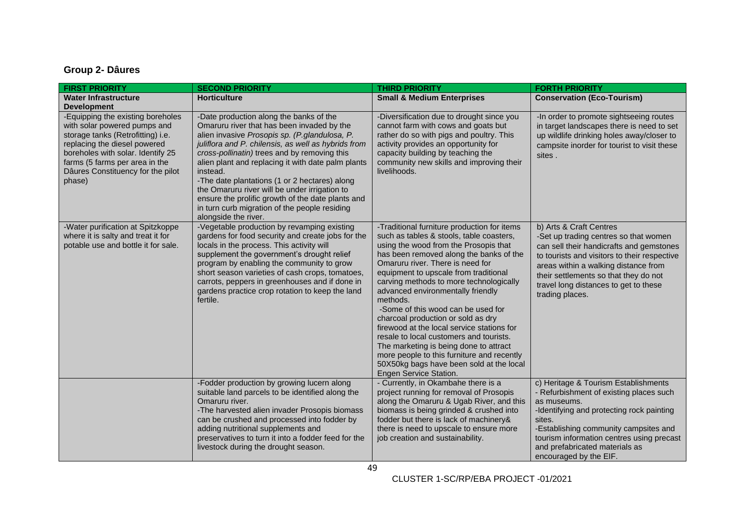## Group 2- Dâures

| FIRST PRIORITY | SECOND PRIORITY | THIRD PRIORITY | FORTH PRIORITY |
|---|---|---|---|
| **Water Infrastructure Development** | **Horticulture** | **Small & Medium Enterprises** | **Conservation (Eco-Tourism)** |
| -Equipping the existing boreholes with solar powered pumps and storage tanks (Retrofitting) i.e. replacing the diesel powered boreholes with solar. Identify 25 farms (5 farms per area in the Dâures Constituency for the pilot phase) | -Date production along the banks of the Omaruru river that has been invaded by the alien invasive *Prosopis sp. (P.glandulosa, P. juliflora and P. chilensis, as well as hybrids from cross-pollinatin)* trees and by removing this alien plant and replacing it with date palm plants instead.<br>-The date plantations (1 or 2 hectares) along the Omaruru river will be under irrigation to ensure the prolific growth of the date plants and in turn curb migration of the people residing alongside the river. | -Diversification due to drought since you cannot farm with cows and goats but rather do so with pigs and poultry. This activity provides an opportunity for capacity building by teaching the community new skills and improving their livelihoods. | -In order to promote sightseeing routes in target landscapes there is need to set up wildlife drinking holes away/closer to campsite inorder for tourist to visit these sites . |
| -Water purification at Spitzkoppe where it is salty and treat it for potable use and bottle it for sale. | -Vegetable production by revamping existing gardens for food security and create jobs for the locals in the process. This activity will supplement the government's drought relief program by enabling the community to grow short season varieties of cash crops, tomatoes, carrots, peppers in greenhouses and if done in gardens practice crop rotation to keep the land fertile. | -Traditional furniture production for items such as tables & stools, table coasters, using the wood from the Prosopis that has been removed along the banks of the Omaruru river. There is need for equipment to upscale from traditional carving methods to more technologically advanced environmentally friendly methods.<br>-Some of this wood can be used for charcoal production or sold as dry firewood at the local service stations for resale to local customers and tourists. The marketing is being done to attract more people to this furniture and recently 50X50kg bags have been sold at the local Engen Service Station. | b) Arts & Craft Centres<br>-Set up trading centres so that women can sell their handicrafts and gemstones to tourists and visitors to their respective areas within a walking distance from their settlements so that they do not travel long distances to get to these trading places. |
| | -Fodder production by growing lucern along suitable land parcels to be identified along the Omaruru river.<br>-The harvested alien invader Prosopis biomass can be crushed and processed into fodder by adding nutritional supplements and preservatives to turn it into a fodder feed for the livestock during the drought season. | - Currently, in Okambahe there is a project running for removal of Prosopis along the Omaruru & Ugab River, and this biomass is being grinded & crushed into fodder but there is lack of machinery& there is need to upscale to ensure more job creation and sustainability. | c) Heritage & Tourism Establishments<br>- Refurbishment of existing places such as museums.<br>-Identifying and protecting rock painting sites.<br>-Establishing community campsites and tourism information centres using precast and prefabricated materials as encouraged by the EIF. |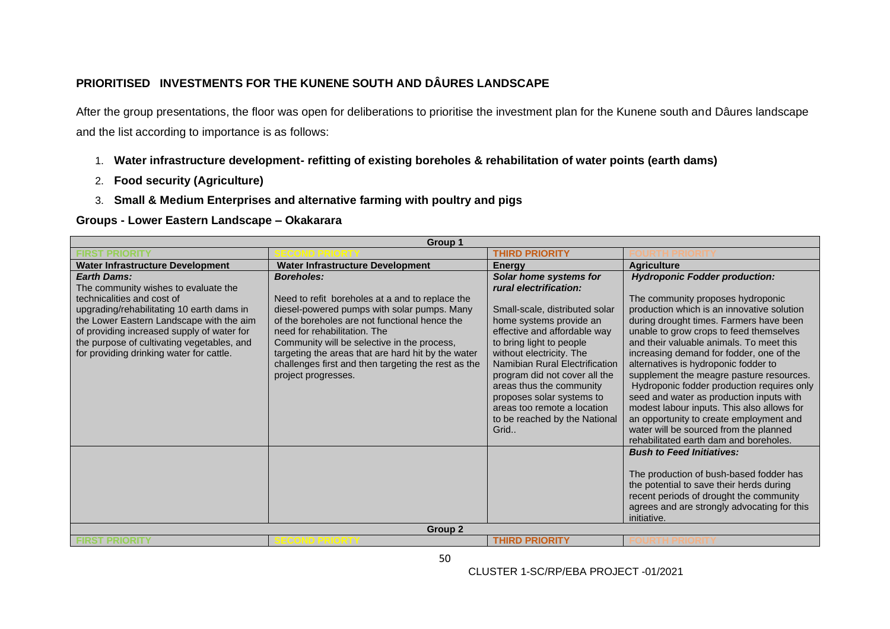**PRIORITISED INVESTMENTS FOR THE KUNENE SOUTH AND DÂURES LANDSCAPE**

After the group presentations, the floor was open for deliberations to prioritise the investment plan for the Kunene south and Dâures landscape and the list according to importance is as follows:

1. **Water infrastructure development- refitting of existing boreholes & rehabilitation of water points (earth dams)**
2. **Food security (Agriculture)**
3. **Small & Medium Enterprises and alternative farming with poultry and pigs**

**Groups - Lower Eastern Landscape – Okakarara**

| Group 1 | | | |
|---|---|---|---|
| **FIRST PRIORITY** | **SECOND PRIORTY** | **THIRD PRIORITY** | **FOURTH PRIORITY** |
| **Water Infrastructure Development** | **Water Infrastructure Development** | **Energy** | **Agriculture** |
| ***Earth Dams:*** The community wishes to evaluate the technicalities and cost of upgrading/rehabilitating 10 earth dams in the Lower Eastern Landscape with the aim of providing increased supply of water for the purpose of cultivating vegetables, and for providing drinking water for cattle. | ***Boreholes:*** Need to refit boreholes at a and to replace the diesel-powered pumps with solar pumps. Many of the boreholes are not functional hence the need for rehabilitation. The Community will be selective in the process, targeting the areas that are hard hit by the water challenges first and then targeting the rest as the project progresses. | ***Solar home systems for rural electrification:*** Small-scale, distributed solar home systems provide an effective and affordable way to bring light to people without electricity. The Namibian Rural Electrification program did not cover all the areas thus the community proposes solar systems to areas too remote a location to be reached by the National Grid.. | ***Hydroponic Fodder production:*** The community proposes hydroponic production which is an innovative solution during drought times. Farmers have been unable to grow crops to feed themselves and their valuable animals. To meet this increasing demand for fodder, one of the alternatives is hydroponic fodder to supplement the meagre pasture resources. Hydroponic fodder production requires only seed and water as production inputs with modest labour inputs. This also allows for an opportunity to create employment and water will be sourced from the planned rehabilitated earth dam and boreholes. |
| | | | ***Bush to Feed Initiatives:*** The production of bush-based fodder has the potential to save their herds during recent periods of drought the community agrees and are strongly advocating for this initiative. |
| **Group 2** | | | |
| **FIRST PRIORITY** | **SECOND PRIORTY** | **THIRD PRIORITY** | **FOURTH PRIORITY** |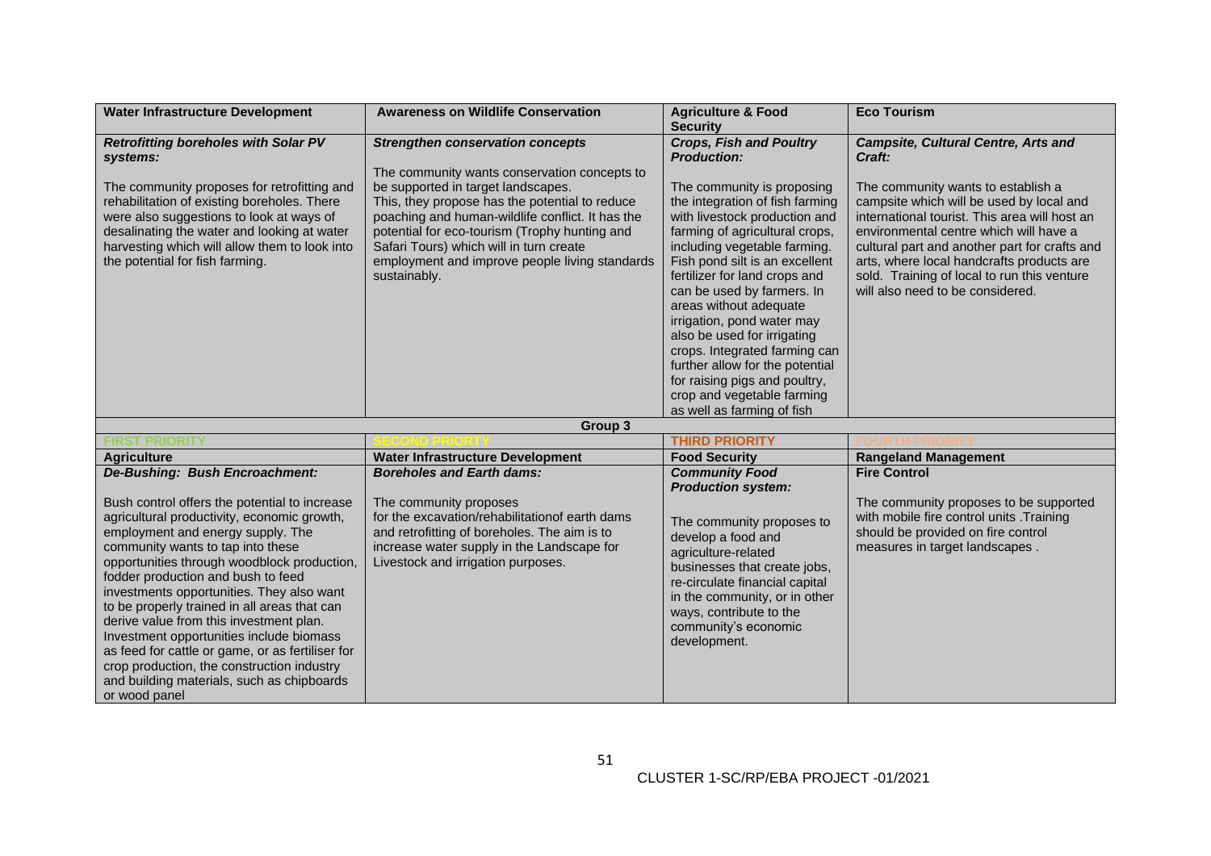| Water Infrastructure Development | Awareness on Wildlife Conservation | Agriculture & Food Security | Eco Tourism |
|---|---|---|---|
| ***Retrofitting boreholes with Solar PV systems:***<br><br>The community proposes for retrofitting and rehabilitation of existing boreholes. There were also suggestions to look at ways of desalinating the water and looking at water harvesting which will allow them to look into the potential for fish farming. | ***Strengthen conservation concepts***<br><br>The community wants conservation concepts to be supported in target landscapes. This, they propose has the potential to reduce poaching and human-wildlife conflict. It has the potential for eco-tourism (Trophy hunting and Safari Tours) which will in turn create employment and improve people living standards sustainably. | ***Crops, Fish and Poultry Production:***<br><br>The community is proposing the integration of fish farming with livestock production and farming of agricultural crops, including vegetable farming. Fish pond silt is an excellent fertilizer for land crops and can be used by farmers. In areas without adequate irrigation, pond water may also be used for irrigating crops. Integrated farming can further allow for the potential for raising pigs and poultry, crop and vegetable farming as well as farming of fish | ***Campsite, Cultural Centre, Arts and Craft:***<br><br>The community wants to establish a campsite which will be used by local and international tourist. This area will host an environmental centre which will have a cultural part and another part for crafts and arts, where local handcrafts products are sold. Training of local to run this venture will also need to be considered. |
| **Group 3** | | | |
| **FIRST PRIORITY** | **SECOND PRIORTY** | **THIRD PRIORITY** | **FOURTH PRIORITY** |
| **Agriculture** | **Water Infrastructure Development** | **Food Security** | **Rangeland Management** |
| ***De-Bushing: Bush Encroachment:***<br><br>Bush control offers the potential to increase agricultural productivity, economic growth, employment and energy supply. The community wants to tap into these opportunities through woodblock production, fodder production and bush to feed investments opportunities. They also want to be properly trained in all areas that can derive value from this investment plan. Investment opportunities include biomass as feed for cattle or game, or as fertiliser for crop production, the construction industry and building materials, such as chipboards or wood panel | ***Boreholes and Earth dams:***<br><br>The community proposes for the excavation/rehabilitationof earth dams and retrofitting of boreholes. The aim is to increase water supply in the Landscape for Livestock and irrigation purposes. | ***Community Food Production system:***<br><br>The community proposes to develop a food and agriculture-related businesses that create jobs, re-circulate financial capital in the community, or in other ways, contribute to the community's economic development. | **Fire Control**<br><br>The community proposes to be supported with mobile fire control units .Training should be provided on fire control measures in target landscapes . |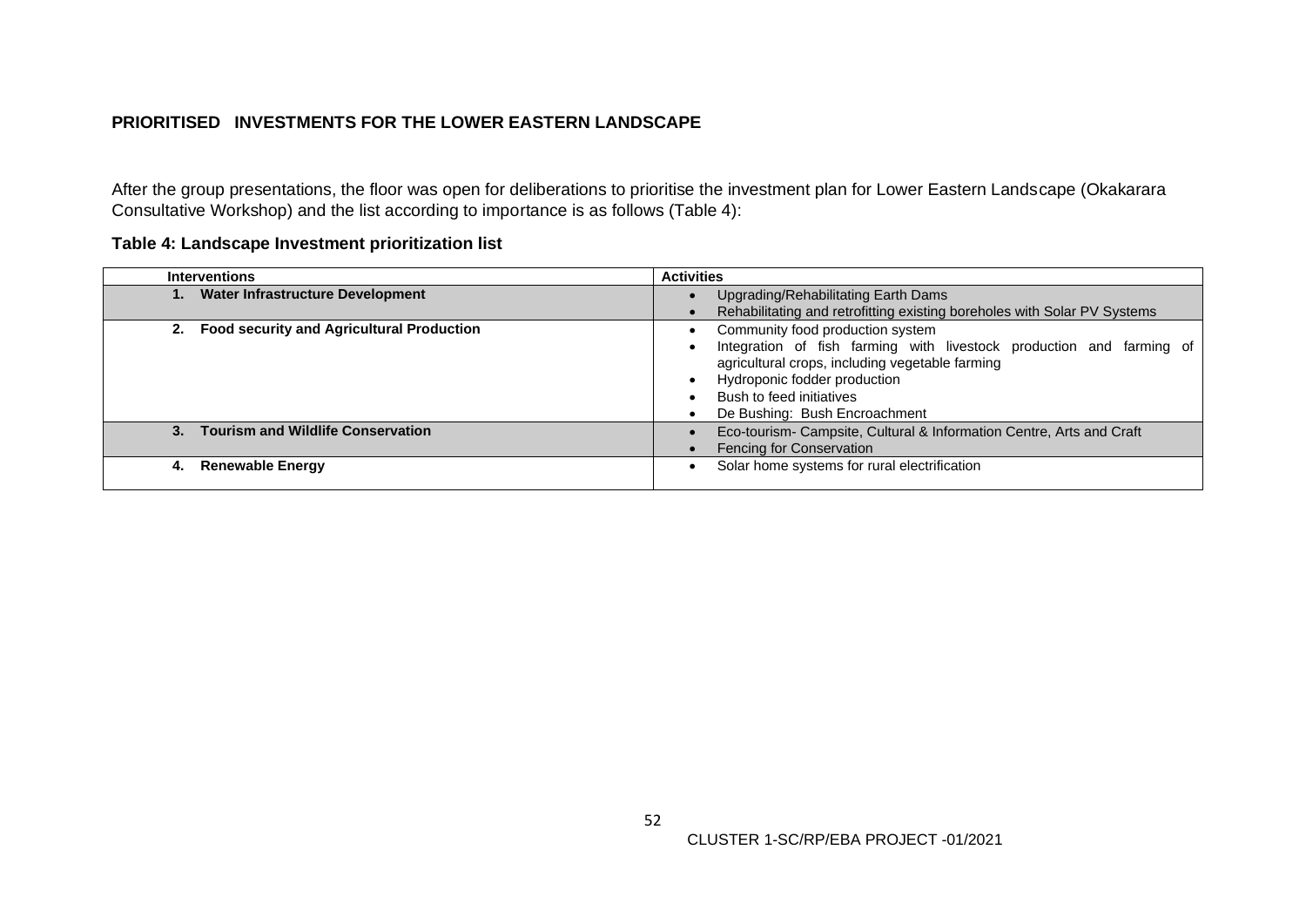## PRIORITISED INVESTMENTS FOR THE LOWER EASTERN LANDSCAPE

After the group presentations, the floor was open for deliberations to prioritise the investment plan for Lower Eastern Landscape (Okakarara Consultative Workshop) and the list according to importance is as follows (Table 4):

**Table 4: Landscape Investment prioritization list**

| Interventions | Activities |
|---|---|
| **1. Water Infrastructure Development** | • Upgrading/Rehabilitating Earth Dams<br>• Rehabilitating and retrofitting existing boreholes with Solar PV Systems |
| **2. Food security and Agricultural Production** | • Community food production system<br>• Integration of fish farming with livestock production and farming of agricultural crops, including vegetable farming<br>• Hydroponic fodder production<br>• Bush to feed initiatives<br>• De Bushing: Bush Encroachment |
| **3. Tourism and Wildlife Conservation** | • Eco-tourism- Campsite, Cultural & Information Centre, Arts and Craft<br>• Fencing for Conservation |
| **4. Renewable Energy** | • Solar home systems for rural electrification |

CLUSTER 1-SC/RP/EBA PROJECT -01/2021